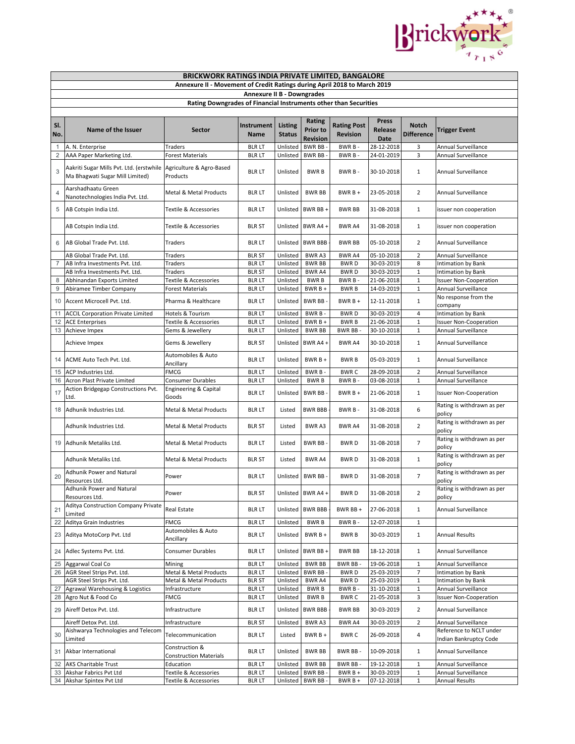## BRICKWORK RATINGS INDIA PRIVATE LIMITED, BANGALORE

**Annexure II - Movement of Credit Ratings during April 2018 to March 2019**

**Annexure II B - Downgrades**

**Rating Downgrades of Financial Instruments other than Securities**

| Sl. No. | Name of the Issuer | Sector | Instrument Name | Listing Status | Rating Prior to Revision | Rating Post Revision | Press Release Date | Notch Difference | Trigger Event |
|---|---|---|---|---|---|---|---|---|---|
| 1 | A. N. Enterprise | Traders | BLR LT | Unlisted | BWR BB - | BWR B - | 28-12-2018 | 3 | Annual Surveillance |
| 2 | AAA Paper Marketing Ltd. | Forest Materials | BLR LT | Unlisted | BWR BB - | BWR B - | 24-01-2019 | 3 | Annual Surveillance |
| 3 | Aakriti Sugar Mills Pvt. Ltd. (erstwhile Ma Bhagwati Sugar Mill Limited) | Agriculture & Agro-Based Products | BLR LT | Unlisted | BWR B | BWR B - | 30-10-2018 | 1 | Annual Surveillance |
| 4 | Aarshadhaatu Green Nanotechnologies India Pvt. Ltd. | Metal & Metal Products | BLR LT | Unlisted | BWR BB | BWR B + | 23-05-2018 | 2 | Annual Surveillance |
| 5 | AB Cotspin India Ltd. | Textile & Accessories | BLR LT | Unlisted | BWR BB + | BWR BB | 31-08-2018 | 1 | issuer non cooperation |
| | AB Cotspin India Ltd. | Textile & Accessories | BLR ST | Unlisted | BWR A4 + | BWR A4 | 31-08-2018 | 1 | issuer non cooperation |
| 6 | AB Global Trade Pvt. Ltd. | Traders | BLR LT | Unlisted | BWR BBB | BWR BB | 05-10-2018 | 2 | Annual Surveillance |
| | AB Global Trade Pvt. Ltd. | Traders | BLR ST | Unlisted | BWR A3 | BWR A4 | 05-10-2018 | 2 | Annual Surveillance |
| 7 | AB Infra Investments Pvt. Ltd. | Traders | BLR LT | Unlisted | BWR BB | BWR D | 30-03-2019 | 8 | Intimation by Bank |
| | AB Infra Investments Pvt. Ltd. | Traders | BLR ST | Unlisted | BWR A4 | BWR D | 30-03-2019 | 1 | Intimation by Bank |
| 8 | Abhinandan Exports Limited | Textile & Accessories | BLR LT | Unlisted | BWR B | BWR B - | 21-06-2018 | 1 | Issuer Non-Cooperation |
| 9 | Abiramee Timber Company | Forest Materials | BLR LT | Unlisted | BWR B + | BWR B | 14-03-2019 | 1 | Annual Surveillance |
| 10 | Accent Microcell Pvt. Ltd. | Pharma & Healthcare | BLR LT | Unlisted | BWR BB - | BWR B + | 12-11-2018 | 1 | No response from the company |
| 11 | ACCIL Corporation Private Limited | Hotels & Tourism | BLR LT | Unlisted | BWR B - | BWR D | 30-03-2019 | 4 | Intimation by Bank |
| 12 | ACE Enterprises | Textile & Accessories | BLR LT | Unlisted | BWR B + | BWR B | 21-06-2018 | 1 | Issuer Non-Cooperation |
| 13 | Achieve Impex | Gems & Jewellery | BLR LT | Unlisted | BWR BB | BWR BB - | 30-10-2018 | 1 | Annual Surveillance |
| | Achieve Impex | Gems & Jewellery | BLR ST | Unlisted | BWR A4 + | BWR A4 | 30-10-2018 | 1 | Annual Surveillance |
| 14 | ACME Auto Tech Pvt. Ltd. | Automobiles & Auto Ancillary | BLR LT | Unlisted | BWR B + | BWR B | 05-03-2019 | 1 | Annual Surveillance |
| 15 | ACP Industries Ltd. | FMCG | BLR LT | Unlisted | BWR B - | BWR C | 28-09-2018 | 2 | Annual Surveillance |
| 16 | Acron Plast Private Limited | Consumer Durables | BLR LT | Unlisted | BWR B | BWR B - | 03-08-2018 | 1 | Annual Surveillance |
| 17 | Action Bridgegap Constructions Pvt. Ltd. | Engineering & Capital Goods | BLR LT | Unlisted | BWR BB - | BWR B + | 21-06-2018 | 1 | Issuer Non-Cooperation |
| 18 | Adhunik Industries Ltd. | Metal & Metal Products | BLR LT | Listed | BWR BBB | BWR B - | 31-08-2018 | 6 | Rating is withdrawn as per policy |
| | Adhunik Industries Ltd. | Metal & Metal Products | BLR ST | Listed | BWR A3 | BWR A4 | 31-08-2018 | 2 | Rating is withdrawn as per policy |
| 19 | Adhunik Metaliks Ltd. | Metal & Metal Products | BLR LT | Listed | BWR BB - | BWR D | 31-08-2018 | 7 | Rating is withdrawn as per policy |
| | Adhunik Metaliks Ltd. | Metal & Metal Products | BLR ST | Listed | BWR A4 | BWR D | 31-08-2018 | 1 | Rating is withdrawn as per policy |
| 20 | Adhunik Power and Natural Resources Ltd. | Power | BLR LT | Unlisted | BWR BB - | BWR D | 31-08-2018 | 7 | Rating is withdrawn as per policy |
| | Adhunik Power and Natural Resources Ltd. | Power | BLR ST | Unlisted | BWR A4 + | BWR D | 31-08-2018 | 2 | Rating is withdrawn as per policy |
| 21 | Aditya Construction Company Private Limited | Real Estate | BLR LT | Unlisted | BWR BBB | BWR BB + | 27-06-2018 | 1 | Annual Surveillance |
| 22 | Aditya Grain Industries | FMCG | BLR LT | Unlisted | BWR B | BWR B - | 12-07-2018 | 1 | |
| 23 | Aditya MotoCorp Pvt. Ltd | Automobiles & Auto Ancillary | BLR LT | Unlisted | BWR B + | BWR B | 30-03-2019 | 1 | Annual Results |
| 24 | Adlec Systems Pvt. Ltd. | Consumer Durables | BLR LT | Unlisted | BWR BB + | BWR BB | 18-12-2018 | 1 | Annual Surveillance |
| 25 | Aggarwal Coal Co | Mining | BLR LT | Unlisted | BWR BB | BWR BB - | 19-06-2018 | 1 | Annual Surveillance |
| 26 | AGR Steel Strips Pvt. Ltd. | Metal & Metal Products | BLR LT | Unlisted | BWR BB - | BWR D | 25-03-2019 | 7 | Intimation by Bank |
| | AGR Steel Strips Pvt. Ltd. | Metal & Metal Products | BLR ST | Unlisted | BWR A4 | BWR D | 25-03-2019 | 1 | Intimation by Bank |
| 27 | Agrawal Warehousing & Logistics | Infrastructure | BLR LT | Unlisted | BWR B | BWR B - | 31-10-2018 | 1 | Annual Surveillance |
| 28 | Agro Nut & Food Co | FMCG | BLR LT | Unlisted | BWR B | BWR C | 21-05-2018 | 3 | Issuer Non-Cooperation |
| 29 | Aireff Detox Pvt. Ltd. | Infrastructure | BLR LT | Unlisted | BWR BBB | BWR BB | 30-03-2019 | 2 | Annual Surveillance |
| | Aireff Detox Pvt. Ltd. | Infrastructure | BLR ST | Unlisted | BWR A3 | BWR A4 | 30-03-2019 | 2 | Annual Surveillance |
| 30 | Aishwarya Technologies and Telecom Limited | Telecommunication | BLR LT | Listed | BWR B + | BWR C | 26-09-2018 | 4 | Reference to NCLT under Indian Bankruptcy Code |
| 31 | Akbar International | Construction & Construction Materials | BLR LT | Unlisted | BWR BB | BWR BB - | 10-09-2018 | 1 | Annual Surveillance |
| 32 | AKS Charitable Trust | Education | BLR LT | Unlisted | BWR BB | BWR BB - | 19-12-2018 | 1 | Annual Surveillance |
| 33 | Akshar Fabrics Pvt Ltd | Textile & Accessories | BLR LT | Unlisted | BWR BB - | BWR B + | 30-03-2019 | 1 | Annual Surveillance |
| 34 | Akshar Spintex Pvt Ltd | Textile & Accessories | BLR LT | Unlisted | BWR BB - | BWR B + | 07-12-2018 | 1 | Annual Results |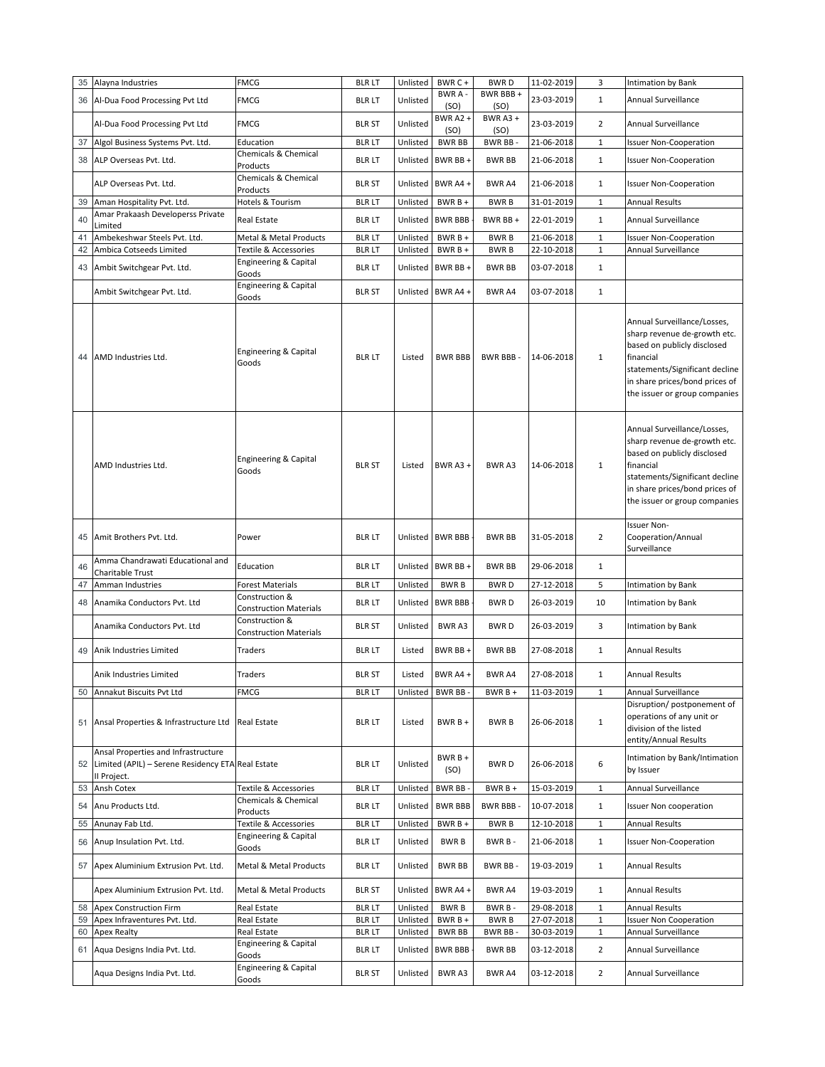| 35 | Alayna Industries | FMCG | BLR LT | Unlisted | BWR C + | BWR D | 11-02-2019 | 3 | Intimation by Bank |
|---|---|---|---|---|---|---|---|---|---|
| 36 | Al-Dua Food Processing Pvt Ltd | FMCG | BLR LT | Unlisted | BWR A - (SO) | BWR BBB + (SO) | 23-03-2019 | 1 | Annual Surveillance |
| | Al-Dua Food Processing Pvt Ltd | FMCG | BLR ST | Unlisted | BWR A2 + (SO) | BWR A3 + (SO) | 23-03-2019 | 2 | Annual Surveillance |
| 37 | Algol Business Systems Pvt. Ltd. | Education | BLR LT | Unlisted | BWR BB | BWR BB - | 21-06-2018 | 1 | Issuer Non-Cooperation |
| 38 | ALP Overseas Pvt. Ltd. | Chemicals & Chemical Products | BLR LT | Unlisted | BWR BB + | BWR BB | 21-06-2018 | 1 | Issuer Non-Cooperation |
| | ALP Overseas Pvt. Ltd. | Chemicals & Chemical Products | BLR ST | Unlisted | BWR A4 + | BWR A4 | 21-06-2018 | 1 | Issuer Non-Cooperation |
| 39 | Aman Hospitality Pvt. Ltd. | Hotels & Tourism | BLR LT | Unlisted | BWR B + | BWR B | 31-01-2019 | 1 | Annual Results |
| 40 | Amar Prakaash Developerss Private Limited | Real Estate | BLR LT | Unlisted | BWR BBB | BWR BB + | 22-01-2019 | 1 | Annual Surveillance |
| 41 | Ambekeshwar Steels Pvt. Ltd. | Metal & Metal Products | BLR LT | Unlisted | BWR B + | BWR B | 21-06-2018 | 1 | Issuer Non-Cooperation |
| 42 | Ambica Cotseeds Limited | Textile & Accessories | BLR LT | Unlisted | BWR B + | BWR B | 22-10-2018 | 1 | Annual Surveillance |
| 43 | Ambit Switchgear Pvt. Ltd. | Engineering & Capital Goods | BLR LT | Unlisted | BWR BB + | BWR BB | 03-07-2018 | 1 | |
| | Ambit Switchgear Pvt. Ltd. | Engineering & Capital Goods | BLR ST | Unlisted | BWR A4 + | BWR A4 | 03-07-2018 | 1 | |
| 44 | AMD Industries Ltd. | Engineering & Capital Goods | BLR LT | Listed | BWR BBB | BWR BBB - | 14-06-2018 | 1 | Annual Surveillance/Losses, sharp revenue de-growth etc. based on publicly disclosed financial statements/Significant decline in share prices/bond prices of the issuer or group companies |
| | AMD Industries Ltd. | Engineering & Capital Goods | BLR ST | Listed | BWR A3 + | BWR A3 | 14-06-2018 | 1 | Annual Surveillance/Losses, sharp revenue de-growth etc. based on publicly disclosed financial statements/Significant decline in share prices/bond prices of the issuer or group companies |
| 45 | Amit Brothers Pvt. Ltd. | Power | BLR LT | Unlisted | BWR BBB - | BWR BB | 31-05-2018 | 2 | Issuer Non-Cooperation/Annual Surveillance |
| 46 | Amma Chandrawati Educational and Charitable Trust | Education | BLR LT | Unlisted | BWR BB + | BWR BB | 29-06-2018 | 1 | |
| 47 | Amman Industries | Forest Materials | BLR LT | Unlisted | BWR B | BWR D | 27-12-2018 | 5 | Intimation by Bank |
| 48 | Anamika Conductors Pvt. Ltd | Construction & Construction Materials | BLR LT | Unlisted | BWR BBB - | BWR D | 26-03-2019 | 10 | Intimation by Bank |
| | Anamika Conductors Pvt. Ltd | Construction & Construction Materials | BLR ST | Unlisted | BWR A3 | BWR D | 26-03-2019 | 3 | Intimation by Bank |
| 49 | Anik Industries Limited | Traders | BLR LT | Listed | BWR BB + | BWR BB | 27-08-2018 | 1 | Annual Results |
| | Anik Industries Limited | Traders | BLR ST | Listed | BWR A4 + | BWR A4 | 27-08-2018 | 1 | Annual Results |
| 50 | Annakut Biscuits Pvt Ltd | FMCG | BLR LT | Unlisted | BWR BB - | BWR B + | 11-03-2019 | 1 | Annual Surveillance |
| 51 | Ansal Properties & Infrastructure Ltd | Real Estate | BLR LT | Listed | BWR B + | BWR B | 26-06-2018 | 1 | Disruption/ postponement of operations of any unit or division of the listed entity/Annual Results |
| 52 | Ansal Properties and Infrastructure Limited (APIL) – Serene Residency ETA II Project. | Real Estate | BLR LT | Unlisted | BWR B + (SO) | BWR D | 26-06-2018 | 6 | Intimation by Bank/Intimation by Issuer |
| 53 | Ansh Cotex | Textile & Accessories | BLR LT | Unlisted | BWR BB - | BWR B + | 15-03-2019 | 1 | Annual Surveillance |
| 54 | Anu Products Ltd. | Chemicals & Chemical Products | BLR LT | Unlisted | BWR BBB | BWR BBB - | 10-07-2018 | 1 | Issuer Non cooperation |
| 55 | Anunay Fab Ltd. | Textile & Accessories | BLR LT | Unlisted | BWR B + | BWR B | 12-10-2018 | 1 | Annual Results |
| 56 | Anup Insulation Pvt. Ltd. | Engineering & Capital Goods | BLR LT | Unlisted | BWR B | BWR B - | 21-06-2018 | 1 | Issuer Non-Cooperation |
| 57 | Apex Aluminium Extrusion Pvt. Ltd. | Metal & Metal Products | BLR LT | Unlisted | BWR BB | BWR BB - | 19-03-2019 | 1 | Annual Results |
| | Apex Aluminium Extrusion Pvt. Ltd. | Metal & Metal Products | BLR ST | Unlisted | BWR A4 + | BWR A4 | 19-03-2019 | 1 | Annual Results |
| 58 | Apex Construction Firm | Real Estate | BLR LT | Unlisted | BWR B | BWR B - | 29-08-2018 | 1 | Annual Results |
| 59 | Apex Infraventures Pvt. Ltd. | Real Estate | BLR LT | Unlisted | BWR B + | BWR B | 27-07-2018 | 1 | Issuer Non Cooperation |
| 60 | Apex Realty | Real Estate | BLR LT | Unlisted | BWR BB | BWR BB - | 30-03-2019 | 1 | Annual Surveillance |
| 61 | Aqua Designs India Pvt. Ltd. | Engineering & Capital Goods | BLR LT | Unlisted | BWR BBB - | BWR BB | 03-12-2018 | 2 | Annual Surveillance |
| | Aqua Designs India Pvt. Ltd. | Engineering & Capital Goods | BLR ST | Unlisted | BWR A3 | BWR A4 | 03-12-2018 | 2 | Annual Surveillance |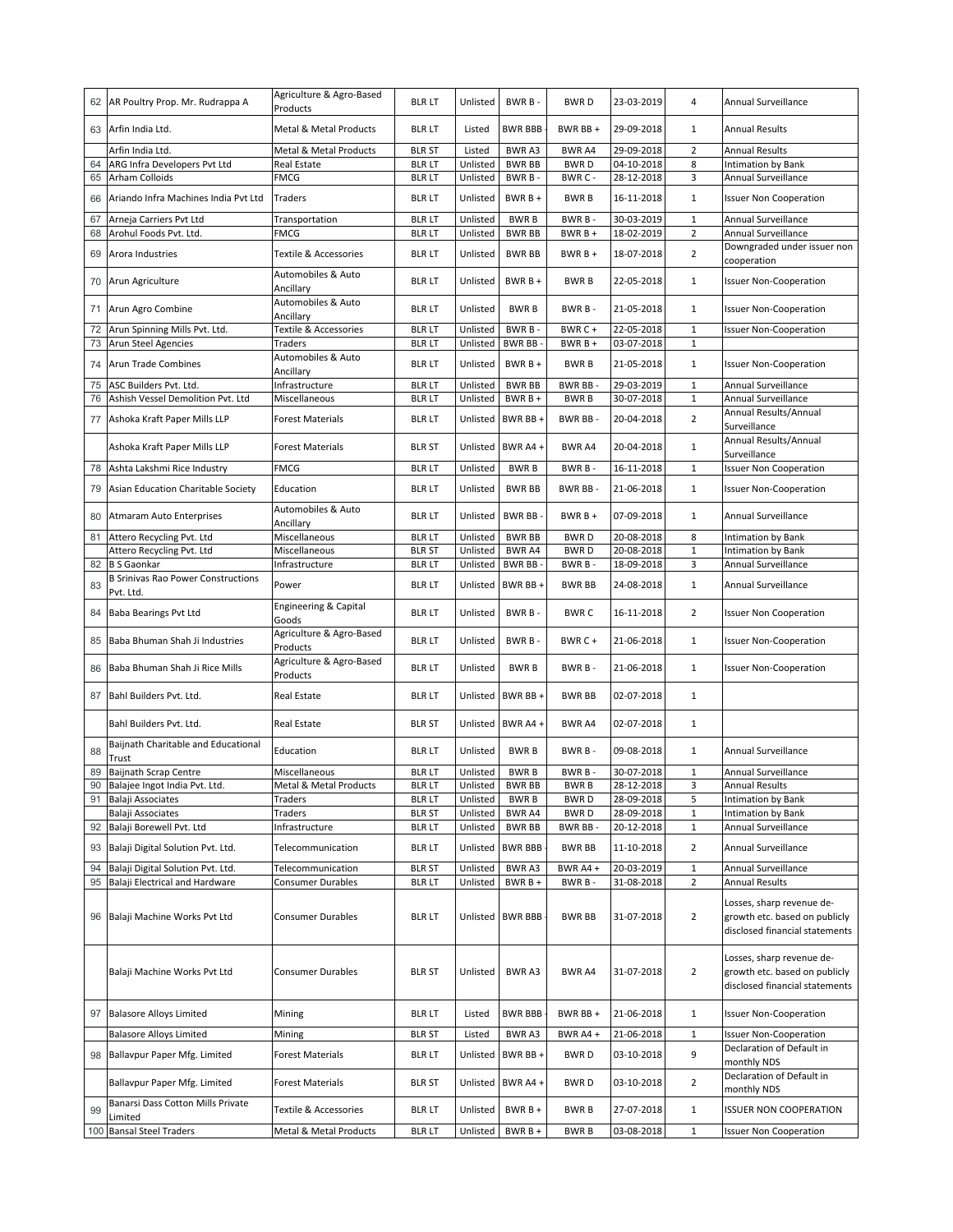| 62 | AR Poultry Prop. Mr. Rudrappa A | Agriculture & Agro-Based Products | BLR LT | Unlisted | BWR B - | BWR D | 23-03-2019 | 4 | Annual Surveillance |
|---|---|---|---|---|---|---|---|---|---|
| 63 | Arfin India Ltd. | Metal & Metal Products | BLR LT | Listed | BWR BBB - | BWR BB + | 29-09-2018 | 1 | Annual Results |
| | Arfin India Ltd. | Metal & Metal Products | BLR ST | Listed | BWR A3 | BWR A4 | 29-09-2018 | 2 | Annual Results |
| 64 | ARG Infra Developers Pvt Ltd | Real Estate | BLR LT | Unlisted | BWR BB | BWR D | 04-10-2018 | 8 | Intimation by Bank |
| 65 | Arham Colloids | FMCG | BLR LT | Unlisted | BWR B - | BWR C - | 28-12-2018 | 3 | Annual Surveillance |
| 66 | Ariando Infra Machines India Pvt Ltd | Traders | BLR LT | Unlisted | BWR B + | BWR B | 16-11-2018 | 1 | Issuer Non Cooperation |
| 67 | Arneja Carriers Pvt Ltd | Transportation | BLR LT | Unlisted | BWR B | BWR B - | 30-03-2019 | 1 | Annual Surveillance |
| 68 | Arohul Foods Pvt. Ltd. | FMCG | BLR LT | Unlisted | BWR BB | BWR B + | 18-02-2019 | 2 | Annual Surveillance |
| 69 | Arora Industries | Textile & Accessories | BLR LT | Unlisted | BWR BB | BWR B + | 18-07-2018 | 2 | Downgraded under issuer non cooperation |
| 70 | Arun Agriculture | Automobiles & Auto Ancillary | BLR LT | Unlisted | BWR B + | BWR B | 22-05-2018 | 1 | Issuer Non-Cooperation |
| 71 | Arun Agro Combine | Automobiles & Auto Ancillary | BLR LT | Unlisted | BWR B | BWR B - | 21-05-2018 | 1 | Issuer Non-Cooperation |
| 72 | Arun Spinning Mills Pvt. Ltd. | Textile & Accessories | BLR LT | Unlisted | BWR B - | BWR C + | 22-05-2018 | 1 | Issuer Non-Cooperation |
| 73 | Arun Steel Agencies | Traders | BLR LT | Unlisted | BWR BB - | BWR B + | 03-07-2018 | 1 | |
| 74 | Arun Trade Combines | Automobiles & Auto Ancillary | BLR LT | Unlisted | BWR B + | BWR B | 21-05-2018 | 1 | Issuer Non-Cooperation |
| 75 | ASC Builders Pvt. Ltd. | Infrastructure | BLR LT | Unlisted | BWR BB | BWR BB - | 29-03-2019 | 1 | Annual Surveillance |
| 76 | Ashish Vessel Demolition Pvt. Ltd | Miscellaneous | BLR LT | Unlisted | BWR B + | BWR B | 30-07-2018 | 1 | Annual Surveillance |
| 77 | Ashoka Kraft Paper Mills LLP | Forest Materials | BLR LT | Unlisted | BWR BB + | BWR BB - | 20-04-2018 | 2 | Annual Results/Annual Surveillance |
| | Ashoka Kraft Paper Mills LLP | Forest Materials | BLR ST | Unlisted | BWR A4 + | BWR A4 | 20-04-2018 | 1 | Annual Results/Annual Surveillance |
| 78 | Ashta Lakshmi Rice Industry | FMCG | BLR LT | Unlisted | BWR B | BWR B - | 16-11-2018 | 1 | Issuer Non Cooperation |
| 79 | Asian Education Charitable Society | Education | BLR LT | Unlisted | BWR BB | BWR BB - | 21-06-2018 | 1 | Issuer Non-Cooperation |
| 80 | Atmaram Auto Enterprises | Automobiles & Auto Ancillary | BLR LT | Unlisted | BWR BB - | BWR B + | 07-09-2018 | 1 | Annual Surveillance |
| 81 | Attero Recycling Pvt. Ltd | Miscellaneous | BLR LT | Unlisted | BWR BB | BWR D | 20-08-2018 | 8 | Intimation by Bank |
| | Attero Recycling Pvt. Ltd | Miscellaneous | BLR ST | Unlisted | BWR A4 | BWR D | 20-08-2018 | 1 | Intimation by Bank |
| 82 | B S Gaonkar | Infrastructure | BLR LT | Unlisted | BWR BB - | BWR B - | 18-09-2018 | 3 | Annual Surveillance |
| 83 | B Srinivas Rao Power Constructions Pvt. Ltd. | Power | BLR LT | Unlisted | BWR BB + | BWR BB | 24-08-2018 | 1 | Annual Surveillance |
| 84 | Baba Bearings Pvt Ltd | Engineering & Capital Goods | BLR LT | Unlisted | BWR B - | BWR C | 16-11-2018 | 2 | Issuer Non Cooperation |
| 85 | Baba Bhuman Shah Ji Industries | Agriculture & Agro-Based Products | BLR LT | Unlisted | BWR B - | BWR C + | 21-06-2018 | 1 | Issuer Non-Cooperation |
| 86 | Baba Bhuman Shah Ji Rice Mills | Agriculture & Agro-Based Products | BLR LT | Unlisted | BWR B | BWR B - | 21-06-2018 | 1 | Issuer Non-Cooperation |
| 87 | Bahl Builders Pvt. Ltd. | Real Estate | BLR LT | Unlisted | BWR BB + | BWR BB | 02-07-2018 | 1 | |
| | Bahl Builders Pvt. Ltd. | Real Estate | BLR ST | Unlisted | BWR A4 + | BWR A4 | 02-07-2018 | 1 | |
| 88 | Baijnath Charitable and Educational Trust | Education | BLR LT | Unlisted | BWR B | BWR B - | 09-08-2018 | 1 | Annual Surveillance |
| 89 | Baijnath Scrap Centre | Miscellaneous | BLR LT | Unlisted | BWR B | BWR B - | 30-07-2018 | 1 | Annual Surveillance |
| 90 | Balajee Ingot India Pvt. Ltd. | Metal & Metal Products | BLR LT | Unlisted | BWR BB | BWR B | 28-12-2018 | 3 | Annual Results |
| 91 | Balaji Associates | Traders | BLR LT | Unlisted | BWR B | BWR D | 28-09-2018 | 5 | Intimation by Bank |
| | Balaji Associates | Traders | BLR ST | Unlisted | BWR A4 | BWR D | 28-09-2018 | 1 | Intimation by Bank |
| 92 | Balaji Borewell Pvt. Ltd | Infrastructure | BLR LT | Unlisted | BWR BB | BWR BB - | 20-12-2018 | 1 | Annual Surveillance |
| 93 | Balaji Digital Solution Pvt. Ltd. | Telecommunication | BLR LT | Unlisted | BWR BBB - | BWR BB | 11-10-2018 | 2 | Annual Surveillance |
| 94 | Balaji Digital Solution Pvt. Ltd. | Telecommunication | BLR ST | Unlisted | BWR A3 | BWR A4 + | 20-03-2019 | 1 | Annual Surveillance |
| 95 | Balaji Electrical and Hardware | Consumer Durables | BLR LT | Unlisted | BWR B + | BWR B - | 31-08-2018 | 2 | Annual Results |
| 96 | Balaji Machine Works Pvt Ltd | Consumer Durables | BLR LT | Unlisted | BWR BBB - | BWR BB | 31-07-2018 | 2 | Losses, sharp revenue de-growth etc. based on publicly disclosed financial statements |
| | Balaji Machine Works Pvt Ltd | Consumer Durables | BLR ST | Unlisted | BWR A3 | BWR A4 | 31-07-2018 | 2 | Losses, sharp revenue de-growth etc. based on publicly disclosed financial statements |
| 97 | Balasore Alloys Limited | Mining | BLR LT | Listed | BWR BBB - | BWR BB + | 21-06-2018 | 1 | Issuer Non-Cooperation |
| | Balasore Alloys Limited | Mining | BLR ST | Listed | BWR A3 | BWR A4 + | 21-06-2018 | 1 | Issuer Non-Cooperation |
| 98 | Ballavpur Paper Mfg. Limited | Forest Materials | BLR LT | Unlisted | BWR BB + | BWR D | 03-10-2018 | 9 | Declaration of Default in monthly NDS |
| | Ballavpur Paper Mfg. Limited | Forest Materials | BLR ST | Unlisted | BWR A4 + | BWR D | 03-10-2018 | 2 | Declaration of Default in monthly NDS |
| 99 | Banarsi Dass Cotton Mills Private Limited | Textile & Accessories | BLR LT | Unlisted | BWR B + | BWR B | 27-07-2018 | 1 | ISSUER NON COOPERATION |
| 100 | Bansal Steel Traders | Metal & Metal Products | BLR LT | Unlisted | BWR B + | BWR B | 03-08-2018 | 1 | Issuer Non Cooperation |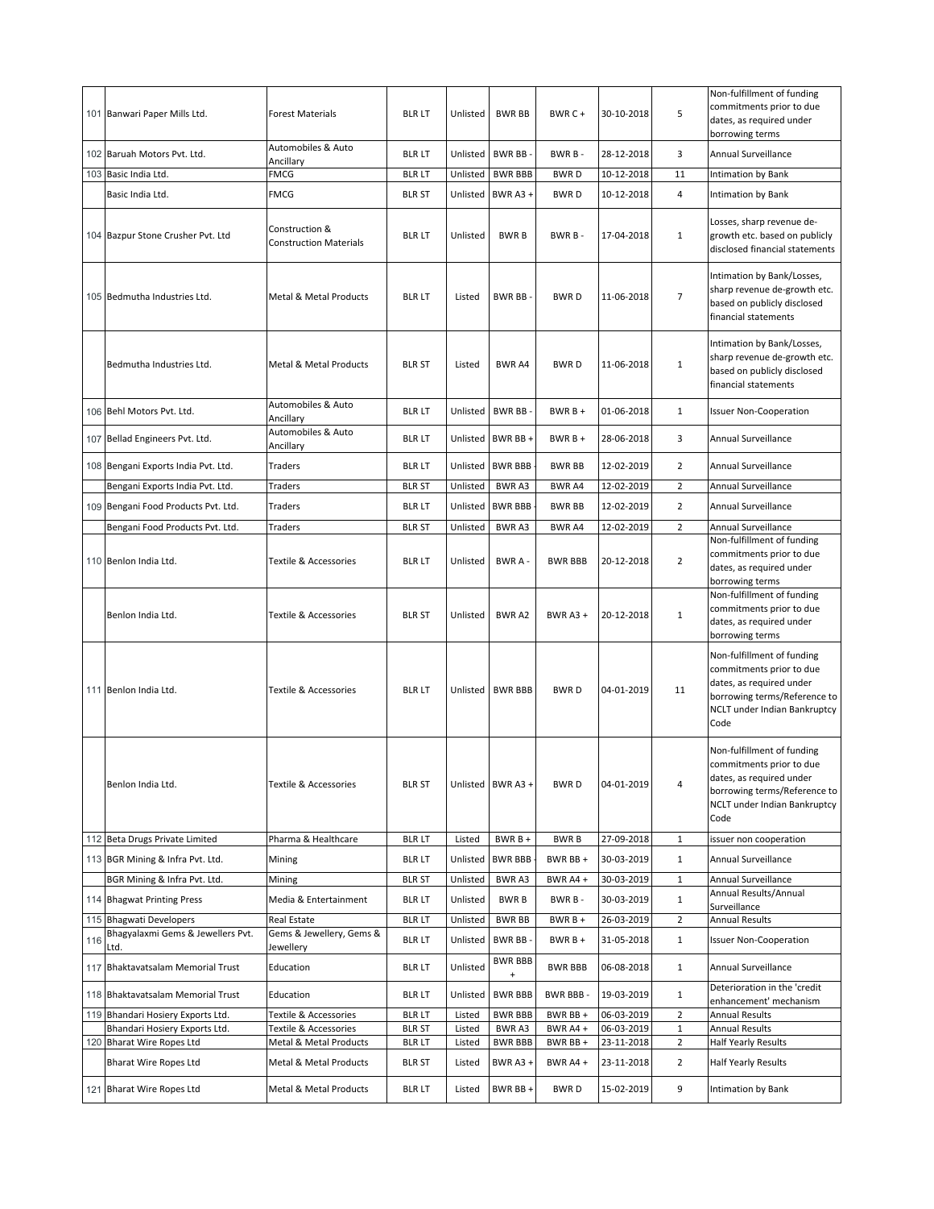| | | | | | | | | | |
|---|---|---|---|---|---|---|---|---|---|
| 101 | Banwari Paper Mills Ltd. | Forest Materials | BLR LT | Unlisted | BWR BB | BWR C + | 30-10-2018 | 5 | Non-fulfillment of funding commitments prior to due dates, as required under borrowing terms |
| 102 | Baruah Motors Pvt. Ltd. | Automobiles & Auto Ancillary | BLR LT | Unlisted | BWR BB - | BWR B - | 28-12-2018 | 3 | Annual Surveillance |
| 103 | Basic India Ltd. | FMCG | BLR LT | Unlisted | BWR BBB | BWR D | 10-12-2018 | 11 | Intimation by Bank |
| | Basic India Ltd. | FMCG | BLR ST | Unlisted | BWR A3 + | BWR D | 10-12-2018 | 4 | Intimation by Bank |
| 104 | Bazpur Stone Crusher Pvt. Ltd | Construction & Construction Materials | BLR LT | Unlisted | BWR B | BWR B - | 17-04-2018 | 1 | Losses, sharp revenue de-growth etc. based on publicly disclosed financial statements |
| 105 | Bedmutha Industries Ltd. | Metal & Metal Products | BLR LT | Listed | BWR BB - | BWR D | 11-06-2018 | 7 | Intimation by Bank/Losses, sharp revenue de-growth etc. based on publicly disclosed financial statements |
| | Bedmutha Industries Ltd. | Metal & Metal Products | BLR ST | Listed | BWR A4 | BWR D | 11-06-2018 | 1 | Intimation by Bank/Losses, sharp revenue de-growth etc. based on publicly disclosed financial statements |
| 106 | Behl Motors Pvt. Ltd. | Automobiles & Auto Ancillary | BLR LT | Unlisted | BWR BB - | BWR B + | 01-06-2018 | 1 | Issuer Non-Cooperation |
| 107 | Bellad Engineers Pvt. Ltd. | Automobiles & Auto Ancillary | BLR LT | Unlisted | BWR BB + | BWR B + | 28-06-2018 | 3 | Annual Surveillance |
| 108 | Bengani Exports India Pvt. Ltd. | Traders | BLR LT | Unlisted | BWR BBB - | BWR BB | 12-02-2019 | 2 | Annual Surveillance |
| | Bengani Exports India Pvt. Ltd. | Traders | BLR ST | Unlisted | BWR A3 | BWR A4 | 12-02-2019 | 2 | Annual Surveillance |
| 109 | Bengani Food Products Pvt. Ltd. | Traders | BLR LT | Unlisted | BWR BBB - | BWR BB | 12-02-2019 | 2 | Annual Surveillance |
| | Bengani Food Products Pvt. Ltd. | Traders | BLR ST | Unlisted | BWR A3 | BWR A4 | 12-02-2019 | 2 | Annual Surveillance |
| 110 | Benlon India Ltd. | Textile & Accessories | BLR LT | Unlisted | BWR A - | BWR BBB | 20-12-2018 | 2 | Non-fulfillment of funding commitments prior to due dates, as required under borrowing terms |
| | Benlon India Ltd. | Textile & Accessories | BLR ST | Unlisted | BWR A2 | BWR A3 + | 20-12-2018 | 1 | Non-fulfillment of funding commitments prior to due dates, as required under borrowing terms |
| 111 | Benlon India Ltd. | Textile & Accessories | BLR LT | Unlisted | BWR BBB | BWR D | 04-01-2019 | 11 | Non-fulfillment of funding commitments prior to due dates, as required under borrowing terms/Reference to NCLT under Indian Bankruptcy Code |
| | Benlon India Ltd. | Textile & Accessories | BLR ST | Unlisted | BWR A3 + | BWR D | 04-01-2019 | 4 | Non-fulfillment of funding commitments prior to due dates, as required under borrowing terms/Reference to NCLT under Indian Bankruptcy Code |
| 112 | Beta Drugs Private Limited | Pharma & Healthcare | BLR LT | Listed | BWR B + | BWR B | 27-09-2018 | 1 | issuer non cooperation |
| 113 | BGR Mining & Infra Pvt. Ltd. | Mining | BLR LT | Unlisted | BWR BBB - | BWR BB + | 30-03-2019 | 1 | Annual Surveillance |
| | BGR Mining & Infra Pvt. Ltd. | Mining | BLR ST | Unlisted | BWR A3 | BWR A4 + | 30-03-2019 | 1 | Annual Surveillance |
| 114 | Bhagwat Printing Press | Media & Entertainment | BLR LT | Unlisted | BWR B | BWR B - | 30-03-2019 | 1 | Annual Results/Annual Surveillance |
| 115 | Bhagwati Developers | Real Estate | BLR LT | Unlisted | BWR BB | BWR B + | 26-03-2019 | 2 | Annual Results |
| 116 | Bhagyalaxmi Gems & Jewellers Pvt. Ltd. | Gems & Jewellery, Gems & Jewellery | BLR LT | Unlisted | BWR BB - | BWR B + | 31-05-2018 | 1 | Issuer Non-Cooperation |
| 117 | Bhaktavatsalam Memorial Trust | Education | BLR LT | Unlisted | BWR BBB + | BWR BBB | 06-08-2018 | 1 | Annual Surveillance |
| 118 | Bhaktavatsalam Memorial Trust | Education | BLR LT | Unlisted | BWR BBB | BWR BBB - | 19-03-2019 | 1 | Deterioration in the 'credit enhancement' mechanism |
| 119 | Bhandari Hosiery Exports Ltd. | Textile & Accessories | BLR LT | Listed | BWR BBB | BWR BB + | 06-03-2019 | 2 | Annual Results |
| | Bhandari Hosiery Exports Ltd. | Textile & Accessories | BLR ST | Listed | BWR A3 | BWR A4 + | 06-03-2019 | 1 | Annual Results |
| 120 | Bharat Wire Ropes Ltd | Metal & Metal Products | BLR LT | Listed | BWR BBB | BWR BB + | 23-11-2018 | 2 | Half Yearly Results |
| | Bharat Wire Ropes Ltd | Metal & Metal Products | BLR ST | Listed | BWR A3 + | BWR A4 + | 23-11-2018 | 2 | Half Yearly Results |
| 121 | Bharat Wire Ropes Ltd | Metal & Metal Products | BLR LT | Listed | BWR BB + | BWR D | 15-02-2019 | 9 | Intimation by Bank |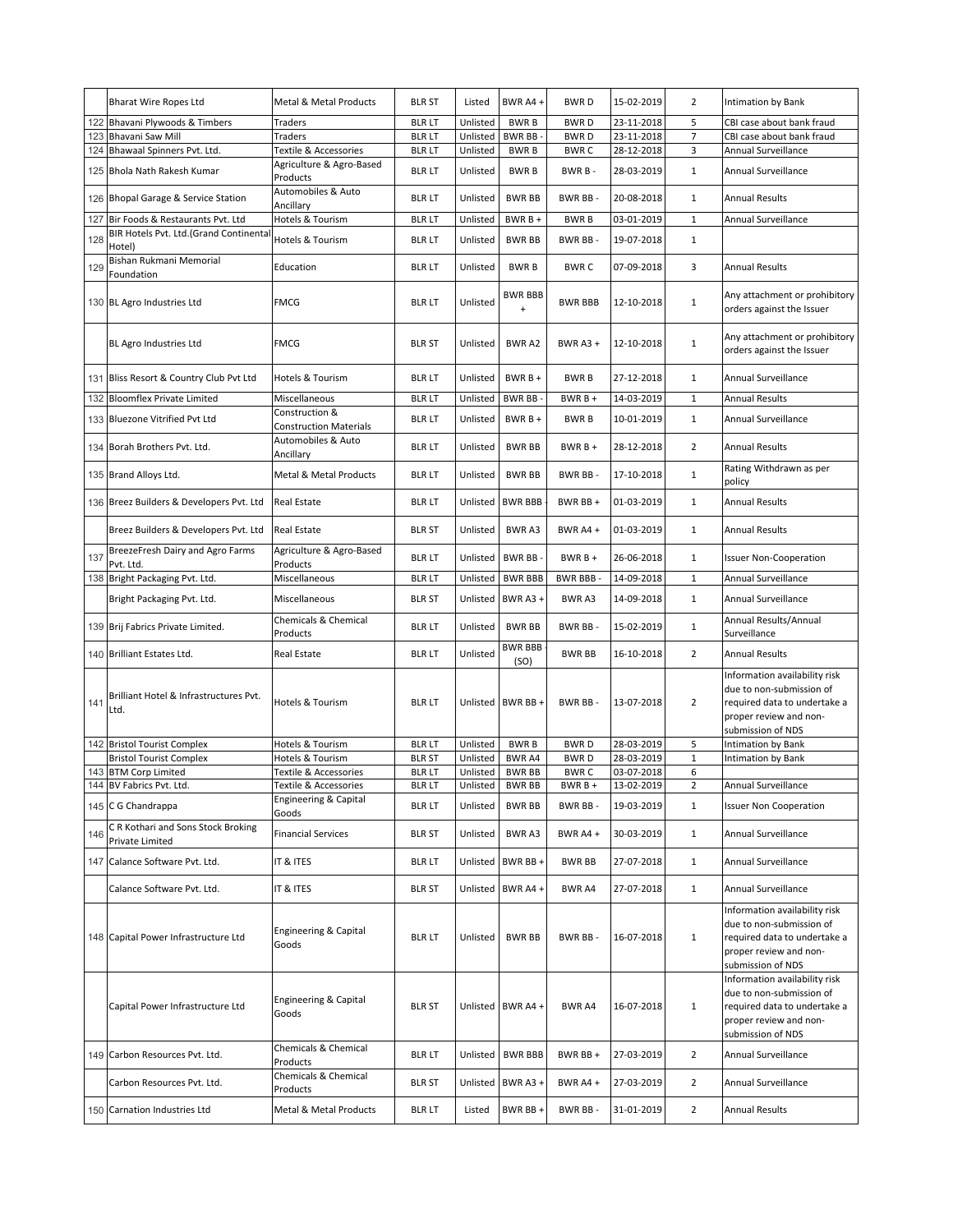| | | | | | | | | | |
|---|---|---|---|---|---|---|---|---|---|
| | Bharat Wire Ropes Ltd | Metal & Metal Products | BLR ST | Listed | BWR A4 + | BWR D | 15-02-2019 | 2 | Intimation by Bank |
| 122 | Bhavani Plywoods & Timbers | Traders | BLR LT | Unlisted | BWR B | BWR D | 23-11-2018 | 5 | CBI case about bank fraud |
| 123 | Bhavani Saw Mill | Traders | BLR LT | Unlisted | BWR BB - | BWR D | 23-11-2018 | 7 | CBI case about bank fraud |
| 124 | Bhawaal Spinners Pvt. Ltd. | Textile & Accessories | BLR LT | Unlisted | BWR B | BWR C | 28-12-2018 | 3 | Annual Surveillance |
| 125 | Bhola Nath Rakesh Kumar | Agriculture & Agro-Based Products | BLR LT | Unlisted | BWR B | BWR B - | 28-03-2019 | 1 | Annual Surveillance |
| 126 | Bhopal Garage & Service Station | Automobiles & Auto Ancillary | BLR LT | Unlisted | BWR BB | BWR BB - | 20-08-2018 | 1 | Annual Results |
| 127 | Bir Foods & Restaurants Pvt. Ltd | Hotels & Tourism | BLR LT | Unlisted | BWR B + | BWR B | 03-01-2019 | 1 | Annual Surveillance |
| 128 | BIR Hotels Pvt. Ltd.(Grand Continental Hotel) | Hotels & Tourism | BLR LT | Unlisted | BWR BB | BWR BB - | 19-07-2018 | 1 | |
| 129 | Bishan Rukmani Memorial Foundation | Education | BLR LT | Unlisted | BWR B | BWR C | 07-09-2018 | 3 | Annual Results |
| 130 | BL Agro Industries Ltd | FMCG | BLR LT | Unlisted | BWR BBB + | BWR BBB | 12-10-2018 | 1 | Any attachment or prohibitory orders against the Issuer |
| | BL Agro Industries Ltd | FMCG | BLR ST | Unlisted | BWR A2 | BWR A3 + | 12-10-2018 | 1 | Any attachment or prohibitory orders against the Issuer |
| 131 | Bliss Resort & Country Club Pvt Ltd | Hotels & Tourism | BLR LT | Unlisted | BWR B + | BWR B | 27-12-2018 | 1 | Annual Surveillance |
| 132 | Bloomflex Private Limited | Miscellaneous | BLR LT | Unlisted | BWR BB - | BWR B + | 14-03-2019 | 1 | Annual Results |
| 133 | Bluezone Vitrified Pvt Ltd | Construction & Construction Materials | BLR LT | Unlisted | BWR B + | BWR B | 10-01-2019 | 1 | Annual Surveillance |
| 134 | Borah Brothers Pvt. Ltd. | Automobiles & Auto Ancillary | BLR LT | Unlisted | BWR BB | BWR B + | 28-12-2018 | 2 | Annual Results |
| 135 | Brand Alloys Ltd. | Metal & Metal Products | BLR LT | Unlisted | BWR BB | BWR BB - | 17-10-2018 | 1 | Rating Withdrawn as per policy |
| 136 | Breez Builders & Developers Pvt. Ltd | Real Estate | BLR LT | Unlisted | BWR BBB - | BWR BB + | 01-03-2019 | 1 | Annual Results |
| | Breez Builders & Developers Pvt. Ltd | Real Estate | BLR ST | Unlisted | BWR A3 | BWR A4 + | 01-03-2019 | 1 | Annual Results |
| 137 | BreezeFresh Dairy and Agro Farms Pvt. Ltd. | Agriculture & Agro-Based Products | BLR LT | Unlisted | BWR BB - | BWR B + | 26-06-2018 | 1 | Issuer Non-Cooperation |
| 138 | Bright Packaging Pvt. Ltd. | Miscellaneous | BLR LT | Unlisted | BWR BBB | BWR BBB - | 14-09-2018 | 1 | Annual Surveillance |
| | Bright Packaging Pvt. Ltd. | Miscellaneous | BLR ST | Unlisted | BWR A3 + | BWR A3 | 14-09-2018 | 1 | Annual Surveillance |
| 139 | Brij Fabrics Private Limited. | Chemicals & Chemical Products | BLR LT | Unlisted | BWR BB | BWR BB - | 15-02-2019 | 1 | Annual Results/Annual Surveillance |
| 140 | Brilliant Estates Ltd. | Real Estate | BLR LT | Unlisted | BWR BBB - (SO) | BWR BB | 16-10-2018 | 2 | Annual Results |
| 141 | Brilliant Hotel & Infrastructures Pvt. Ltd. | Hotels & Tourism | BLR LT | Unlisted | BWR BB + | BWR BB - | 13-07-2018 | 2 | Information availability risk due to non-submission of required data to undertake a proper review and non-submission of NDS |
| 142 | Bristol Tourist Complex | Hotels & Tourism | BLR LT | Unlisted | BWR B | BWR D | 28-03-2019 | 5 | Intimation by Bank |
| | Bristol Tourist Complex | Hotels & Tourism | BLR ST | Unlisted | BWR A4 | BWR D | 28-03-2019 | 1 | Intimation by Bank |
| 143 | BTM Corp Limited | Textile & Accessories | BLR LT | Unlisted | BWR BB | BWR C | 03-07-2018 | 6 | |
| 144 | BV Fabrics Pvt. Ltd. | Textile & Accessories | BLR LT | Unlisted | BWR BB | BWR B + | 13-02-2019 | 2 | Annual Surveillance |
| 145 | C G Chandrappa | Engineering & Capital Goods | BLR LT | Unlisted | BWR BB | BWR BB - | 19-03-2019 | 1 | Issuer Non Cooperation |
| 146 | C R Kothari and Sons Stock Broking Private Limited | Financial Services | BLR ST | Unlisted | BWR A3 | BWR A4 + | 30-03-2019 | 1 | Annual Surveillance |
| 147 | Calance Software Pvt. Ltd. | IT & ITES | BLR LT | Unlisted | BWR BB + | BWR BB | 27-07-2018 | 1 | Annual Surveillance |
| | Calance Software Pvt. Ltd. | IT & ITES | BLR ST | Unlisted | BWR A4 + | BWR A4 | 27-07-2018 | 1 | Annual Surveillance |
| 148 | Capital Power Infrastructure Ltd | Engineering & Capital Goods | BLR LT | Unlisted | BWR BB | BWR BB - | 16-07-2018 | 1 | Information availability risk due to non-submission of required data to undertake a proper review and non-submission of NDS |
| | Capital Power Infrastructure Ltd | Engineering & Capital Goods | BLR ST | Unlisted | BWR A4 + | BWR A4 | 16-07-2018 | 1 | Information availability risk due to non-submission of required data to undertake a proper review and non-submission of NDS |
| 149 | Carbon Resources Pvt. Ltd. | Chemicals & Chemical Products | BLR LT | Unlisted | BWR BBB | BWR BB + | 27-03-2019 | 2 | Annual Surveillance |
| | Carbon Resources Pvt. Ltd. | Chemicals & Chemical Products | BLR ST | Unlisted | BWR A3 + | BWR A4 + | 27-03-2019 | 2 | Annual Surveillance |
| 150 | Carnation Industries Ltd | Metal & Metal Products | BLR LT | Listed | BWR BB + | BWR BB - | 31-01-2019 | 2 | Annual Results |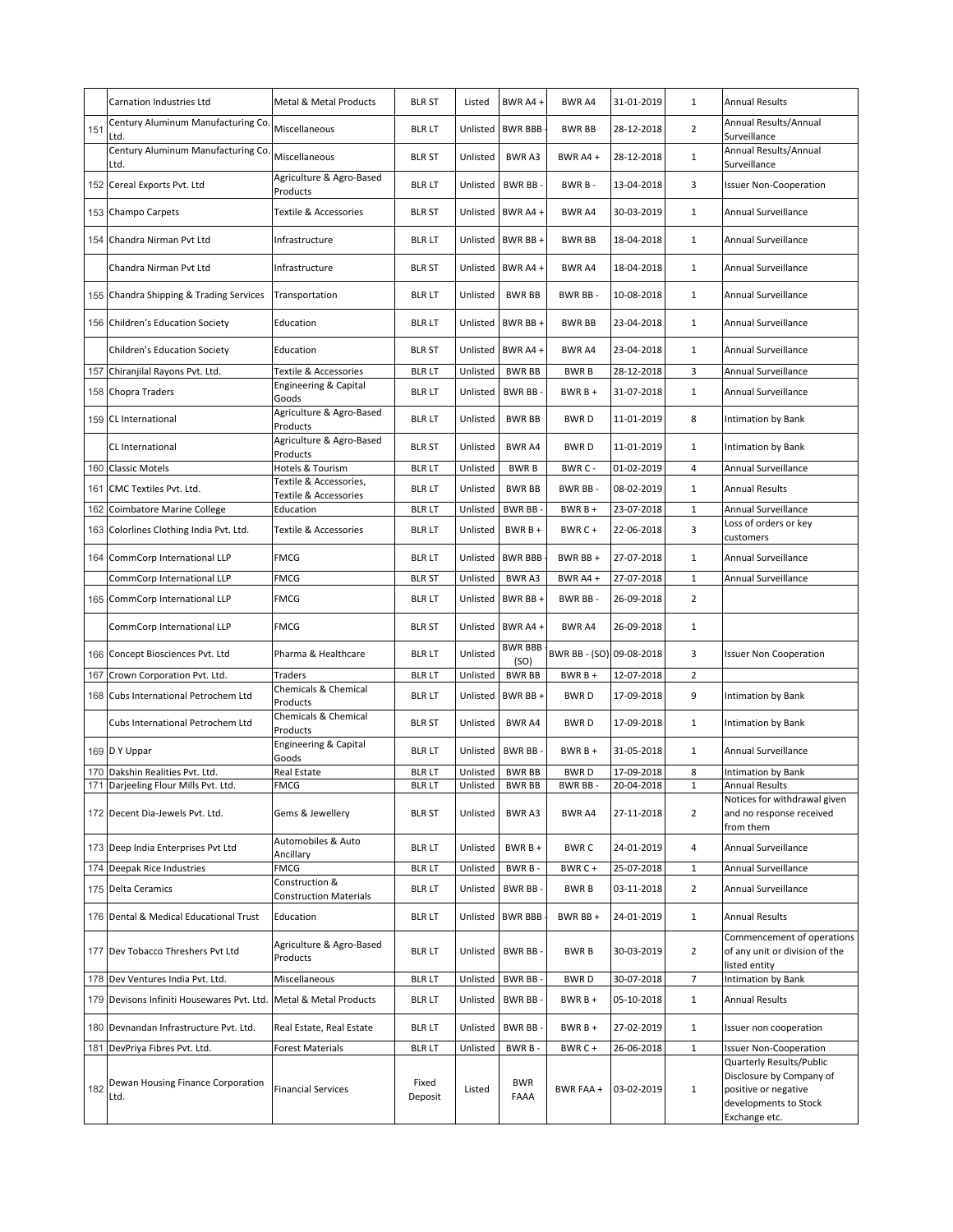| | Carnation Industries Ltd | Metal & Metal Products | BLR ST | Listed | BWR A4 + | BWR A4 | 31-01-2019 | 1 | Annual Results |
|---|---|---|---|---|---|---|---|---|---|
| 151 | Century Aluminum Manufacturing Co. Ltd. | Miscellaneous | BLR LT | Unlisted | BWR BBB - | BWR BB | 28-12-2018 | 2 | Annual Results/Annual Surveillance |
| | Century Aluminum Manufacturing Co. Ltd. | Miscellaneous | BLR ST | Unlisted | BWR A3 | BWR A4 + | 28-12-2018 | 1 | Annual Results/Annual Surveillance |
| 152 | Cereal Exports Pvt. Ltd | Agriculture & Agro-Based Products | BLR LT | Unlisted | BWR BB - | BWR B - | 13-04-2018 | 3 | Issuer Non-Cooperation |
| 153 | Champo Carpets | Textile & Accessories | BLR ST | Unlisted | BWR A4 + | BWR A4 | 30-03-2019 | 1 | Annual Surveillance |
| 154 | Chandra Nirman Pvt Ltd | Infrastructure | BLR LT | Unlisted | BWR BB + | BWR BB | 18-04-2018 | 1 | Annual Surveillance |
| | Chandra Nirman Pvt Ltd | Infrastructure | BLR ST | Unlisted | BWR A4 + | BWR A4 | 18-04-2018 | 1 | Annual Surveillance |
| 155 | Chandra Shipping & Trading Services | Transportation | BLR LT | Unlisted | BWR BB | BWR BB - | 10-08-2018 | 1 | Annual Surveillance |
| 156 | Children's Education Society | Education | BLR LT | Unlisted | BWR BB + | BWR BB | 23-04-2018 | 1 | Annual Surveillance |
| | Children's Education Society | Education | BLR ST | Unlisted | BWR A4 + | BWR A4 | 23-04-2018 | 1 | Annual Surveillance |
| 157 | Chiranjilal Rayons Pvt. Ltd. | Textile & Accessories | BLR LT | Unlisted | BWR BB | BWR B | 28-12-2018 | 3 | Annual Surveillance |
| 158 | Chopra Traders | Engineering & Capital Goods | BLR LT | Unlisted | BWR BB - | BWR B + | 31-07-2018 | 1 | Annual Surveillance |
| 159 | CL International | Agriculture & Agro-Based Products | BLR LT | Unlisted | BWR BB | BWR D | 11-01-2019 | 8 | Intimation by Bank |
| | CL International | Agriculture & Agro-Based Products | BLR ST | Unlisted | BWR A4 | BWR D | 11-01-2019 | 1 | Intimation by Bank |
| 160 | Classic Motels | Hotels & Tourism | BLR LT | Unlisted | BWR B | BWR C - | 01-02-2019 | 4 | Annual Surveillance |
| 161 | CMC Textiles Pvt. Ltd. | Textile & Accessories, Textile & Accessories | BLR LT | Unlisted | BWR BB | BWR BB - | 08-02-2019 | 1 | Annual Results |
| 162 | Coimbatore Marine College | Education | BLR LT | Unlisted | BWR BB - | BWR B + | 23-07-2018 | 1 | Annual Surveillance |
| 163 | Colorlines Clothing India Pvt. Ltd. | Textile & Accessories | BLR LT | Unlisted | BWR B + | BWR C + | 22-06-2018 | 3 | Loss of orders or key customers |
| 164 | CommCorp International LLP | FMCG | BLR LT | Unlisted | BWR BBB | BWR BB + | 27-07-2018 | 1 | Annual Surveillance |
| | CommCorp International LLP | FMCG | BLR ST | Unlisted | BWR A3 | BWR A4 + | 27-07-2018 | 1 | Annual Surveillance |
| 165 | CommCorp International LLP | FMCG | BLR LT | Unlisted | BWR BB + | BWR BB - | 26-09-2018 | 2 | |
| | CommCorp International LLP | FMCG | BLR ST | Unlisted | BWR A4 + | BWR A4 | 26-09-2018 | 1 | |
| 166 | Concept Biosciences Pvt. Ltd | Pharma & Healthcare | BLR LT | Unlisted | BWR BBB - (SO) | BWR BB - (SO) | 09-08-2018 | 3 | Issuer Non Cooperation |
| 167 | Crown Corporation Pvt. Ltd. | Traders | BLR LT | Unlisted | BWR BB | BWR B + | 12-07-2018 | 2 | |
| 168 | Cubs International Petrochem Ltd | Chemicals & Chemical Products | BLR LT | Unlisted | BWR BB + | BWR D | 17-09-2018 | 9 | Intimation by Bank |
| | Cubs International Petrochem Ltd | Chemicals & Chemical Products | BLR ST | Unlisted | BWR A4 | BWR D | 17-09-2018 | 1 | Intimation by Bank |
| 169 | D Y Uppar | Engineering & Capital Goods | BLR LT | Unlisted | BWR BB - | BWR B + | 31-05-2018 | 1 | Annual Surveillance |
| 170 | Dakshin Realities Pvt. Ltd. | Real Estate | BLR LT | Unlisted | BWR BB | BWR D | 17-09-2018 | 8 | Intimation by Bank |
| 171 | Darjeeling Flour Mills Pvt. Ltd. | FMCG | BLR LT | Unlisted | BWR BB | BWR BB - | 20-04-2018 | 1 | Annual Results |
| 172 | Decent Dia-Jewels Pvt. Ltd. | Gems & Jewellery | BLR ST | Unlisted | BWR A3 | BWR A4 | 27-11-2018 | 2 | Notices for withdrawal given and no response received from them |
| 173 | Deep India Enterprises Pvt Ltd | Automobiles & Auto Ancillary | BLR LT | Unlisted | BWR B + | BWR C | 24-01-2019 | 4 | Annual Surveillance |
| 174 | Deepak Rice Industries | FMCG | BLR LT | Unlisted | BWR B - | BWR C + | 25-07-2018 | 1 | Annual Surveillance |
| 175 | Delta Ceramics | Construction & Construction Materials | BLR LT | Unlisted | BWR BB - | BWR B | 03-11-2018 | 2 | Annual Surveillance |
| 176 | Dental & Medical Educational Trust | Education | BLR LT | Unlisted | BWR BBB - | BWR BB + | 24-01-2019 | 1 | Annual Results |
| 177 | Dev Tobacco Threshers Pvt Ltd | Agriculture & Agro-Based Products | BLR LT | Unlisted | BWR BB - | BWR B | 30-03-2019 | 2 | Commencement of operations of any unit or division of the listed entity |
| 178 | Dev Ventures India Pvt. Ltd. | Miscellaneous | BLR LT | Unlisted | BWR BB - | BWR D | 30-07-2018 | 7 | Intimation by Bank |
| 179 | Devisons Infiniti Housewares Pvt. Ltd. | Metal & Metal Products | BLR LT | Unlisted | BWR BB - | BWR B + | 05-10-2018 | 1 | Annual Results |
| 180 | Devnandan Infrastructure Pvt. Ltd. | Real Estate, Real Estate | BLR LT | Unlisted | BWR BB - | BWR B + | 27-02-2019 | 1 | Issuer non cooperation |
| 181 | DevPriya Fibres Pvt. Ltd. | Forest Materials | BLR LT | Unlisted | BWR B - | BWR C + | 26-06-2018 | 1 | Issuer Non-Cooperation |
| 182 | Dewan Housing Finance Corporation Ltd. | Financial Services | Fixed Deposit | Listed | BWR FAAA | BWR FAA + | 03-02-2019 | 1 | Quarterly Results/Public Disclosure by Company of positive or negative developments to Stock Exchange etc. |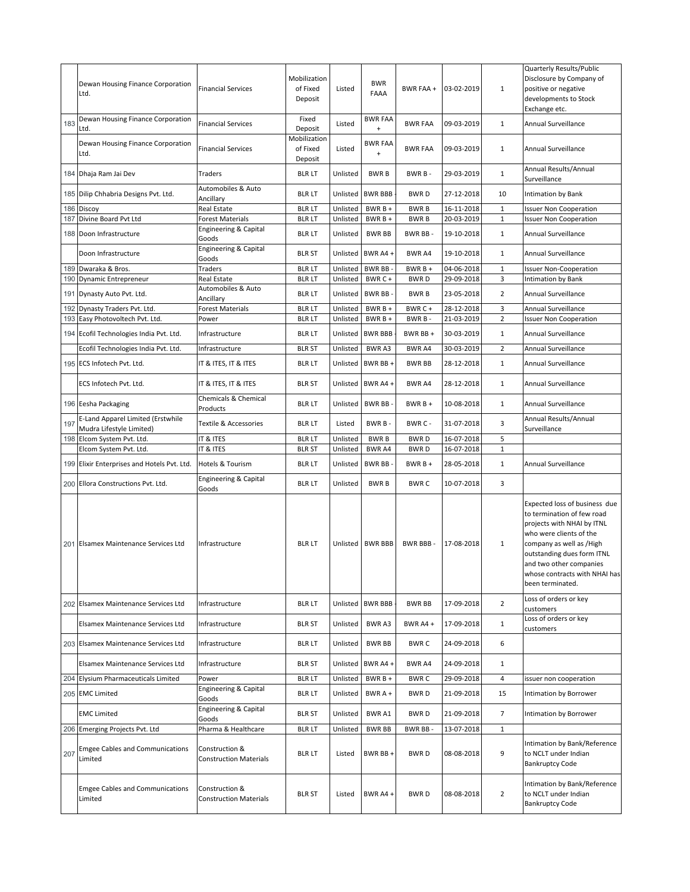| | | | | | | | | |
|---|---|---|---|---|---|---|---|---|
| | Dewan Housing Finance Corporation Ltd. | Financial Services | Mobilization of Fixed Deposit | Listed | BWR FAAA | BWR FAA + | 03-02-2019 | 1 | Quarterly Results/Public Disclosure by Company of positive or negative developments to Stock Exchange etc. |
| 183 | Dewan Housing Finance Corporation Ltd. | Financial Services | Fixed Deposit | Listed | BWR FAA + | BWR FAA | 09-03-2019 | 1 | Annual Surveillance |
| | Dewan Housing Finance Corporation Ltd. | Financial Services | Mobilization of Fixed Deposit | Listed | BWR FAA + | BWR FAA | 09-03-2019 | 1 | Annual Surveillance |
| 184 | Dhaja Ram Jai Dev | Traders | BLR LT | Unlisted | BWR B | BWR B - | 29-03-2019 | 1 | Annual Results/Annual Surveillance |
| 185 | Dilip Chhabria Designs Pvt. Ltd. | Automobiles & Auto Ancillary | BLR LT | Unlisted | BWR BBB - | BWR D | 27-12-2018 | 10 | Intimation by Bank |
| 186 | Discoy | Real Estate | BLR LT | Unlisted | BWR B + | BWR B | 16-11-2018 | 1 | Issuer Non Cooperation |
| 187 | Divine Board Pvt Ltd | Forest Materials | BLR LT | Unlisted | BWR B + | BWR B | 20-03-2019 | 1 | Issuer Non Cooperation |
| 188 | Doon Infrastructure | Engineering & Capital Goods | BLR LT | Unlisted | BWR BB | BWR BB - | 19-10-2018 | 1 | Annual Surveillance |
| | Doon Infrastructure | Engineering & Capital Goods | BLR ST | Unlisted | BWR A4 + | BWR A4 | 19-10-2018 | 1 | Annual Surveillance |
| 189 | Dwaraka & Bros. | Traders | BLR LT | Unlisted | BWR BB - | BWR B + | 04-06-2018 | 1 | Issuer Non-Cooperation |
| 190 | Dynamic Entrepreneur | Real Estate | BLR LT | Unlisted | BWR C + | BWR D | 29-09-2018 | 3 | Intimation by Bank |
| 191 | Dynasty Auto Pvt. Ltd. | Automobiles & Auto Ancillary | BLR LT | Unlisted | BWR BB - | BWR B | 23-05-2018 | 2 | Annual Surveillance |
| 192 | Dynasty Traders Pvt. Ltd. | Forest Materials | BLR LT | Unlisted | BWR B + | BWR C + | 28-12-2018 | 3 | Annual Surveillance |
| 193 | Easy Photovoltech Pvt. Ltd. | Power | BLR LT | Unlisted | BWR B + | BWR B - | 21-03-2019 | 2 | Issuer Non Cooperation |
| 194 | Ecofil Technologies India Pvt. Ltd. | Infrastructure | BLR LT | Unlisted | BWR BBB - | BWR BB + | 30-03-2019 | 1 | Annual Surveillance |
| | Ecofil Technologies India Pvt. Ltd. | Infrastructure | BLR ST | Unlisted | BWR A3 | BWR A4 | 30-03-2019 | 2 | Annual Surveillance |
| 195 | ECS Infotech Pvt. Ltd. | IT & ITES, IT & ITES | BLR LT | Unlisted | BWR BB + | BWR BB | 28-12-2018 | 1 | Annual Surveillance |
| | ECS Infotech Pvt. Ltd. | IT & ITES, IT & ITES | BLR ST | Unlisted | BWR A4 + | BWR A4 | 28-12-2018 | 1 | Annual Surveillance |
| 196 | Eesha Packaging | Chemicals & Chemical Products | BLR LT | Unlisted | BWR BB - | BWR B + | 10-08-2018 | 1 | Annual Surveillance |
| 197 | E-Land Apparel Limited (Erstwhile Mudra Lifestyle Limited) | Textile & Accessories | BLR LT | Listed | BWR B - | BWR C - | 31-07-2018 | 3 | Annual Results/Annual Surveillance |
| 198 | Elcom System Pvt. Ltd. | IT & ITES | BLR LT | Unlisted | BWR B | BWR D | 16-07-2018 | 5 | |
| | Elcom System Pvt. Ltd. | IT & ITES | BLR ST | Unlisted | BWR A4 | BWR D | 16-07-2018 | 1 | |
| 199 | Elixir Enterprises and Hotels Pvt. Ltd. | Hotels & Tourism | BLR LT | Unlisted | BWR BB - | BWR B + | 28-05-2018 | 1 | Annual Surveillance |
| 200 | Ellora Constructions Pvt. Ltd. | Engineering & Capital Goods | BLR LT | Unlisted | BWR B | BWR C | 10-07-2018 | 3 | |
| 201 | Elsamex Maintenance Services Ltd | Infrastructure | BLR LT | Unlisted | BWR BBB | BWR BBB - | 17-08-2018 | 1 | Expected loss of business due to termination of few road projects with NHAI by ITNL who were clients of the company as well as /High outstanding dues form ITNL and two other companies whose contracts with NHAI has been terminated. |
| 202 | Elsamex Maintenance Services Ltd | Infrastructure | BLR LT | Unlisted | BWR BBB - | BWR BB | 17-09-2018 | 2 | Loss of orders or key customers |
| | Elsamex Maintenance Services Ltd | Infrastructure | BLR ST | Unlisted | BWR A3 | BWR A4 + | 17-09-2018 | 1 | Loss of orders or key customers |
| 203 | Elsamex Maintenance Services Ltd | Infrastructure | BLR LT | Unlisted | BWR BB | BWR C | 24-09-2018 | 6 | |
| | Elsamex Maintenance Services Ltd | Infrastructure | BLR ST | Unlisted | BWR A4 + | BWR A4 | 24-09-2018 | 1 | |
| 204 | Elysium Pharmaceuticals Limited | Power | BLR LT | Unlisted | BWR B + | BWR C | 29-09-2018 | 4 | issuer non cooperation |
| 205 | EMC Limited | Engineering & Capital Goods | BLR LT | Unlisted | BWR A + | BWR D | 21-09-2018 | 15 | Intimation by Borrower |
| | EMC Limited | Engineering & Capital Goods | BLR ST | Unlisted | BWR A1 | BWR D | 21-09-2018 | 7 | Intimation by Borrower |
| 206 | Emerging Projects Pvt. Ltd | Pharma & Healthcare | BLR LT | Unlisted | BWR BB | BWR BB - | 13-07-2018 | 1 | |
| 207 | Emgee Cables and Communications Limited | Construction & Construction Materials | BLR LT | Listed | BWR BB + | BWR D | 08-08-2018 | 9 | Intimation by Bank/Reference to NCLT under Indian Bankruptcy Code |
| | Emgee Cables and Communications Limited | Construction & Construction Materials | BLR ST | Listed | BWR A4 + | BWR D | 08-08-2018 | 2 | Intimation by Bank/Reference to NCLT under Indian Bankruptcy Code |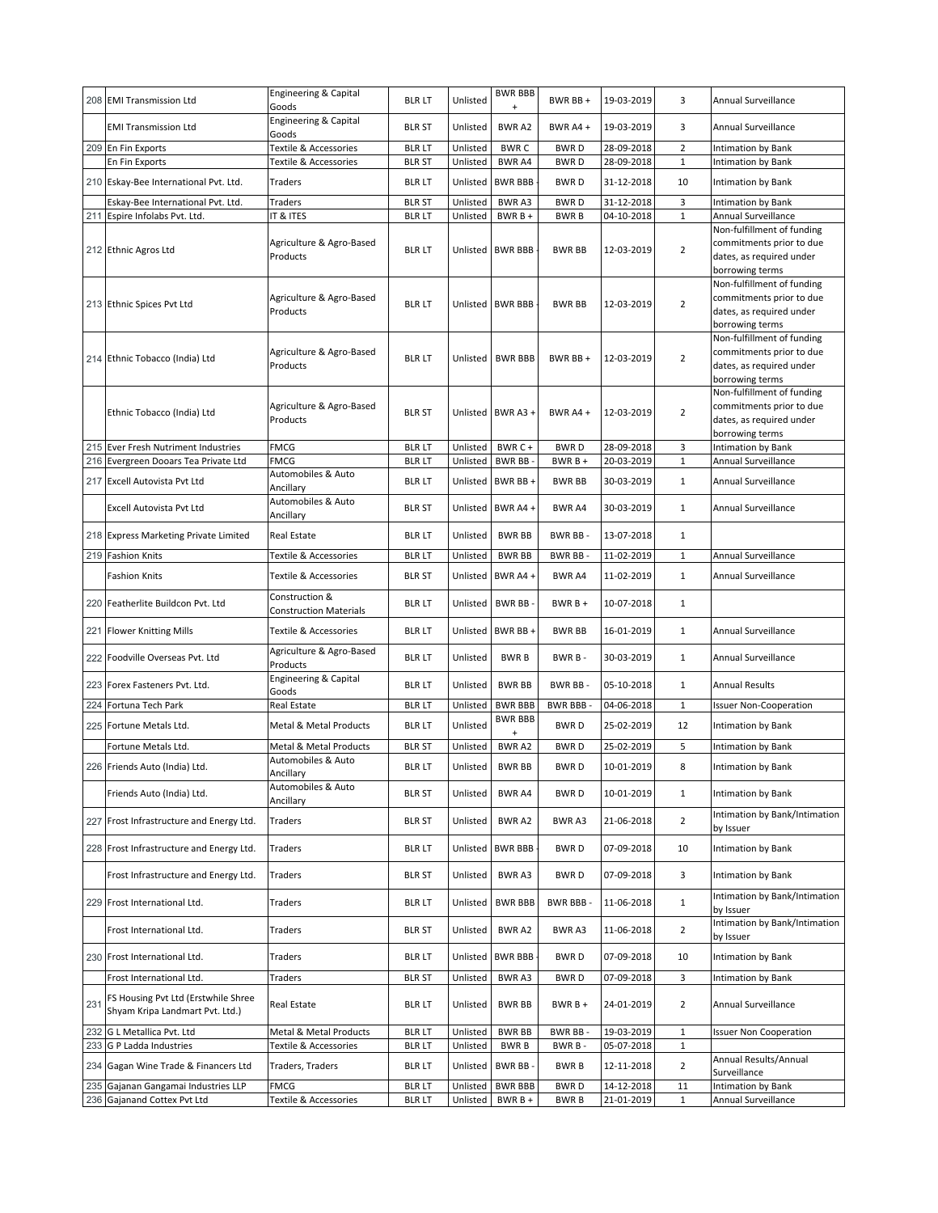| 208 | EMI Transmission Ltd | Engineering & Capital Goods | BLR LT | Unlisted | BWR BBB + | BWR BB + | 19-03-2019 | 3 | Annual Surveillance |
|---|---|---|---|---|---|---|---|---|---|
| | EMI Transmission Ltd | Engineering & Capital Goods | BLR ST | Unlisted | BWR A2 | BWR A4 + | 19-03-2019 | 3 | Annual Surveillance |
| 209 | En Fin Exports | Textile & Accessories | BLR LT | Unlisted | BWR C | BWR D | 28-09-2018 | 2 | Intimation by Bank |
| | En Fin Exports | Textile & Accessories | BLR ST | Unlisted | BWR A4 | BWR D | 28-09-2018 | 1 | Intimation by Bank |
| 210 | Eskay-Bee International Pvt. Ltd. | Traders | BLR LT | Unlisted | BWR BBB - | BWR D | 31-12-2018 | 10 | Intimation by Bank |
| | Eskay-Bee International Pvt. Ltd. | Traders | BLR ST | Unlisted | BWR A3 | BWR D | 31-12-2018 | 3 | Intimation by Bank |
| 211 | Espire Infolabs Pvt. Ltd. | IT & ITES | BLR LT | Unlisted | BWR B + | BWR B | 04-10-2018 | 1 | Annual Surveillance |
| 212 | Ethnic Agros Ltd | Agriculture & Agro-Based Products | BLR LT | Unlisted | BWR BBB - | BWR BB | 12-03-2019 | 2 | Non-fulfillment of funding commitments prior to due dates, as required under borrowing terms |
| 213 | Ethnic Spices Pvt Ltd | Agriculture & Agro-Based Products | BLR LT | Unlisted | BWR BBB - | BWR BB | 12-03-2019 | 2 | Non-fulfillment of funding commitments prior to due dates, as required under borrowing terms |
| 214 | Ethnic Tobacco (India) Ltd | Agriculture & Agro-Based Products | BLR LT | Unlisted | BWR BBB | BWR BB + | 12-03-2019 | 2 | Non-fulfillment of funding commitments prior to due dates, as required under borrowing terms |
| | Ethnic Tobacco (India) Ltd | Agriculture & Agro-Based Products | BLR ST | Unlisted | BWR A3 + | BWR A4 + | 12-03-2019 | 2 | Non-fulfillment of funding commitments prior to due dates, as required under borrowing terms |
| 215 | Ever Fresh Nutriment Industries | FMCG | BLR LT | Unlisted | BWR C + | BWR D | 28-09-2018 | 3 | Intimation by Bank |
| 216 | Evergreen Dooars Tea Private Ltd | FMCG | BLR LT | Unlisted | BWR BB - | BWR B + | 20-03-2019 | 1 | Annual Surveillance |
| 217 | Excell Autovista Pvt Ltd | Automobiles & Auto Ancillary | BLR LT | Unlisted | BWR BB + | BWR BB | 30-03-2019 | 1 | Annual Surveillance |
| | Excell Autovista Pvt Ltd | Automobiles & Auto Ancillary | BLR ST | Unlisted | BWR A4 + | BWR A4 | 30-03-2019 | 1 | Annual Surveillance |
| 218 | Express Marketing Private Limited | Real Estate | BLR LT | Unlisted | BWR BB | BWR BB - | 13-07-2018 | 1 | |
| 219 | Fashion Knits | Textile & Accessories | BLR LT | Unlisted | BWR BB | BWR BB - | 11-02-2019 | 1 | Annual Surveillance |
| | Fashion Knits | Textile & Accessories | BLR ST | Unlisted | BWR A4 + | BWR A4 | 11-02-2019 | 1 | Annual Surveillance |
| 220 | Featherlite Buildcon Pvt. Ltd | Construction & Construction Materials | BLR LT | Unlisted | BWR BB - | BWR B + | 10-07-2018 | 1 | |
| 221 | Flower Knitting Mills | Textile & Accessories | BLR LT | Unlisted | BWR BB + | BWR BB | 16-01-2019 | 1 | Annual Surveillance |
| 222 | Foodville Overseas Pvt. Ltd | Agriculture & Agro-Based Products | BLR LT | Unlisted | BWR B | BWR B - | 30-03-2019 | 1 | Annual Surveillance |
| 223 | Forex Fasteners Pvt. Ltd. | Engineering & Capital Goods | BLR LT | Unlisted | BWR BB | BWR BB - | 05-10-2018 | 1 | Annual Results |
| 224 | Fortuna Tech Park | Real Estate | BLR LT | Unlisted | BWR BBB | BWR BBB - | 04-06-2018 | 1 | Issuer Non-Cooperation |
| 225 | Fortune Metals Ltd. | Metal & Metal Products | BLR LT | Unlisted | BWR BBB + | BWR D | 25-02-2019 | 12 | Intimation by Bank |
| | Fortune Metals Ltd. | Metal & Metal Products | BLR ST | Unlisted | BWR A2 | BWR D | 25-02-2019 | 5 | Intimation by Bank |
| 226 | Friends Auto (India) Ltd. | Automobiles & Auto Ancillary | BLR LT | Unlisted | BWR BB | BWR D | 10-01-2019 | 8 | Intimation by Bank |
| | Friends Auto (India) Ltd. | Automobiles & Auto Ancillary | BLR ST | Unlisted | BWR A4 | BWR D | 10-01-2019 | 1 | Intimation by Bank |
| 227 | Frost Infrastructure and Energy Ltd. | Traders | BLR ST | Unlisted | BWR A2 | BWR A3 | 21-06-2018 | 2 | Intimation by Bank/Intimation by Issuer |
| 228 | Frost Infrastructure and Energy Ltd. | Traders | BLR LT | Unlisted | BWR BBB - | BWR D | 07-09-2018 | 10 | Intimation by Bank |
| | Frost Infrastructure and Energy Ltd. | Traders | BLR ST | Unlisted | BWR A3 | BWR D | 07-09-2018 | 3 | Intimation by Bank |
| 229 | Frost International Ltd. | Traders | BLR LT | Unlisted | BWR BBB | BWR BBB - | 11-06-2018 | 1 | Intimation by Bank/Intimation by Issuer |
| | Frost International Ltd. | Traders | BLR ST | Unlisted | BWR A2 | BWR A3 | 11-06-2018 | 2 | Intimation by Bank/Intimation by Issuer |
| 230 | Frost International Ltd. | Traders | BLR LT | Unlisted | BWR BBB - | BWR D | 07-09-2018 | 10 | Intimation by Bank |
| | Frost International Ltd. | Traders | BLR ST | Unlisted | BWR A3 | BWR D | 07-09-2018 | 3 | Intimation by Bank |
| 231 | FS Housing Pvt Ltd (Erstwhile Shree Shyam Kripa Landmart Pvt. Ltd.) | Real Estate | BLR LT | Unlisted | BWR BB | BWR B + | 24-01-2019 | 2 | Annual Surveillance |
| 232 | G L Metallica Pvt. Ltd | Metal & Metal Products | BLR LT | Unlisted | BWR BB | BWR BB - | 19-03-2019 | 1 | Issuer Non Cooperation |
| 233 | G P Ladda Industries | Textile & Accessories | BLR LT | Unlisted | BWR B | BWR B - | 05-07-2018 | 1 | |
| 234 | Gagan Wine Trade & Financers Ltd | Traders, Traders | BLR LT | Unlisted | BWR BB - | BWR B | 12-11-2018 | 2 | Annual Results/Annual Surveillance |
| 235 | Gajanan Gangamai Industries LLP | FMCG | BLR LT | Unlisted | BWR BBB | BWR D | 14-12-2018 | 11 | Intimation by Bank |
| 236 | Gajanand Cottex Pvt Ltd | Textile & Accessories | BLR LT | Unlisted | BWR B + | BWR B | 21-01-2019 | 1 | Annual Surveillance |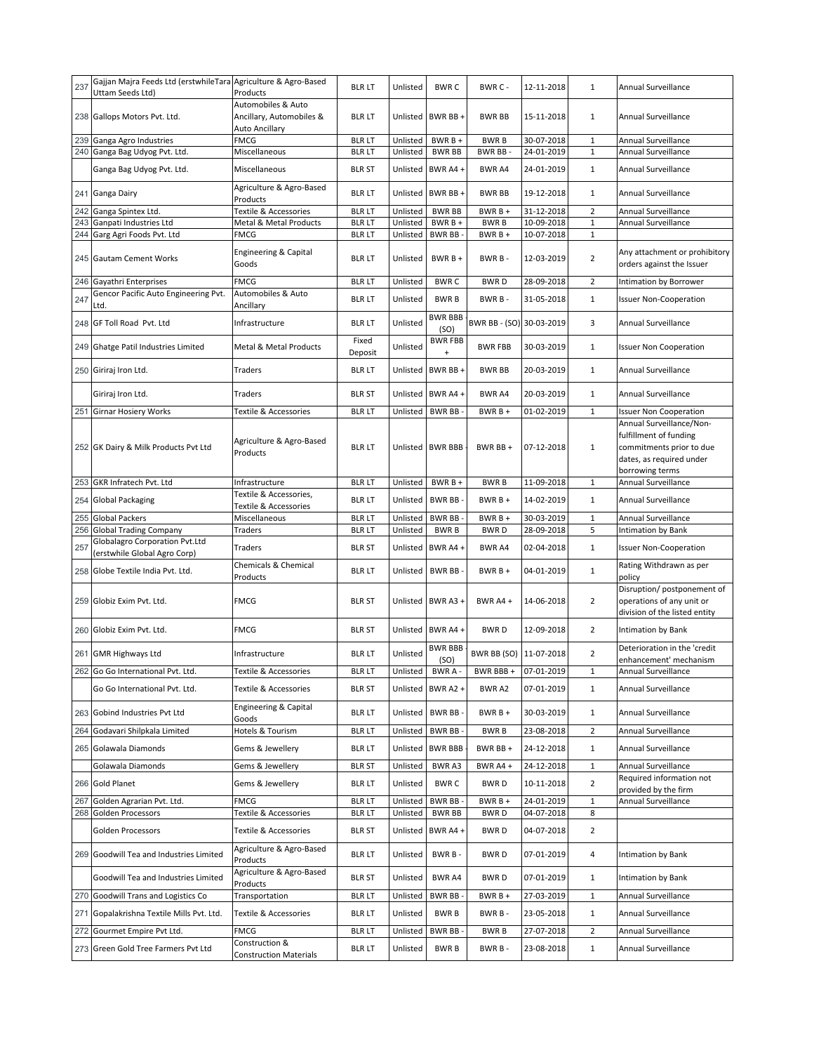| 237 | Gajjan Majra Feeds Ltd (erstwhileTara Uttam Seeds Ltd) | Agriculture & Agro-Based Products | BLR LT | Unlisted | BWR C | BWR C - | 12-11-2018 | 1 | Annual Surveillance |
|---|---|---|---|---|---|---|---|---|---|
| 238 | Gallops Motors Pvt. Ltd. | Automobiles & Auto Ancillary, Automobiles & Auto Ancillary | BLR LT | Unlisted | BWR BB + | BWR BB | 15-11-2018 | 1 | Annual Surveillance |
| 239 | Ganga Agro Industries | FMCG | BLR LT | Unlisted | BWR B + | BWR B | 30-07-2018 | 1 | Annual Surveillance |
| 240 | Ganga Bag Udyog Pvt. Ltd. | Miscellaneous | BLR LT | Unlisted | BWR BB | BWR BB - | 24-01-2019 | 1 | Annual Surveillance |
| | Ganga Bag Udyog Pvt. Ltd. | Miscellaneous | BLR ST | Unlisted | BWR A4 + | BWR A4 | 24-01-2019 | 1 | Annual Surveillance |
| 241 | Ganga Dairy | Agriculture & Agro-Based Products | BLR LT | Unlisted | BWR BB + | BWR BB | 19-12-2018 | 1 | Annual Surveillance |
| 242 | Ganga Spintex Ltd. | Textile & Accessories | BLR LT | Unlisted | BWR BB | BWR B + | 31-12-2018 | 2 | Annual Surveillance |
| 243 | Ganpati Industries Ltd | Metal & Metal Products | BLR LT | Unlisted | BWR B + | BWR B | 10-09-2018 | 1 | Annual Surveillance |
| 244 | Garg Agri Foods Pvt. Ltd | FMCG | BLR LT | Unlisted | BWR BB - | BWR B + | 10-07-2018 | 1 | |
| 245 | Gautam Cement Works | Engineering & Capital Goods | BLR LT | Unlisted | BWR B + | BWR B - | 12-03-2019 | 2 | Any attachment or prohibitory orders against the Issuer |
| 246 | Gayathri Enterprises | FMCG | BLR LT | Unlisted | BWR C | BWR D | 28-09-2018 | 2 | Intimation by Borrower |
| 247 | Gencor Pacific Auto Engineering Pvt. Ltd. | Automobiles & Auto Ancillary | BLR LT | Unlisted | BWR B | BWR B - | 31-05-2018 | 1 | Issuer Non-Cooperation |
| 248 | GF Toll Road Pvt. Ltd | Infrastructure | BLR LT | Unlisted | BWR BBB - (SO) | BWR BB - (SO) | 30-03-2019 | 3 | Annual Surveillance |
| 249 | Ghatge Patil Industries Limited | Metal & Metal Products | Fixed Deposit | Unlisted | BWR FBB + | BWR FBB | 30-03-2019 | 1 | Issuer Non Cooperation |
| 250 | Giriraj Iron Ltd. | Traders | BLR LT | Unlisted | BWR BB + | BWR BB | 20-03-2019 | 1 | Annual Surveillance |
| | Giriraj Iron Ltd. | Traders | BLR ST | Unlisted | BWR A4 + | BWR A4 | 20-03-2019 | 1 | Annual Surveillance |
| 251 | Girnar Hosiery Works | Textile & Accessories | BLR LT | Unlisted | BWR BB - | BWR B + | 01-02-2019 | 1 | Issuer Non Cooperation |
| 252 | GK Dairy & Milk Products Pvt Ltd | Agriculture & Agro-Based Products | BLR LT | Unlisted | BWR BBB - | BWR BB + | 07-12-2018 | 1 | Annual Surveillance/Non-fulfillment of funding commitments prior to due dates, as required under borrowing terms |
| 253 | GKR Infratech Pvt. Ltd | Infrastructure | BLR LT | Unlisted | BWR B + | BWR B | 11-09-2018 | 1 | Annual Surveillance |
| 254 | Global Packaging | Textile & Accessories, Textile & Accessories | BLR LT | Unlisted | BWR BB - | BWR B + | 14-02-2019 | 1 | Annual Surveillance |
| 255 | Global Packers | Miscellaneous | BLR LT | Unlisted | BWR BB - | BWR B + | 30-03-2019 | 1 | Annual Surveillance |
| 256 | Global Trading Company | Traders | BLR LT | Unlisted | BWR B | BWR D | 28-09-2018 | 5 | Intimation by Bank |
| 257 | Globalagro Corporation Pvt.Ltd (erstwhile Global Agro Corp) | Traders | BLR ST | Unlisted | BWR A4 + | BWR A4 | 02-04-2018 | 1 | Issuer Non-Cooperation |
| 258 | Globe Textile India Pvt. Ltd. | Chemicals & Chemical Products | BLR LT | Unlisted | BWR BB - | BWR B + | 04-01-2019 | 1 | Rating Withdrawn as per policy |
| 259 | Globiz Exim Pvt. Ltd. | FMCG | BLR ST | Unlisted | BWR A3 + | BWR A4 + | 14-06-2018 | 2 | Disruption/ postponement of operations of any unit or division of the listed entity |
| 260 | Globiz Exim Pvt. Ltd. | FMCG | BLR ST | Unlisted | BWR A4 + | BWR D | 12-09-2018 | 2 | Intimation by Bank |
| 261 | GMR Highways Ltd | Infrastructure | BLR LT | Unlisted | BWR BBB - (SO) | BWR BB (SO) | 11-07-2018 | 2 | Deterioration in the 'credit enhancement' mechanism |
| 262 | Go Go International Pvt. Ltd. | Textile & Accessories | BLR LT | Unlisted | BWR A - | BWR BBB + | 07-01-2019 | 1 | Annual Surveillance |
| | Go Go International Pvt. Ltd. | Textile & Accessories | BLR ST | Unlisted | BWR A2 + | BWR A2 | 07-01-2019 | 1 | Annual Surveillance |
| 263 | Gobind Industries Pvt Ltd | Engineering & Capital Goods | BLR LT | Unlisted | BWR BB - | BWR B + | 30-03-2019 | 1 | Annual Surveillance |
| 264 | Godavari Shilpkala Limited | Hotels & Tourism | BLR LT | Unlisted | BWR BB - | BWR B | 23-08-2018 | 2 | Annual Surveillance |
| 265 | Golawala Diamonds | Gems & Jewellery | BLR LT | Unlisted | BWR BBB - | BWR BB + | 24-12-2018 | 1 | Annual Surveillance |
| | Golawala Diamonds | Gems & Jewellery | BLR ST | Unlisted | BWR A3 | BWR A4 + | 24-12-2018 | 1 | Annual Surveillance |
| 266 | Gold Planet | Gems & Jewellery | BLR LT | Unlisted | BWR C | BWR D | 10-11-2018 | 2 | Required information not provided by the firm |
| 267 | Golden Agrarian Pvt. Ltd. | FMCG | BLR LT | Unlisted | BWR BB - | BWR B + | 24-01-2019 | 1 | Annual Surveillance |
| 268 | Golden Processors | Textile & Accessories | BLR LT | Unlisted | BWR BB | BWR D | 04-07-2018 | 8 | |
| | Golden Processors | Textile & Accessories | BLR ST | Unlisted | BWR A4 + | BWR D | 04-07-2018 | 2 | |
| 269 | Goodwill Tea and Industries Limited | Agriculture & Agro-Based Products | BLR LT | Unlisted | BWR B - | BWR D | 07-01-2019 | 4 | Intimation by Bank |
| | Goodwill Tea and Industries Limited | Agriculture & Agro-Based Products | BLR ST | Unlisted | BWR A4 | BWR D | 07-01-2019 | 1 | Intimation by Bank |
| 270 | Goodwill Trans and Logistics Co | Transportation | BLR LT | Unlisted | BWR BB - | BWR B + | 27-03-2019 | 1 | Annual Surveillance |
| 271 | Gopalakrishna Textile Mills Pvt. Ltd. | Textile & Accessories | BLR LT | Unlisted | BWR B | BWR B - | 23-05-2018 | 1 | Annual Surveillance |
| 272 | Gourmet Empire Pvt Ltd. | FMCG | BLR LT | Unlisted | BWR BB - | BWR B | 27-07-2018 | 2 | Annual Surveillance |
| 273 | Green Gold Tree Farmers Pvt Ltd | Construction & Construction Materials | BLR LT | Unlisted | BWR B | BWR B - | 23-08-2018 | 1 | Annual Surveillance |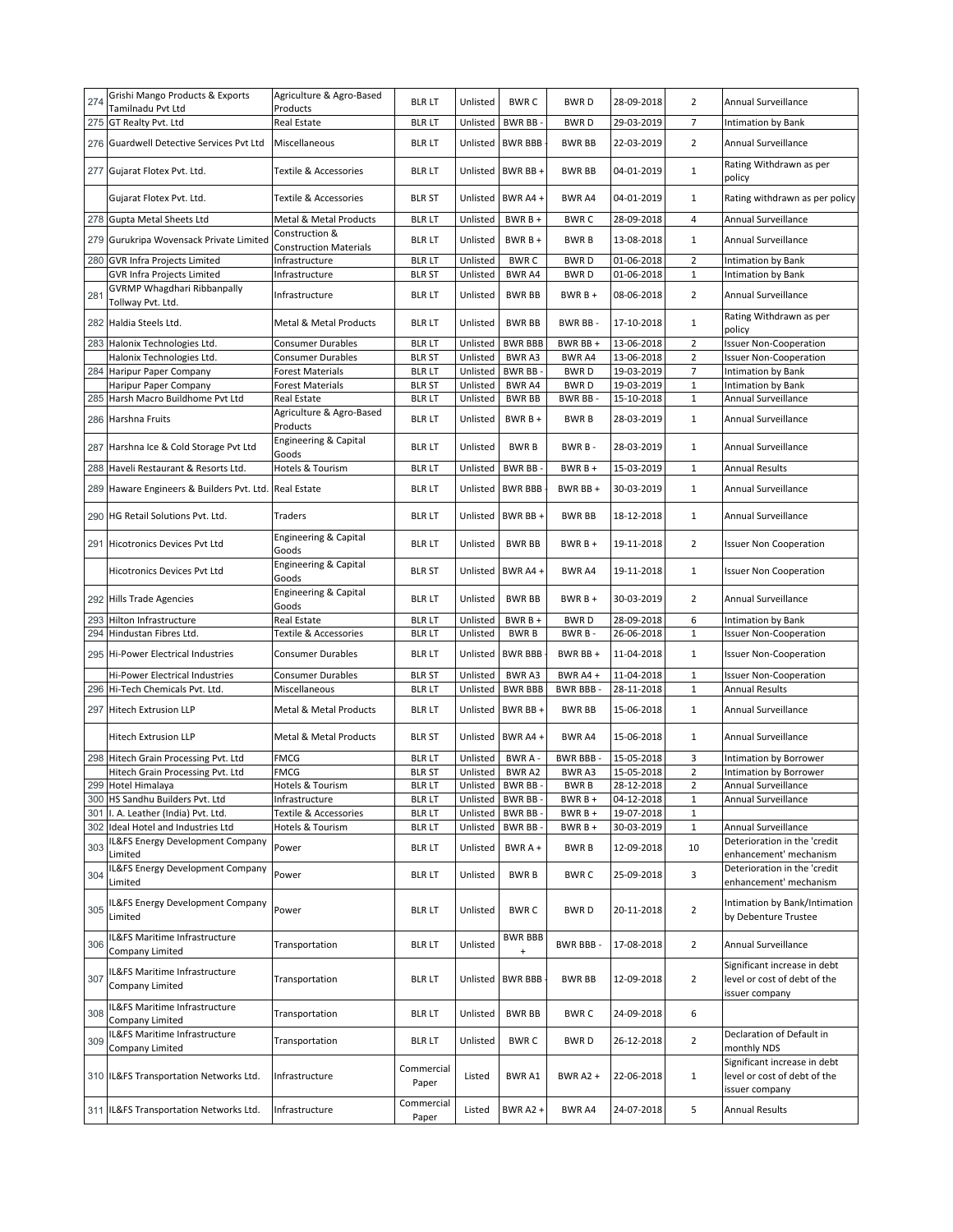| 274 | Grishi Mango Products & Exports Tamilnadu Pvt Ltd | Agriculture & Agro-Based Products | BLR LT | Unlisted | BWR C | BWR D | 28-09-2018 | 2 | Annual Surveillance |
|---|---|---|---|---|---|---|---|---|---|
| 275 | GT Realty Pvt. Ltd | Real Estate | BLR LT | Unlisted | BWR BB - | BWR D | 29-03-2019 | 7 | Intimation by Bank |
| 276 | Guardwell Detective Services Pvt Ltd | Miscellaneous | BLR LT | Unlisted | BWR BBB - | BWR BB | 22-03-2019 | 2 | Annual Surveillance |
| 277 | Gujarat Flotex Pvt. Ltd. | Textile & Accessories | BLR LT | Unlisted | BWR BB + | BWR BB | 04-01-2019 | 1 | Rating Withdrawn as per policy |
| | Gujarat Flotex Pvt. Ltd. | Textile & Accessories | BLR ST | Unlisted | BWR A4 + | BWR A4 | 04-01-2019 | 1 | Rating withdrawn as per policy |
| 278 | Gupta Metal Sheets Ltd | Metal & Metal Products | BLR LT | Unlisted | BWR B + | BWR C | 28-09-2018 | 4 | Annual Surveillance |
| 279 | Gurukripa Wovensack Private Limited | Construction & Construction Materials | BLR LT | Unlisted | BWR B + | BWR B | 13-08-2018 | 1 | Annual Surveillance |
| 280 | GVR Infra Projects Limited | Infrastructure | BLR LT | Unlisted | BWR C | BWR D | 01-06-2018 | 2 | Intimation by Bank |
| | GVR Infra Projects Limited | Infrastructure | BLR ST | Unlisted | BWR A4 | BWR D | 01-06-2018 | 1 | Intimation by Bank |
| 281 | GVRMP Whagdhari Ribbanpally Tollway Pvt. Ltd. | Infrastructure | BLR LT | Unlisted | BWR BB | BWR B + | 08-06-2018 | 2 | Annual Surveillance |
| 282 | Haldia Steels Ltd. | Metal & Metal Products | BLR LT | Unlisted | BWR BB | BWR BB - | 17-10-2018 | 1 | Rating Withdrawn as per policy |
| 283 | Halonix Technologies Ltd. | Consumer Durables | BLR LT | Unlisted | BWR BBB | BWR BB + | 13-06-2018 | 2 | Issuer Non-Cooperation |
| | Halonix Technologies Ltd. | Consumer Durables | BLR ST | Unlisted | BWR A3 | BWR A4 | 13-06-2018 | 2 | Issuer Non-Cooperation |
| 284 | Haripur Paper Company | Forest Materials | BLR LT | Unlisted | BWR BB - | BWR D | 19-03-2019 | 7 | Intimation by Bank |
| | Haripur Paper Company | Forest Materials | BLR ST | Unlisted | BWR A4 | BWR D | 19-03-2019 | 1 | Intimation by Bank |
| 285 | Harsh Macro Buildhome Pvt Ltd | Real Estate | BLR LT | Unlisted | BWR BB | BWR BB - | 15-10-2018 | 1 | Annual Surveillance |
| 286 | Harshna Fruits | Agriculture & Agro-Based Products | BLR LT | Unlisted | BWR B + | BWR B | 28-03-2019 | 1 | Annual Surveillance |
| 287 | Harshna Ice & Cold Storage Pvt Ltd | Engineering & Capital Goods | BLR LT | Unlisted | BWR B | BWR B - | 28-03-2019 | 1 | Annual Surveillance |
| 288 | Haveli Restaurant & Resorts Ltd. | Hotels & Tourism | BLR LT | Unlisted | BWR BB - | BWR B + | 15-03-2019 | 1 | Annual Results |
| 289 | Haware Engineers & Builders Pvt. Ltd. | Real Estate | BLR LT | Unlisted | BWR BBB - | BWR BB + | 30-03-2019 | 1 | Annual Surveillance |
| 290 | HG Retail Solutions Pvt. Ltd. | Traders | BLR LT | Unlisted | BWR BB + | BWR BB | 18-12-2018 | 1 | Annual Surveillance |
| 291 | Hicotronics Devices Pvt Ltd | Engineering & Capital Goods | BLR LT | Unlisted | BWR BB | BWR B + | 19-11-2018 | 2 | Issuer Non Cooperation |
| | Hicotronics Devices Pvt Ltd | Engineering & Capital Goods | BLR ST | Unlisted | BWR A4 + | BWR A4 | 19-11-2018 | 1 | Issuer Non Cooperation |
| 292 | Hills Trade Agencies | Engineering & Capital Goods | BLR LT | Unlisted | BWR BB | BWR B + | 30-03-2019 | 2 | Annual Surveillance |
| 293 | Hilton Infrastructure | Real Estate | BLR LT | Unlisted | BWR B + | BWR D | 28-09-2018 | 6 | Intimation by Bank |
| 294 | Hindustan Fibres Ltd. | Textile & Accessories | BLR LT | Unlisted | BWR B | BWR B - | 26-06-2018 | 1 | Issuer Non-Cooperation |
| 295 | Hi-Power Electrical Industries | Consumer Durables | BLR LT | Unlisted | BWR BBB - | BWR BB + | 11-04-2018 | 1 | Issuer Non-Cooperation |
| | Hi-Power Electrical Industries | Consumer Durables | BLR ST | Unlisted | BWR A3 | BWR A4 + | 11-04-2018 | 1 | Issuer Non-Cooperation |
| 296 | Hi-Tech Chemicals Pvt. Ltd. | Miscellaneous | BLR LT | Unlisted | BWR BBB | BWR BBB - | 28-11-2018 | 1 | Annual Results |
| 297 | Hitech Extrusion LLP | Metal & Metal Products | BLR LT | Unlisted | BWR BB + | BWR BB | 15-06-2018 | 1 | Annual Surveillance |
| | Hitech Extrusion LLP | Metal & Metal Products | BLR ST | Unlisted | BWR A4 + | BWR A4 | 15-06-2018 | 1 | Annual Surveillance |
| 298 | Hitech Grain Processing Pvt. Ltd | FMCG | BLR LT | Unlisted | BWR A - | BWR BBB - | 15-05-2018 | 3 | Intimation by Borrower |
| | Hitech Grain Processing Pvt. Ltd | FMCG | BLR ST | Unlisted | BWR A2 | BWR A3 | 15-05-2018 | 2 | Intimation by Borrower |
| 299 | Hotel Himalaya | Hotels & Tourism | BLR LT | Unlisted | BWR BB - | BWR B | 28-12-2018 | 2 | Annual Surveillance |
| 300 | HS Sandhu Builders Pvt. Ltd | Infrastructure | BLR LT | Unlisted | BWR BB - | BWR B + | 04-12-2018 | 1 | Annual Surveillance |
| 301 | I. A. Leather (India) Pvt. Ltd. | Textile & Accessories | BLR LT | Unlisted | BWR BB - | BWR B + | 19-07-2018 | 1 | |
| 302 | Ideal Hotel and Industries Ltd | Hotels & Tourism | BLR LT | Unlisted | BWR BB - | BWR B + | 30-03-2019 | 1 | Annual Surveillance |
| 303 | IL&FS Energy Development Company Limited | Power | BLR LT | Unlisted | BWR A + | BWR B | 12-09-2018 | 10 | Deterioration in the 'credit enhancement' mechanism |
| 304 | IL&FS Energy Development Company Limited | Power | BLR LT | Unlisted | BWR B | BWR C | 25-09-2018 | 3 | Deterioration in the 'credit enhancement' mechanism |
| 305 | IL&FS Energy Development Company Limited | Power | BLR LT | Unlisted | BWR C | BWR D | 20-11-2018 | 2 | Intimation by Bank/Intimation by Debenture Trustee |
| 306 | IL&FS Maritime Infrastructure Company Limited | Transportation | BLR LT | Unlisted | BWR BBB + | BWR BBB - | 17-08-2018 | 2 | Annual Surveillance |
| 307 | IL&FS Maritime Infrastructure Company Limited | Transportation | BLR LT | Unlisted | BWR BBB - | BWR BB | 12-09-2018 | 2 | Significant increase in debt level or cost of debt of the issuer company |
| 308 | IL&FS Maritime Infrastructure Company Limited | Transportation | BLR LT | Unlisted | BWR BB | BWR C | 24-09-2018 | 6 | |
| 309 | IL&FS Maritime Infrastructure Company Limited | Transportation | BLR LT | Unlisted | BWR C | BWR D | 26-12-2018 | 2 | Declaration of Default in monthly NDS |
| 310 | IL&FS Transportation Networks Ltd. | Infrastructure | Commercial Paper | Listed | BWR A1 | BWR A2 + | 22-06-2018 | 1 | Significant increase in debt level or cost of debt of the issuer company |
| 311 | IL&FS Transportation Networks Ltd. | Infrastructure | Commercial Paper | Listed | BWR A2 + | BWR A4 | 24-07-2018 | 5 | Annual Results |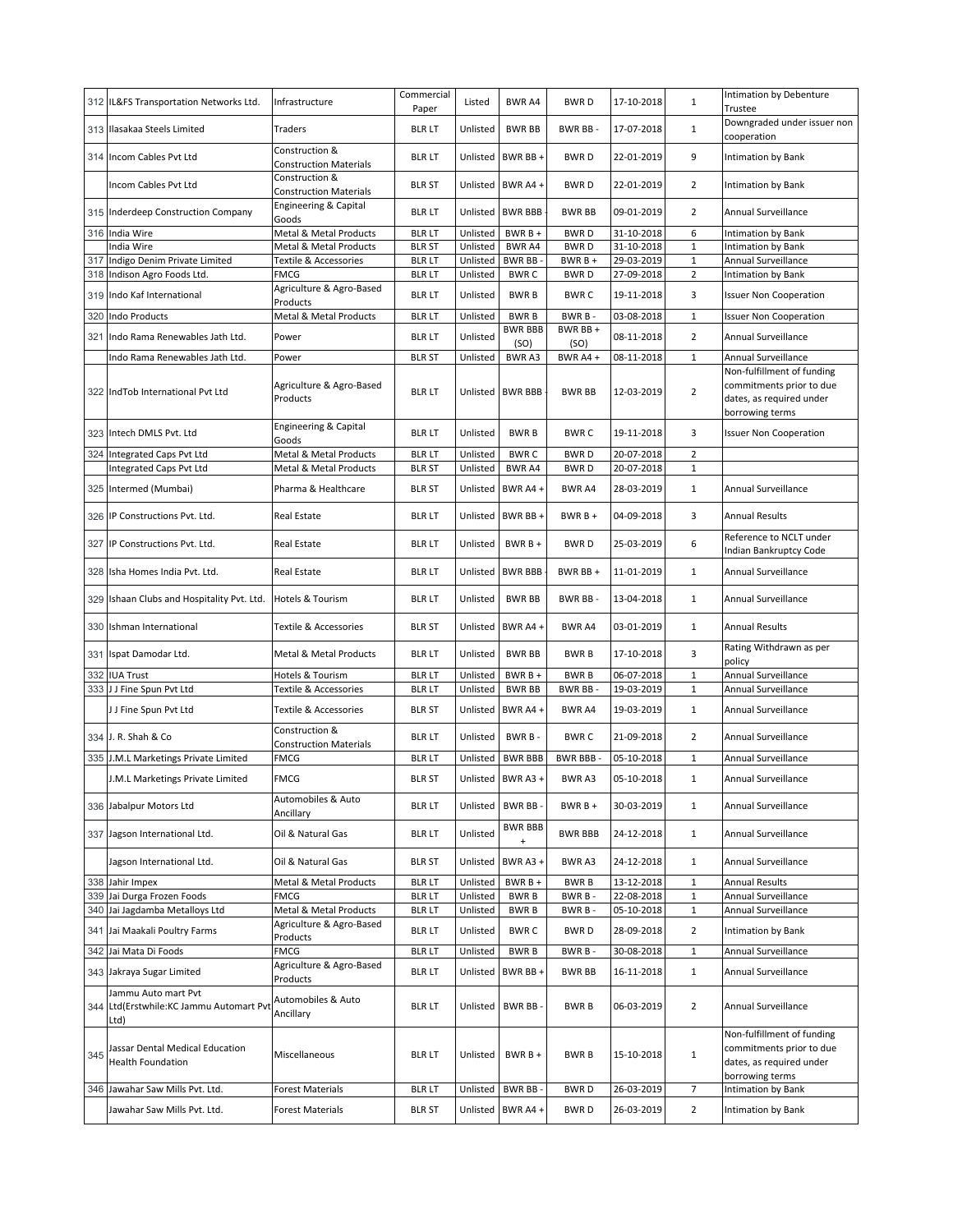| | | | | | | | | | |
|---|---|---|---|---|---|---|---|---|---|
| 312 | IL&FS Transportation Networks Ltd. | Infrastructure | Commercial Paper | Listed | BWR A4 | BWR D | 17-10-2018 | 1 | Intimation by Debenture Trustee |
| 313 | Ilasakaa Steels Limited | Traders | BLR LT | Unlisted | BWR BB | BWR BB - | 17-07-2018 | 1 | Downgraded under issuer non cooperation |
| 314 | Incom Cables Pvt Ltd | Construction & Construction Materials | BLR LT | Unlisted | BWR BB + | BWR D | 22-01-2019 | 9 | Intimation by Bank |
| | Incom Cables Pvt Ltd | Construction & Construction Materials | BLR ST | Unlisted | BWR A4 + | BWR D | 22-01-2019 | 2 | Intimation by Bank |
| 315 | Inderdeep Construction Company | Engineering & Capital Goods | BLR LT | Unlisted | BWR BBB - | BWR BB | 09-01-2019 | 2 | Annual Surveillance |
| 316 | India Wire | Metal & Metal Products | BLR LT | Unlisted | BWR B + | BWR D | 31-10-2018 | 6 | Intimation by Bank |
| | India Wire | Metal & Metal Products | BLR ST | Unlisted | BWR A4 | BWR D | 31-10-2018 | 1 | Intimation by Bank |
| 317 | Indigo Denim Private Limited | Textile & Accessories | BLR LT | Unlisted | BWR BB - | BWR B + | 29-03-2019 | 1 | Annual Surveillance |
| 318 | Indison Agro Foods Ltd. | FMCG | BLR LT | Unlisted | BWR C | BWR D | 27-09-2018 | 2 | Intimation by Bank |
| 319 | Indo Kaf International | Agriculture & Agro-Based Products | BLR LT | Unlisted | BWR B | BWR C | 19-11-2018 | 3 | Issuer Non Cooperation |
| 320 | Indo Products | Metal & Metal Products | BLR LT | Unlisted | BWR B | BWR B - | 03-08-2018 | 1 | Issuer Non Cooperation |
| 321 | Indo Rama Renewables Jath Ltd. | Power | BLR LT | Unlisted | BWR BBB (SO) | BWR BB + (SO) | 08-11-2018 | 2 | Annual Surveillance |
| | Indo Rama Renewables Jath Ltd. | Power | BLR ST | Unlisted | BWR A3 | BWR A4 + | 08-11-2018 | 1 | Annual Surveillance |
| 322 | IndTob International Pvt Ltd | Agriculture & Agro-Based Products | BLR LT | Unlisted | BWR BBB - | BWR BB | 12-03-2019 | 2 | Non-fulfillment of funding commitments prior to due dates, as required under borrowing terms |
| 323 | Intech DMLS Pvt. Ltd | Engineering & Capital Goods | BLR LT | Unlisted | BWR B | BWR C | 19-11-2018 | 3 | Issuer Non Cooperation |
| 324 | Integrated Caps Pvt Ltd | Metal & Metal Products | BLR LT | Unlisted | BWR C | BWR D | 20-07-2018 | 2 | |
| | Integrated Caps Pvt Ltd | Metal & Metal Products | BLR ST | Unlisted | BWR A4 | BWR D | 20-07-2018 | 1 | |
| 325 | Intermed (Mumbai) | Pharma & Healthcare | BLR ST | Unlisted | BWR A4 + | BWR A4 | 28-03-2019 | 1 | Annual Surveillance |
| 326 | IP Constructions Pvt. Ltd. | Real Estate | BLR LT | Unlisted | BWR BB + | BWR B + | 04-09-2018 | 3 | Annual Results |
| 327 | IP Constructions Pvt. Ltd. | Real Estate | BLR LT | Unlisted | BWR B + | BWR D | 25-03-2019 | 6 | Reference to NCLT under Indian Bankruptcy Code |
| 328 | Isha Homes India Pvt. Ltd. | Real Estate | BLR LT | Unlisted | BWR BBB - | BWR BB + | 11-01-2019 | 1 | Annual Surveillance |
| 329 | Ishaan Clubs and Hospitality Pvt. Ltd. | Hotels & Tourism | BLR LT | Unlisted | BWR BB | BWR BB - | 13-04-2018 | 1 | Annual Surveillance |
| 330 | Ishman International | Textile & Accessories | BLR ST | Unlisted | BWR A4 + | BWR A4 | 03-01-2019 | 1 | Annual Results |
| 331 | Ispat Damodar Ltd. | Metal & Metal Products | BLR LT | Unlisted | BWR BB | BWR B | 17-10-2018 | 3 | Rating Withdrawn as per policy |
| 332 | IUA Trust | Hotels & Tourism | BLR LT | Unlisted | BWR B + | BWR B | 06-07-2018 | 1 | Annual Surveillance |
| 333 | J J Fine Spun Pvt Ltd | Textile & Accessories | BLR LT | Unlisted | BWR BB | BWR BB - | 19-03-2019 | 1 | Annual Surveillance |
| | J J Fine Spun Pvt Ltd | Textile & Accessories | BLR ST | Unlisted | BWR A4 + | BWR A4 | 19-03-2019 | 1 | Annual Surveillance |
| 334 | J. R. Shah & Co | Construction & Construction Materials | BLR LT | Unlisted | BWR B - | BWR C | 21-09-2018 | 2 | Annual Surveillance |
| 335 | J.M.L Marketings Private Limited | FMCG | BLR LT | Unlisted | BWR BBB | BWR BBB - | 05-10-2018 | 1 | Annual Surveillance |
| | J.M.L Marketings Private Limited | FMCG | BLR ST | Unlisted | BWR A3 + | BWR A3 | 05-10-2018 | 1 | Annual Surveillance |
| 336 | Jabalpur Motors Ltd | Automobiles & Auto Ancillary | BLR LT | Unlisted | BWR BB - | BWR B + | 30-03-2019 | 1 | Annual Surveillance |
| 337 | Jagson International Ltd. | Oil & Natural Gas | BLR LT | Unlisted | BWR BBB + | BWR BBB | 24-12-2018 | 1 | Annual Surveillance |
| | Jagson International Ltd. | Oil & Natural Gas | BLR ST | Unlisted | BWR A3 + | BWR A3 | 24-12-2018 | 1 | Annual Surveillance |
| 338 | Jahir Impex | Metal & Metal Products | BLR LT | Unlisted | BWR B + | BWR B | 13-12-2018 | 1 | Annual Results |
| 339 | Jai Durga Frozen Foods | FMCG | BLR LT | Unlisted | BWR B | BWR B - | 22-08-2018 | 1 | Annual Surveillance |
| 340 | Jai Jagdamba Metalloys Ltd | Metal & Metal Products | BLR LT | Unlisted | BWR B | BWR B - | 05-10-2018 | 1 | Annual Surveillance |
| 341 | Jai Maakali Poultry Farms | Agriculture & Agro-Based Products | BLR LT | Unlisted | BWR C | BWR D | 28-09-2018 | 2 | Intimation by Bank |
| 342 | Jai Mata Di Foods | FMCG | BLR LT | Unlisted | BWR B | BWR B - | 30-08-2018 | 1 | Annual Surveillance |
| 343 | Jakraya Sugar Limited | Agriculture & Agro-Based Products | BLR LT | Unlisted | BWR BB + | BWR BB | 16-11-2018 | 1 | Annual Surveillance |
| 344 | Jammu Auto mart Pvt Ltd(Erstwhile:KC Jammu Automart Pvt Ltd) | Automobiles & Auto Ancillary | BLR LT | Unlisted | BWR BB - | BWR B | 06-03-2019 | 2 | Annual Surveillance |
| 345 | Jassar Dental Medical Education Health Foundation | Miscellaneous | BLR LT | Unlisted | BWR B + | BWR B | 15-10-2018 | 1 | Non-fulfillment of funding commitments prior to due dates, as required under borrowing terms |
| 346 | Jawahar Saw Mills Pvt. Ltd. | Forest Materials | BLR LT | Unlisted | BWR BB - | BWR D | 26-03-2019 | 7 | Intimation by Bank |
| | Jawahar Saw Mills Pvt. Ltd. | Forest Materials | BLR ST | Unlisted | BWR A4 + | BWR D | 26-03-2019 | 2 | Intimation by Bank |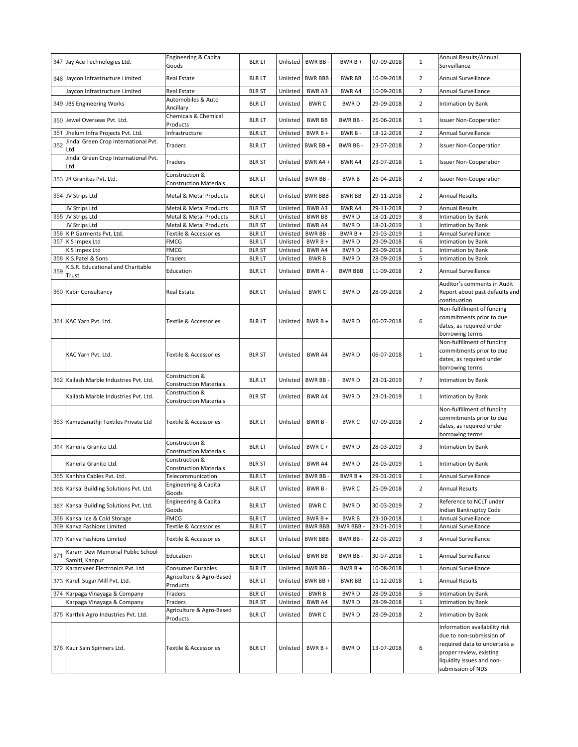| 347 | Jay Ace Technologies Ltd. | Engineering & Capital Goods | BLR LT | Unlisted | BWR BB - | BWR B + | 07-09-2018 | 1 | Annual Results/Annual Surveillance |
|---|---|---|---|---|---|---|---|---|---|
| 348 | Jaycon Infrastructure Limited | Real Estate | BLR LT | Unlisted | BWR BBB - | BWR BB | 10-09-2018 | 2 | Annual Surveillance |
| | Jaycon Infrastructure Limited | Real Estate | BLR ST | Unlisted | BWR A3 | BWR A4 | 10-09-2018 | 2 | Annual Surveillance |
| 349 | JBS Engineering Works | Automobiles & Auto Ancillary | BLR LT | Unlisted | BWR C | BWR D | 29-09-2018 | 2 | Intimation by Bank |
| 350 | Jewel Overseas Pvt. Ltd. | Chemicals & Chemical Products | BLR LT | Unlisted | BWR BB | BWR BB - | 26-06-2018 | 1 | Issuer Non-Cooperation |
| 351 | Jhelum Infra Projects Pvt. Ltd. | Infrastructure | BLR LT | Unlisted | BWR B + | BWR B - | 18-12-2018 | 2 | Annual Surveillance |
| 352 | Jindal Green Crop International Pvt. Ltd | Traders | BLR LT | Unlisted | BWR BB + | BWR BB - | 23-07-2018 | 2 | Issuer Non-Cooperation |
| | Jindal Green Crop International Pvt. Ltd | Traders | BLR ST | Unlisted | BWR A4 + | BWR A4 | 23-07-2018 | 1 | Issuer Non-Cooperation |
| 353 | JR Granites Pvt. Ltd. | Construction & Construction Materials | BLR LT | Unlisted | BWR BB - | BWR B | 26-04-2018 | 2 | Issuer Non-Cooperation |
| 354 | JV Strips Ltd | Metal & Metal Products | BLR LT | Unlisted | BWR BBB - | BWR BB | 29-11-2018 | 2 | Annual Results |
| | JV Strips Ltd | Metal & Metal Products | BLR ST | Unlisted | BWR A3 | BWR A4 | 29-11-2018 | 2 | Annual Results |
| 355 | JV Strips Ltd | Metal & Metal Products | BLR LT | Unlisted | BWR BB | BWR D | 18-01-2019 | 8 | Intimation by Bank |
| | JV Strips Ltd | Metal & Metal Products | BLR ST | Unlisted | BWR A4 | BWR D | 18-01-2019 | 1 | Intimation by Bank |
| 356 | K P Garments Pvt. Ltd. | Textile & Accessories | BLR LT | Unlisted | BWR BB - | BWR B + | 29-03-2019 | 1 | Annual Surveillance |
| 357 | K S Impex Ltd | FMCG | BLR LT | Unlisted | BWR B + | BWR D | 29-09-2018 | 6 | Intimation by Bank |
| | K S Impex Ltd | FMCG | BLR ST | Unlisted | BWR A4 | BWR D | 29-09-2018 | 1 | Intimation by Bank |
| 358 | K.S.Patel & Sons | Traders | BLR LT | Unlisted | BWR B | BWR D | 28-09-2018 | 5 | Intimation by Bank |
| 359 | K.S.R. Educational and Charitable Trust | Education | BLR LT | Unlisted | BWR A - | BWR BBB | 11-09-2018 | 2 | Annual Surveillance |
| 360 | Kabir Consultancy | Real Estate | BLR LT | Unlisted | BWR C | BWR D | 28-09-2018 | 2 | Auditor's comments in Audit Report about past defaults and continuation |
| 361 | KAC Yarn Pvt. Ltd. | Textile & Accessories | BLR LT | Unlisted | BWR B + | BWR D | 06-07-2018 | 6 | Non-fulfillment of funding commitments prior to due dates, as required under borrowing terms |
| | KAC Yarn Pvt. Ltd. | Textile & Accessories | BLR ST | Unlisted | BWR A4 | BWR D | 06-07-2018 | 1 | Non-fulfillment of funding commitments prior to due dates, as required under borrowing terms |
| 362 | Kailash Marble Industries Pvt. Ltd. | Construction & Construction Materials | BLR LT | Unlisted | BWR BB - | BWR D | 23-01-2019 | 7 | Intimation by Bank |
| | Kailash Marble Industries Pvt. Ltd. | Construction & Construction Materials | BLR ST | Unlisted | BWR A4 | BWR D | 23-01-2019 | 1 | Intimation by Bank |
| 363 | Kamadanathji Textiles Private Ltd | Textile & Accessories | BLR LT | Unlisted | BWR B - | BWR C | 07-09-2018 | 2 | Non-fulfillment of funding commitments prior to due dates, as required under borrowing terms |
| 364 | Kaneria Granito Ltd. | Construction & Construction Materials | BLR LT | Unlisted | BWR C + | BWR D | 28-03-2019 | 3 | Intimation by Bank |
| | Kaneria Granito Ltd. | Construction & Construction Materials | BLR ST | Unlisted | BWR A4 | BWR D | 28-03-2019 | 1 | Intimation by Bank |
| 365 | Kanhha Cables Pvt. Ltd. | Telecommunication | BLR LT | Unlisted | BWR BB - | BWR B + | 29-01-2019 | 1 | Annual Surveillance |
| 366 | Kansal Building Solutions Pvt. Ltd. | Engineering & Capital Goods | BLR LT | Unlisted | BWR B - | BWR C | 25-09-2018 | 2 | Annual Results |
| 367 | Kansal Building Solutions Pvt. Ltd. | Engineering & Capital Goods | BLR LT | Unlisted | BWR C | BWR D | 30-03-2019 | 2 | Reference to NCLT under Indian Bankruptcy Code |
| 368 | Kansal Ice & Cold Storage | FMCG | BLR LT | Unlisted | BWR B + | BWR B | 23-10-2018 | 1 | Annual Surveillance |
| 369 | Kanva Fashions Limited | Textile & Accessories | BLR LT | Unlisted | BWR BBB | BWR BBB - | 23-01-2019 | 1 | Annual Surveillance |
| 370 | Kanva Fashions Limited | Textile & Accessories | BLR LT | Unlisted | BWR BBB - | BWR BB - | 22-03-2019 | 3 | Annual Surveillance |
| 371 | Karam Devi Memorial Public School Samiti, Kanpur | Education | BLR LT | Unlisted | BWR BB | BWR BB - | 30-07-2018 | 1 | Annual Surveillance |
| 372 | Karamveer Electronics Pvt. Ltd | Consumer Durables | BLR LT | Unlisted | BWR BB - | BWR B + | 10-08-2018 | 1 | Annual Surveillance |
| 373 | Kareli Sugar Mill Pvt. Ltd. | Agriculture & Agro-Based Products | BLR LT | Unlisted | BWR BB + | BWR BB | 11-12-2018 | 1 | Annual Results |
| 374 | Karpaga Vinayaga & Company | Traders | BLR LT | Unlisted | BWR B | BWR D | 28-09-2018 | 5 | Intimation by Bank |
| | Karpaga Vinayaga & Company | Traders | BLR ST | Unlisted | BWR A4 | BWR D | 28-09-2018 | 1 | Intimation by Bank |
| 375 | Karthik Agro Industries Pvt. Ltd. | Agriculture & Agro-Based Products | BLR LT | Unlisted | BWR C | BWR D | 28-09-2018 | 2 | Intimation by Bank |
| 376 | Kaur Sain Spinners Ltd. | Textile & Accessories | BLR LT | Unlisted | BWR B + | BWR D | 13-07-2018 | 6 | Information availability risk due to non-submission of required data to undertake a proper review, existing liquidity issues and non-submission of NDS |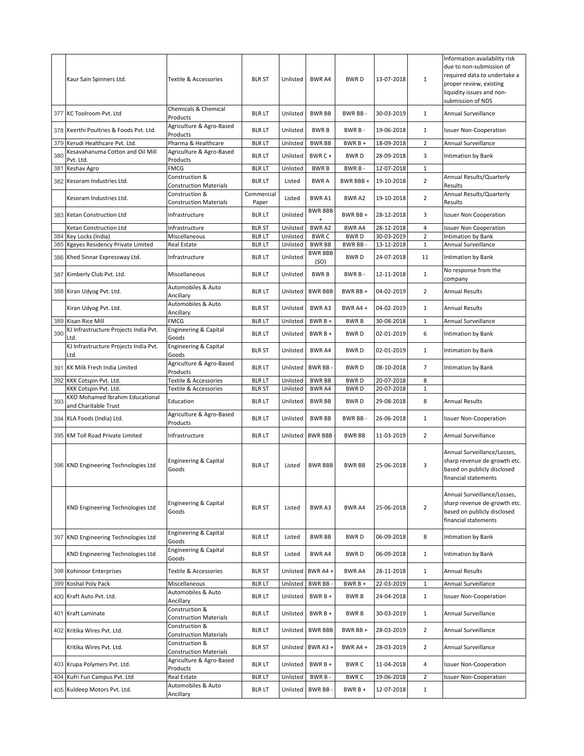| | | | | | | | | | |
|---|---|---|---|---|---|---|---|---|---|
| | Kaur Sain Spinners Ltd. | Textile & Accessories | BLR ST | Unlisted | BWR A4 | BWR D | 13-07-2018 | 1 | Information availability risk due to non-submission of required data to undertake a proper review, existing liquidity issues and non-submission of NDS |
| 377 | KC Toolroom Pvt. Ltd | Chemicals & Chemical Products | BLR LT | Unlisted | BWR BB | BWR BB - | 30-03-2019 | 1 | Annual Surveillance |
| 378 | Keerthi Poultries & Foods Pvt. Ltd. | Agriculture & Agro-Based Products | BLR LT | Unlisted | BWR B | BWR B - | 19-06-2018 | 1 | Issuer Non-Cooperation |
| 379 | Kerudi Healthcare Pvt. Ltd. | Pharma & Healthcare | BLR LT | Unlisted | BWR BB | BWR B + | 18-09-2018 | 2 | Annual Surveillance |
| 380 | Kesavahanuma Cotton and Oil Mill Pvt. Ltd. | Agriculture & Agro-Based Products | BLR LT | Unlisted | BWR C + | BWR D | 28-09-2018 | 3 | Intimation by Bank |
| 381 | Keshav Agro | FMCG | BLR LT | Unlisted | BWR B | BWR B - | 12-07-2018 | 1 | |
| 382 | Kesoram Industries Ltd. | Construction & Construction Materials | BLR LT | Listed | BWR A | BWR BBB + | 19-10-2018 | 2 | Annual Results/Quarterly Results |
| | Kesoram Industries Ltd. | Construction & Construction Materials | Commercial Paper | Listed | BWR A1 | BWR A2 | 19-10-2018 | 2 | Annual Results/Quarterly Results |
| 383 | Ketan Construction Ltd | Infrastructure | BLR LT | Unlisted | BWR BBB + | BWR BB + | 28-12-2018 | 3 | Issuer Non Cooperation |
| | Ketan Construction Ltd | Infrastructure | BLR ST | Unlisted | BWR A2 | BWR A4 | 28-12-2018 | 4 | Issuer Non Cooperation |
| 384 | Key Locks (India) | Miscellaneous | BLR LT | Unlisted | BWR C | BWR D | 30-03-2019 | 2 | Intimation by Bank |
| 385 | Kgeyes Residency Private Limited | Real Estate | BLR LT | Unlisted | BWR BB | BWR BB - | 13-12-2018 | 1 | Annual Surveillance |
| 386 | Khed Sinnar Expressway Ltd. | Infrastructure | BLR LT | Unlisted | BWR BBB (SO) | BWR D | 24-07-2018 | 11 | Intimation by Bank |
| 387 | Kimberly Club Pvt. Ltd. | Miscellaneous | BLR LT | Unlisted | BWR B | BWR B - | 12-11-2018 | 1 | No response from the company |
| 388 | Kiran Udyog Pvt. Ltd. | Automobiles & Auto Ancillary | BLR LT | Unlisted | BWR BBB | BWR BB + | 04-02-2019 | 2 | Annual Results |
| | Kiran Udyog Pvt. Ltd. | Automobiles & Auto Ancillary | BLR ST | Unlisted | BWR A3 | BWR A4 + | 04-02-2019 | 1 | Annual Results |
| 389 | Kisan Rice Mill | FMCG | BLR LT | Unlisted | BWR B + | BWR B | 30-08-2018 | 1 | Annual Surveillance |
| 390 | KJ Infrastructure Projects India Pvt. Ltd. | Engineering & Capital Goods | BLR LT | Unlisted | BWR B + | BWR D | 02-01-2019 | 6 | Intimation by Bank |
| | KJ Infrastructure Projects India Pvt. Ltd. | Engineering & Capital Goods | BLR ST | Unlisted | BWR A4 | BWR D | 02-01-2019 | 1 | Intimation by Bank |
| 391 | KK Milk Fresh India Limited | Agriculture & Agro-Based Products | BLR LT | Unlisted | BWR BB - | BWR D | 08-10-2018 | 7 | Intimation by Bank |
| 392 | KKK Cotspin Pvt. Ltd. | Textile & Accessories | BLR LT | Unlisted | BWR BB | BWR D | 20-07-2018 | 8 | |
| | KKK Cotspin Pvt. Ltd. | Textile & Accessories | BLR ST | Unlisted | BWR A4 | BWR D | 20-07-2018 | 1 | |
| 393 | KKO Mohamed Ibrahim Educational and Charitable Trust | Education | BLR LT | Unlisted | BWR BB | BWR D | 29-08-2018 | 8 | Annual Results |
| 394 | KLA Foods (India) Ltd. | Agriculture & Agro-Based Products | BLR LT | Unlisted | BWR BB | BWR BB - | 26-06-2018 | 1 | Issuer Non-Cooperation |
| 395 | KM Toll Road Private Limited | Infrastructure | BLR LT | Unlisted | BWR BBB - | BWR BB | 11-03-2019 | 2 | Annual Surveillance |
| 396 | KND Engineering Technologies Ltd | Engineering & Capital Goods | BLR LT | Listed | BWR BBB | BWR BB | 25-06-2018 | 3 | Annual Surveillance/Losses, sharp revenue de-growth etc. based on publicly disclosed financial statements |
| | KND Engineering Technologies Ltd | Engineering & Capital Goods | BLR ST | Listed | BWR A3 | BWR A4 | 25-06-2018 | 2 | Annual Surveillance/Losses, sharp revenue de-growth etc. based on publicly disclosed financial statements |
| 397 | KND Engineering Technologies Ltd | Engineering & Capital Goods | BLR LT | Listed | BWR BB | BWR D | 06-09-2018 | 8 | Intimation by Bank |
| | KND Engineering Technologies Ltd | Engineering & Capital Goods | BLR ST | Listed | BWR A4 | BWR D | 06-09-2018 | 1 | Intimation by Bank |
| 398 | Kohinoor Enterprises | Textile & Accessories | BLR ST | Unlisted | BWR A4 + | BWR A4 | 28-11-2018 | 1 | Annual Results |
| 399 | Koshal Poly Pack | Miscellaneous | BLR LT | Unlisted | BWR BB - | BWR B + | 22-03-2019 | 1 | Annual Surveillance |
| 400 | Kraft Auto Pvt. Ltd. | Automobiles & Auto Ancillary | BLR LT | Unlisted | BWR B + | BWR B | 24-04-2018 | 1 | Issuer Non-Cooperation |
| 401 | Kraft Laminate | Construction & Construction Materials | BLR LT | Unlisted | BWR B + | BWR B | 30-03-2019 | 1 | Annual Surveillance |
| 402 | Kritika Wires Pvt. Ltd. | Construction & Construction Materials | BLR LT | Unlisted | BWR BBB | BWR BB + | 28-03-2019 | 2 | Annual Surveillance |
| | Kritika Wires Pvt. Ltd. | Construction & Construction Materials | BLR ST | Unlisted | BWR A3 + | BWR A4 + | 28-03-2019 | 2 | Annual Surveillance |
| 403 | Krupa Polymers Pvt. Ltd. | Agriculture & Agro-Based Products | BLR LT | Unlisted | BWR B + | BWR C | 11-04-2018 | 4 | Issuer Non-Cooperation |
| 404 | Kufri Fun Campus Pvt. Ltd | Real Estate | BLR LT | Unlisted | BWR B - | BWR C | 19-06-2018 | 2 | Issuer Non-Cooperation |
| 405 | Kuldeep Motors Pvt. Ltd. | Automobiles & Auto Ancillary | BLR LT | Unlisted | BWR BB - | BWR B + | 12-07-2018 | 1 | |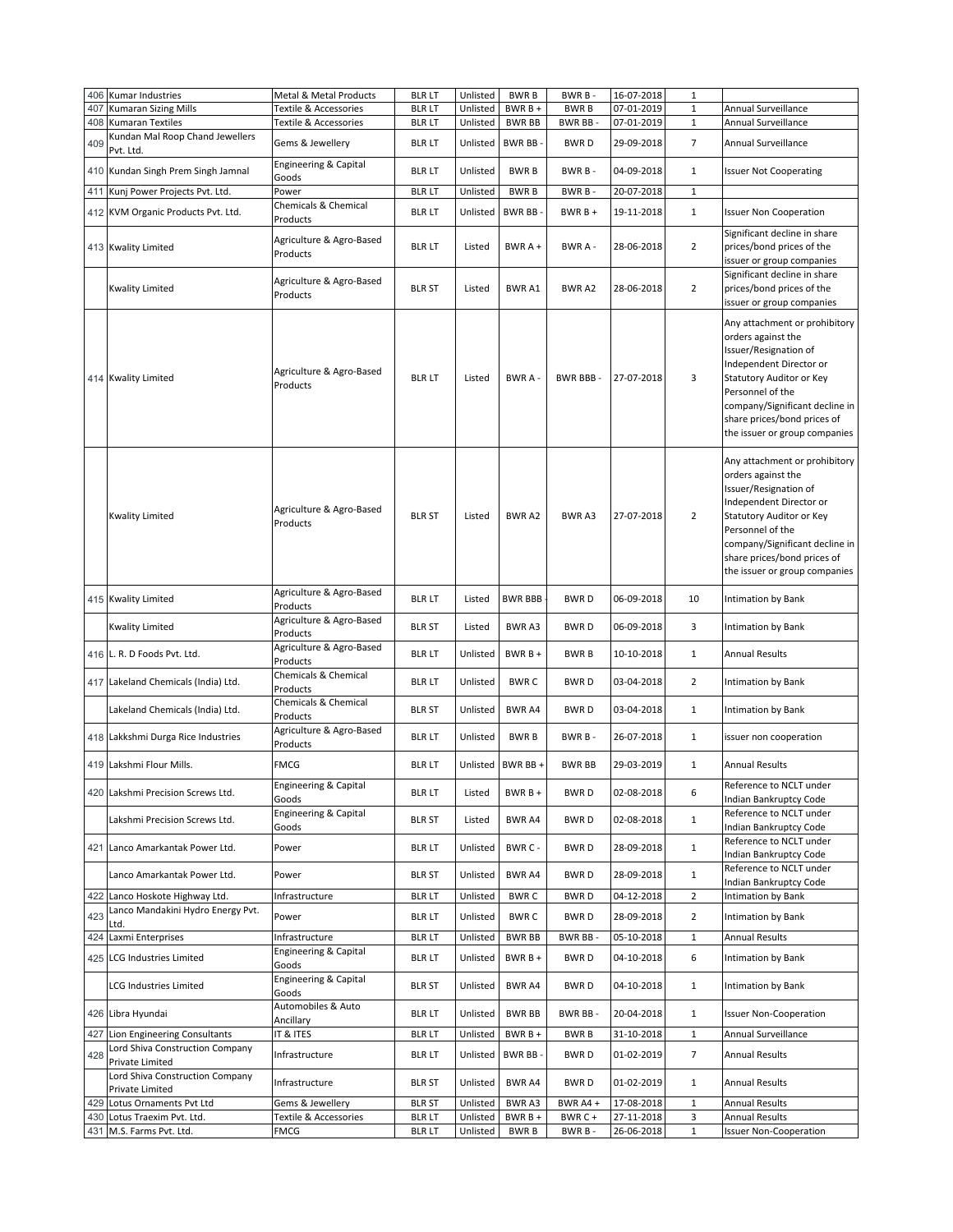| 406 | Kumar Industries | Metal & Metal Products | BLR LT | Unlisted | BWR B | BWR B - | 16-07-2018 | 1 | |
|---|---|---|---|---|---|---|---|---|---|
| 407 | Kumaran Sizing Mills | Textile & Accessories | BLR LT | Unlisted | BWR B + | BWR B | 07-01-2019 | 1 | Annual Surveillance |
| 408 | Kumaran Textiles | Textile & Accessories | BLR LT | Unlisted | BWR BB | BWR BB - | 07-01-2019 | 1 | Annual Surveillance |
| 409 | Kundan Mal Roop Chand Jewellers Pvt. Ltd. | Gems & Jewellery | BLR LT | Unlisted | BWR BB - | BWR D | 29-09-2018 | 7 | Annual Surveillance |
| 410 | Kundan Singh Prem Singh Jamnal | Engineering & Capital Goods | BLR LT | Unlisted | BWR B | BWR B - | 04-09-2018 | 1 | Issuer Not Cooperating |
| 411 | Kunj Power Projects Pvt. Ltd. | Power | BLR LT | Unlisted | BWR B | BWR B - | 20-07-2018 | 1 | |
| 412 | KVM Organic Products Pvt. Ltd. | Chemicals & Chemical Products | BLR LT | Unlisted | BWR BB - | BWR B + | 19-11-2018 | 1 | Issuer Non Cooperation |
| 413 | Kwality Limited | Agriculture & Agro-Based Products | BLR LT | Listed | BWR A + | BWR A - | 28-06-2018 | 2 | Significant decline in share prices/bond prices of the issuer or group companies |
| | Kwality Limited | Agriculture & Agro-Based Products | BLR ST | Listed | BWR A1 | BWR A2 | 28-06-2018 | 2 | Significant decline in share prices/bond prices of the issuer or group companies |
| 414 | Kwality Limited | Agriculture & Agro-Based Products | BLR LT | Listed | BWR A - | BWR BBB - | 27-07-2018 | 3 | Any attachment or prohibitory orders against the Issuer/Resignation of Independent Director or Statutory Auditor or Key Personnel of the company/Significant decline in share prices/bond prices of the issuer or group companies |
| | Kwality Limited | Agriculture & Agro-Based Products | BLR ST | Listed | BWR A2 | BWR A3 | 27-07-2018 | 2 | Any attachment or prohibitory orders against the Issuer/Resignation of Independent Director or Statutory Auditor or Key Personnel of the company/Significant decline in share prices/bond prices of the issuer or group companies |
| 415 | Kwality Limited | Agriculture & Agro-Based Products | BLR LT | Listed | BWR BBB - | BWR D | 06-09-2018 | 10 | Intimation by Bank |
| | Kwality Limited | Agriculture & Agro-Based Products | BLR ST | Listed | BWR A3 | BWR D | 06-09-2018 | 3 | Intimation by Bank |
| 416 | L. R. D Foods Pvt. Ltd. | Agriculture & Agro-Based Products | BLR LT | Unlisted | BWR B + | BWR B | 10-10-2018 | 1 | Annual Results |
| 417 | Lakeland Chemicals (India) Ltd. | Chemicals & Chemical Products | BLR LT | Unlisted | BWR C | BWR D | 03-04-2018 | 2 | Intimation by Bank |
| | Lakeland Chemicals (India) Ltd. | Chemicals & Chemical Products | BLR ST | Unlisted | BWR A4 | BWR D | 03-04-2018 | 1 | Intimation by Bank |
| 418 | Lakkshmi Durga Rice Industries | Agriculture & Agro-Based Products | BLR LT | Unlisted | BWR B | BWR B - | 26-07-2018 | 1 | issuer non cooperation |
| 419 | Lakshmi Flour Mills. | FMCG | BLR LT | Unlisted | BWR BB + | BWR BB | 29-03-2019 | 1 | Annual Results |
| 420 | Lakshmi Precision Screws Ltd. | Engineering & Capital Goods | BLR LT | Listed | BWR B + | BWR D | 02-08-2018 | 6 | Reference to NCLT under Indian Bankruptcy Code |
| | Lakshmi Precision Screws Ltd. | Engineering & Capital Goods | BLR ST | Listed | BWR A4 | BWR D | 02-08-2018 | 1 | Reference to NCLT under Indian Bankruptcy Code |
| 421 | Lanco Amarkantak Power Ltd. | Power | BLR LT | Unlisted | BWR C - | BWR D | 28-09-2018 | 1 | Reference to NCLT under Indian Bankruptcy Code |
| | Lanco Amarkantak Power Ltd. | Power | BLR ST | Unlisted | BWR A4 | BWR D | 28-09-2018 | 1 | Reference to NCLT under Indian Bankruptcy Code |
| 422 | Lanco Hoskote Highway Ltd. | Infrastructure | BLR LT | Unlisted | BWR C | BWR D | 04-12-2018 | 2 | Intimation by Bank |
| 423 | Lanco Mandakini Hydro Energy Pvt. Ltd. | Power | BLR LT | Unlisted | BWR C | BWR D | 28-09-2018 | 2 | Intimation by Bank |
| 424 | Laxmi Enterprises | Infrastructure | BLR LT | Unlisted | BWR BB | BWR BB - | 05-10-2018 | 1 | Annual Results |
| 425 | LCG Industries Limited | Engineering & Capital Goods | BLR LT | Unlisted | BWR B + | BWR D | 04-10-2018 | 6 | Intimation by Bank |
| | LCG Industries Limited | Engineering & Capital Goods | BLR ST | Unlisted | BWR A4 | BWR D | 04-10-2018 | 1 | Intimation by Bank |
| 426 | Libra Hyundai | Automobiles & Auto Ancillary | BLR LT | Unlisted | BWR BB | BWR BB - | 20-04-2018 | 1 | Issuer Non-Cooperation |
| 427 | Lion Engineering Consultants | IT & ITES | BLR LT | Unlisted | BWR B + | BWR B | 31-10-2018 | 1 | Annual Surveillance |
| 428 | Lord Shiva Construction Company Private Limited | Infrastructure | BLR LT | Unlisted | BWR BB - | BWR D | 01-02-2019 | 7 | Annual Results |
| | Lord Shiva Construction Company Private Limited | Infrastructure | BLR ST | Unlisted | BWR A4 | BWR D | 01-02-2019 | 1 | Annual Results |
| 429 | Lotus Ornaments Pvt Ltd | Gems & Jewellery | BLR ST | Unlisted | BWR A3 | BWR A4 + | 17-08-2018 | 1 | Annual Results |
| 430 | Lotus Traexim Pvt. Ltd. | Textile & Accessories | BLR LT | Unlisted | BWR B + | BWR C + | 27-11-2018 | 3 | Annual Results |
| 431 | M.S. Farms Pvt. Ltd. | FMCG | BLR LT | Unlisted | BWR B | BWR B - | 26-06-2018 | 1 | Issuer Non-Cooperation |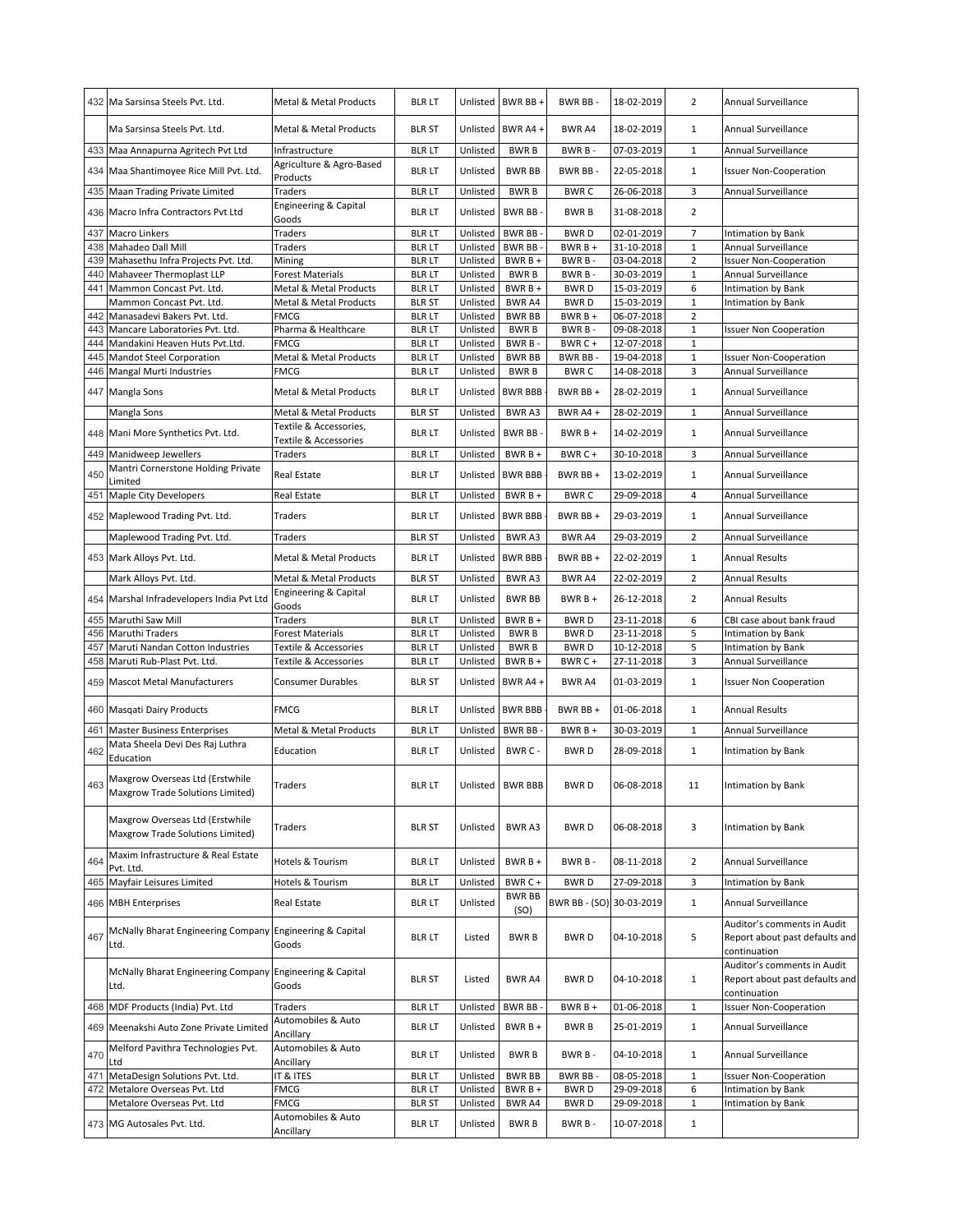| 432 | Ma Sarsinsa Steels Pvt. Ltd. | Metal & Metal Products | BLR LT | Unlisted | BWR BB + | BWR BB - | 18-02-2019 | 2 | Annual Surveillance |
|---|---|---|---|---|---|---|---|---|---|
| | Ma Sarsinsa Steels Pvt. Ltd. | Metal & Metal Products | BLR ST | Unlisted | BWR A4 + | BWR A4 | 18-02-2019 | 1 | Annual Surveillance |
| 433 | Maa Annapurna Agritech Pvt Ltd | Infrastructure | BLR LT | Unlisted | BWR B | BWR B - | 07-03-2019 | 1 | Annual Surveillance |
| 434 | Maa Shantimoyee Rice Mill Pvt. Ltd. | Agriculture & Agro-Based Products | BLR LT | Unlisted | BWR BB | BWR BB - | 22-05-2018 | 1 | Issuer Non-Cooperation |
| 435 | Maan Trading Private Limited | Traders | BLR LT | Unlisted | BWR B | BWR C | 26-06-2018 | 3 | Annual Surveillance |
| 436 | Macro Infra Contractors Pvt Ltd | Engineering & Capital Goods | BLR LT | Unlisted | BWR BB - | BWR B | 31-08-2018 | 2 | |
| 437 | Macro Linkers | Traders | BLR LT | Unlisted | BWR BB - | BWR D | 02-01-2019 | 7 | Intimation by Bank |
| 438 | Mahadeo Dall Mill | Traders | BLR LT | Unlisted | BWR BB - | BWR B + | 31-10-2018 | 1 | Annual Surveillance |
| 439 | Mahasethu Infra Projects Pvt. Ltd. | Mining | BLR LT | Unlisted | BWR B + | BWR B - | 03-04-2018 | 2 | Issuer Non-Cooperation |
| 440 | Mahaveer Thermoplast LLP | Forest Materials | BLR LT | Unlisted | BWR B | BWR B - | 30-03-2019 | 1 | Annual Surveillance |
| 441 | Mammon Concast Pvt. Ltd. | Metal & Metal Products | BLR LT | Unlisted | BWR B + | BWR D | 15-03-2019 | 6 | Intimation by Bank |
| | Mammon Concast Pvt. Ltd. | Metal & Metal Products | BLR ST | Unlisted | BWR A4 | BWR D | 15-03-2019 | 1 | Intimation by Bank |
| 442 | Manasadevi Bakers Pvt. Ltd. | FMCG | BLR LT | Unlisted | BWR BB | BWR B + | 06-07-2018 | 2 | |
| 443 | Mancare Laboratories Pvt. Ltd. | Pharma & Healthcare | BLR LT | Unlisted | BWR B | BWR B - | 09-08-2018 | 1 | Issuer Non Cooperation |
| 444 | Mandakini Heaven Huts Pvt.Ltd. | FMCG | BLR LT | Unlisted | BWR B - | BWR C + | 12-07-2018 | 1 | |
| 445 | Mandot Steel Corporation | Metal & Metal Products | BLR LT | Unlisted | BWR BB | BWR BB - | 19-04-2018 | 1 | Issuer Non-Cooperation |
| 446 | Mangal Murti Industries | FMCG | BLR LT | Unlisted | BWR B | BWR C | 14-08-2018 | 3 | Annual Surveillance |
| 447 | Mangla Sons | Metal & Metal Products | BLR LT | Unlisted | BWR BBB | BWR BB + | 28-02-2019 | 1 | Annual Surveillance |
| | Mangla Sons | Metal & Metal Products | BLR ST | Unlisted | BWR A3 | BWR A4 + | 28-02-2019 | 1 | Annual Surveillance |
| 448 | Mani More Synthetics Pvt. Ltd. | Textile & Accessories, Textile & Accessories | BLR LT | Unlisted | BWR BB - | BWR B + | 14-02-2019 | 1 | Annual Surveillance |
| 449 | Manidweep Jewellers | Traders | BLR LT | Unlisted | BWR B + | BWR C + | 30-10-2018 | 3 | Annual Surveillance |
| 450 | Mantri Cornerstone Holding Private Limited | Real Estate | BLR LT | Unlisted | BWR BBB | BWR BB + | 13-02-2019 | 1 | Annual Surveillance |
| 451 | Maple City Developers | Real Estate | BLR LT | Unlisted | BWR B + | BWR C | 29-09-2018 | 4 | Annual Surveillance |
| 452 | Maplewood Trading Pvt. Ltd. | Traders | BLR LT | Unlisted | BWR BBB | BWR BB + | 29-03-2019 | 1 | Annual Surveillance |
| | Maplewood Trading Pvt. Ltd. | Traders | BLR ST | Unlisted | BWR A3 | BWR A4 | 29-03-2019 | 2 | Annual Surveillance |
| 453 | Mark Alloys Pvt. Ltd. | Metal & Metal Products | BLR LT | Unlisted | BWR BBB | BWR BB + | 22-02-2019 | 1 | Annual Results |
| | Mark Alloys Pvt. Ltd. | Metal & Metal Products | BLR ST | Unlisted | BWR A3 | BWR A4 | 22-02-2019 | 2 | Annual Results |
| 454 | Marshal Infradevelopers India Pvt Ltd | Engineering & Capital Goods | BLR LT | Unlisted | BWR BB | BWR B + | 26-12-2018 | 2 | Annual Results |
| 455 | Maruthi Saw Mill | Traders | BLR LT | Unlisted | BWR B + | BWR D | 23-11-2018 | 6 | CBI case about bank fraud |
| 456 | Maruthi Traders | Forest Materials | BLR LT | Unlisted | BWR B | BWR D | 23-11-2018 | 5 | Intimation by Bank |
| 457 | Maruti Nandan Cotton Industries | Textile & Accessories | BLR LT | Unlisted | BWR B | BWR D | 10-12-2018 | 5 | Intimation by Bank |
| 458 | Maruti Rub-Plast Pvt. Ltd. | Textile & Accessories | BLR LT | Unlisted | BWR B + | BWR C + | 27-11-2018 | 3 | Annual Surveillance |
| 459 | Mascot Metal Manufacturers | Consumer Durables | BLR ST | Unlisted | BWR A4 + | BWR A4 | 01-03-2019 | 1 | Issuer Non Cooperation |
| 460 | Masqati Dairy Products | FMCG | BLR LT | Unlisted | BWR BBB | BWR BB + | 01-06-2018 | 1 | Annual Results |
| 461 | Master Business Enterprises | Metal & Metal Products | BLR LT | Unlisted | BWR BB - | BWR B + | 30-03-2019 | 1 | Annual Surveillance |
| 462 | Mata Sheela Devi Des Raj Luthra Education | Education | BLR LT | Unlisted | BWR C - | BWR D | 28-09-2018 | 1 | Intimation by Bank |
| 463 | Maxgrow Overseas Ltd (Erstwhile Maxgrow Trade Solutions Limited) | Traders | BLR LT | Unlisted | BWR BBB | BWR D | 06-08-2018 | 11 | Intimation by Bank |
| | Maxgrow Overseas Ltd (Erstwhile Maxgrow Trade Solutions Limited) | Traders | BLR ST | Unlisted | BWR A3 | BWR D | 06-08-2018 | 3 | Intimation by Bank |
| 464 | Maxim Infrastructure & Real Estate Pvt. Ltd. | Hotels & Tourism | BLR LT | Unlisted | BWR B + | BWR B - | 08-11-2018 | 2 | Annual Surveillance |
| 465 | Mayfair Leisures Limited | Hotels & Tourism | BLR LT | Unlisted | BWR C + | BWR D | 27-09-2018 | 3 | Intimation by Bank |
| 466 | MBH Enterprises | Real Estate | BLR LT | Unlisted | BWR BB (SO) | BWR BB - (SO) | 30-03-2019 | 1 | Annual Surveillance |
| 467 | McNally Bharat Engineering Company Ltd. | Engineering & Capital Goods | BLR LT | Listed | BWR B | BWR D | 04-10-2018 | 5 | Auditor's comments in Audit Report about past defaults and continuation |
| | McNally Bharat Engineering Company Ltd. | Engineering & Capital Goods | BLR ST | Listed | BWR A4 | BWR D | 04-10-2018 | 1 | Auditor's comments in Audit Report about past defaults and continuation |
| 468 | MDF Products (India) Pvt. Ltd | Traders | BLR LT | Unlisted | BWR BB - | BWR B + | 01-06-2018 | 1 | Issuer Non-Cooperation |
| 469 | Meenakshi Auto Zone Private Limited | Automobiles & Auto Ancillary | BLR LT | Unlisted | BWR B + | BWR B | 25-01-2019 | 1 | Annual Surveillance |
| 470 | Melford Pavithra Technologies Pvt. Ltd | Automobiles & Auto Ancillary | BLR LT | Unlisted | BWR B | BWR B - | 04-10-2018 | 1 | Annual Surveillance |
| 471 | MetaDesign Solutions Pvt. Ltd. | IT & ITES | BLR LT | Unlisted | BWR BB | BWR BB - | 08-05-2018 | 1 | Issuer Non-Cooperation |
| 472 | Metalore Overseas Pvt. Ltd | FMCG | BLR LT | Unlisted | BWR B + | BWR D | 29-09-2018 | 6 | Intimation by Bank |
| | Metalore Overseas Pvt. Ltd | FMCG | BLR ST | Unlisted | BWR A4 | BWR D | 29-09-2018 | 1 | Intimation by Bank |
| 473 | MG Autosales Pvt. Ltd. | Automobiles & Auto Ancillary | BLR LT | Unlisted | BWR B | BWR B - | 10-07-2018 | 1 | |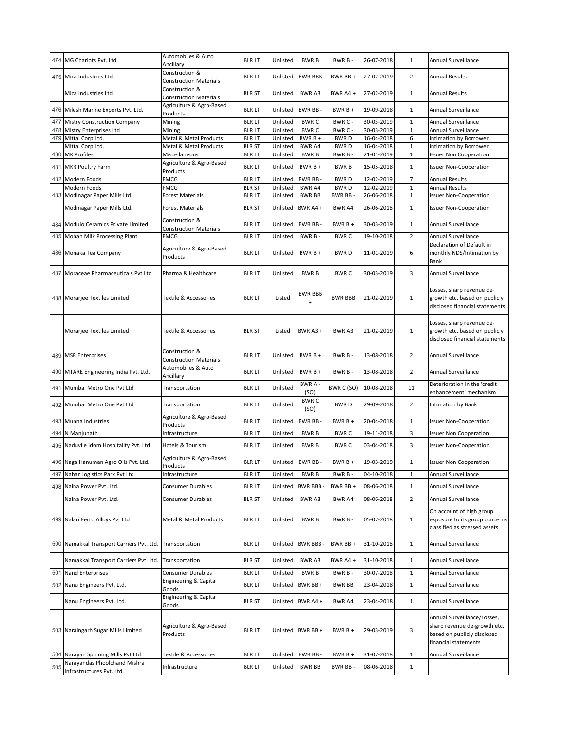| | | | | | | | | | |
|---|---|---|---|---|---|---|---|---|---|
| 474 | MG Chariots Pvt. Ltd. | Automobiles & Auto Ancillary | BLR LT | Unlisted | BWR B | BWR B - | 26-07-2018 | 1 | Annual Surveillance |
| 475 | Mica Industries Ltd. | Construction & Construction Materials | BLR LT | Unlisted | BWR BBB | BWR BB + | 27-02-2019 | 2 | Annual Results |
| | Mica Industries Ltd. | Construction & Construction Materials | BLR ST | Unlisted | BWR A3 | BWR A4 + | 27-02-2019 | 1 | Annual Results |
| 476 | Milesh Marine Exports Pvt. Ltd. | Agriculture & Agro-Based Products | BLR LT | Unlisted | BWR BB - | BWR B + | 19-09-2018 | 1 | Annual Surveillance |
| 477 | Mistry Construction Company | Mining | BLR LT | Unlisted | BWR C | BWR C - | 30-03-2019 | 1 | Annual Surveillance |
| 478 | Mistry Enterprises Ltd | Mining | BLR LT | Unlisted | BWR C | BWR C - | 30-03-2019 | 1 | Annual Surveillance |
| 479 | Mittal Corp Ltd. | Metal & Metal Products | BLR LT | Unlisted | BWR B + | BWR D | 16-04-2018 | 6 | Intimation by Borrower |
| | Mittal Corp Ltd. | Metal & Metal Products | BLR ST | Unlisted | BWR A4 | BWR D | 16-04-2018 | 1 | Intimation by Borrower |
| 480 | MK Profiles | Miscellaneous | BLR LT | Unlisted | BWR B | BWR B - | 21-01-2019 | 1 | Issuer Non Cooperation |
| 481 | MKR Poultry Farm | Agriculture & Agro-Based Products | BLR LT | Unlisted | BWR B + | BWR B | 15-05-2018 | 1 | Issuer Non-Cooperation |
| 482 | Modern Foods | FMCG | BLR LT | Unlisted | BWR BB - | BWR D | 12-02-2019 | 7 | Annual Results |
| | Modern Foods | FMCG | BLR ST | Unlisted | BWR A4 | BWR D | 12-02-2019 | 1 | Annual Results |
| 483 | Modinagar Paper Mills Ltd. | Forest Materials | BLR LT | Unlisted | BWR BB | BWR BB - | 26-06-2018 | 1 | Issuer Non-Cooperation |
| | Modinagar Paper Mills Ltd. | Forest Materials | BLR ST | Unlisted | BWR A4 + | BWR A4 | 26-06-2018 | 1 | Issuer Non-Cooperation |
| 484 | Modulo Ceramics Private Limited | Construction & Construction Materials | BLR LT | Unlisted | BWR BB - | BWR B + | 30-03-2019 | 1 | Annual Surveillance |
| 485 | Mohan Milk Processing Plant | FMCG | BLR LT | Unlisted | BWR B - | BWR C | 19-10-2018 | 2 | Annual Surveillance |
| 486 | Monaka Tea Company | Agriculture & Agro-Based Products | BLR LT | Unlisted | BWR B + | BWR D | 11-01-2019 | 6 | Declaration of Default in monthly NDS/Intimation by Bank |
| 487 | Moraceae Pharmaceuticals Pvt Ltd | Pharma & Healthcare | BLR LT | Unlisted | BWR B | BWR C | 30-03-2019 | 3 | Annual Surveillance |
| 488 | Morarjee Textiles Limited | Textile & Accessories | BLR LT | Listed | BWR BBB + | BWR BBB | 21-02-2019 | 1 | Losses, sharp revenue de-growth etc. based on publicly disclosed financial statements |
| | Morarjee Textiles Limited | Textile & Accessories | BLR ST | Listed | BWR A3 + | BWR A3 | 21-02-2019 | 1 | Losses, sharp revenue de-growth etc. based on publicly disclosed financial statements |
| 489 | MSR Enterprises | Construction & Construction Materials | BLR LT | Unlisted | BWR B + | BWR B - | 13-08-2018 | 2 | Annual Surveillance |
| 490 | MTARE Engineering India Pvt. Ltd. | Automobiles & Auto Ancillary | BLR LT | Unlisted | BWR B + | BWR B - | 13-08-2018 | 2 | Annual Surveillance |
| 491 | Mumbai Metro One Pvt Ltd | Transportation | BLR LT | Unlisted | BWR A - (SO) | BWR C (SO) | 10-08-2018 | 11 | Deterioration in the 'credit enhancement' mechanism |
| 492 | Mumbai Metro One Pvt Ltd | Transportation | BLR LT | Unlisted | BWR C (SO) | BWR D | 29-09-2018 | 2 | Intimation by Bank |
| 493 | Munna Industries | Agriculture & Agro-Based Products | BLR LT | Unlisted | BWR BB - | BWR B + | 20-04-2018 | 1 | Issuer Non-Cooperation |
| 494 | N Manjunath | Infrastructure | BLR LT | Unlisted | BWR B | BWR C | 19-11-2018 | 3 | Issuer Non Cooperation |
| 495 | Naduvile Idom Hospitality Pvt. Ltd. | Hotels & Tourism | BLR LT | Unlisted | BWR B | BWR C | 03-04-2018 | 3 | Issuer Non-Cooperation |
| 496 | Naga Hanuman Agro Oils Pvt. Ltd. | Agriculture & Agro-Based Products | BLR LT | Unlisted | BWR BB - | BWR B + | 19-03-2019 | 1 | Issuer Non Cooperation |
| 497 | Nahar Logistics Park Pvt Ltd | Infrastructure | BLR LT | Unlisted | BWR B | BWR B - | 04-10-2018 | 1 | Annual Surveillance |
| 498 | Naina Power Pvt. Ltd. | Consumer Durables | BLR LT | Unlisted | BWR BBB - | BWR BB + | 08-06-2018 | 1 | Annual Surveillance |
| | Naina Power Pvt. Ltd. | Consumer Durables | BLR ST | Unlisted | BWR A3 | BWR A4 | 08-06-2018 | 2 | Annual Surveillance |
| 499 | Nalari Ferro Alloys Pvt Ltd | Metal & Metal Products | BLR LT | Unlisted | BWR B | BWR B - | 05-07-2018 | 1 | On account of high group exposure to its group concerns classified as stressed assets |
| 500 | Namakkal Transport Carriers Pvt. Ltd. | Transportation | BLR LT | Unlisted | BWR BBB - | BWR BB + | 31-10-2018 | 1 | Annual Surveillance |
| | Namakkal Transport Carriers Pvt. Ltd. | Transportation | BLR ST | Unlisted | BWR A3 | BWR A4 + | 31-10-2018 | 1 | Annual Surveillance |
| 501 | Nand Enterprises | Consumer Durables | BLR LT | Unlisted | BWR B | BWR B - | 30-07-2018 | 1 | Annual Surveillance |
| 502 | Nanu Engineers Pvt. Ltd. | Engineering & Capital Goods | BLR LT | Unlisted | BWR BB + | BWR BB | 23-04-2018 | 1 | Annual Surveillance |
| | Nanu Engineers Pvt. Ltd. | Engineering & Capital Goods | BLR ST | Unlisted | BWR A4 + | BWR A4 | 23-04-2018 | 1 | Annual Surveillance |
| 503 | Naraingarh Sugar Mills Limited | Agriculture & Agro-Based Products | BLR LT | Unlisted | BWR BB + | BWR B + | 29-03-2019 | 3 | Annual Surveillance/Losses, sharp revenue de-growth etc. based on publicly disclosed financial statements |
| 504 | Narayan Spinning Mills Pvt Ltd | Textile & Accessories | BLR LT | Unlisted | BWR BB - | BWR B + | 31-07-2018 | 1 | Annual Surveillance |
| 505 | Narayandas Phoolchand Mishra Infrastructures Pvt. Ltd. | Infrastructure | BLR LT | Unlisted | BWR BB | BWR BB - | 08-06-2018 | 1 | |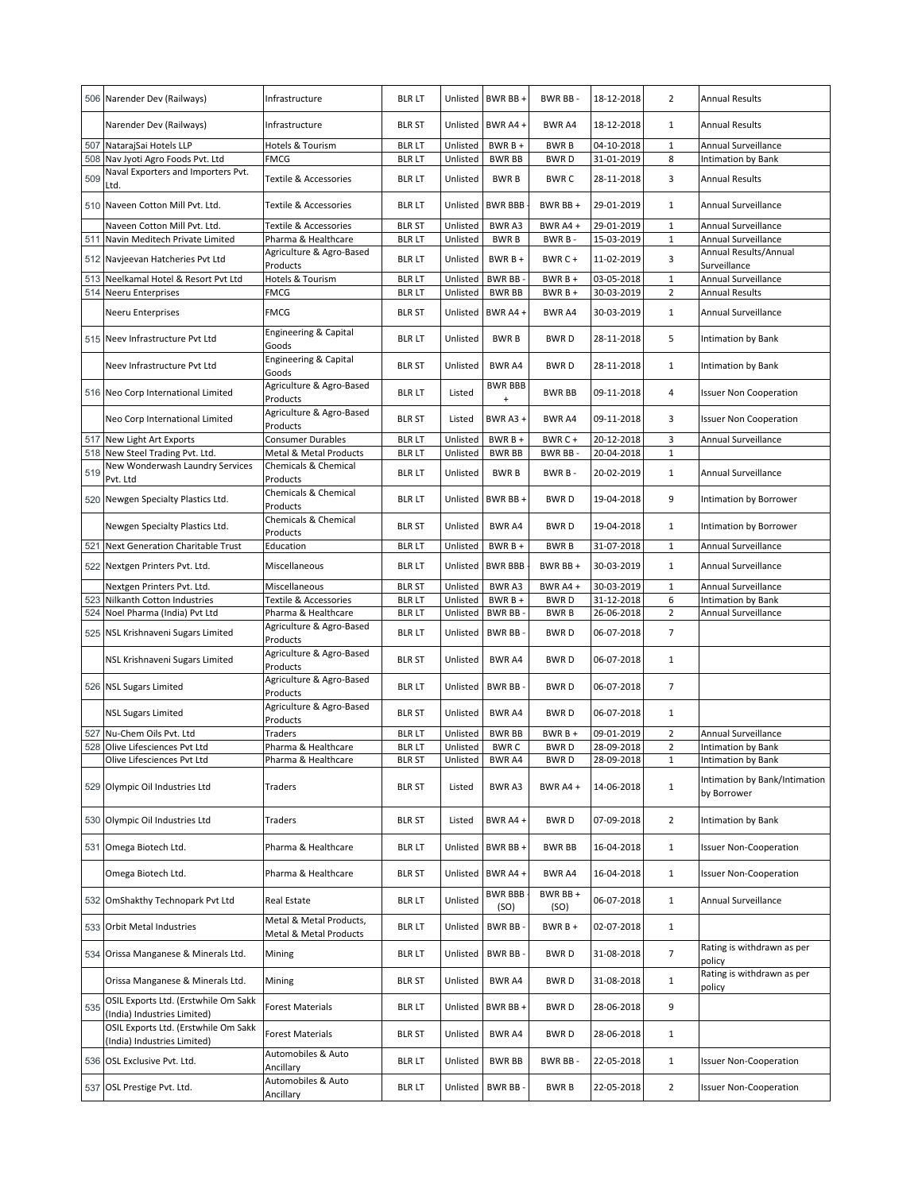| 506 | Narender Dev (Railways) | Infrastructure | BLR LT | Unlisted | BWR BB + | BWR BB - | 18-12-2018 | 2 | Annual Results |
|---|---|---|---|---|---|---|---|---|---|
| | Narender Dev (Railways) | Infrastructure | BLR ST | Unlisted | BWR A4 + | BWR A4 | 18-12-2018 | 1 | Annual Results |
| 507 | NatarajSai Hotels LLP | Hotels & Tourism | BLR LT | Unlisted | BWR B + | BWR B | 04-10-2018 | 1 | Annual Surveillance |
| 508 | Nav Jyoti Agro Foods Pvt. Ltd | FMCG | BLR LT | Unlisted | BWR BB | BWR D | 31-01-2019 | 8 | Intimation by Bank |
| 509 | Naval Exporters and Importers Pvt. Ltd. | Textile & Accessories | BLR LT | Unlisted | BWR B | BWR C | 28-11-2018 | 3 | Annual Results |
| 510 | Naveen Cotton Mill Pvt. Ltd. | Textile & Accessories | BLR LT | Unlisted | BWR BBB - | BWR BB + | 29-01-2019 | 1 | Annual Surveillance |
| | Naveen Cotton Mill Pvt. Ltd. | Textile & Accessories | BLR ST | Unlisted | BWR A3 | BWR A4 + | 29-01-2019 | 1 | Annual Surveillance |
| 511 | Navin Meditech Private Limited | Pharma & Healthcare | BLR LT | Unlisted | BWR B | BWR B - | 15-03-2019 | 1 | Annual Surveillance |
| 512 | Navjeevan Hatcheries Pvt Ltd | Agriculture & Agro-Based Products | BLR LT | Unlisted | BWR B + | BWR C + | 11-02-2019 | 3 | Annual Results/Annual Surveillance |
| 513 | Neelkamal Hotel & Resort Pvt Ltd | Hotels & Tourism | BLR LT | Unlisted | BWR BB - | BWR B + | 03-05-2018 | 1 | Annual Surveillance |
| 514 | Neeru Enterprises | FMCG | BLR LT | Unlisted | BWR BB | BWR B + | 30-03-2019 | 2 | Annual Results |
| | Neeru Enterprises | FMCG | BLR ST | Unlisted | BWR A4 + | BWR A4 | 30-03-2019 | 1 | Annual Surveillance |
| 515 | Neev Infrastructure Pvt Ltd | Engineering & Capital Goods | BLR LT | Unlisted | BWR B | BWR D | 28-11-2018 | 5 | Intimation by Bank |
| | Neev Infrastructure Pvt Ltd | Engineering & Capital Goods | BLR ST | Unlisted | BWR A4 | BWR D | 28-11-2018 | 1 | Intimation by Bank |
| 516 | Neo Corp International Limited | Agriculture & Agro-Based Products | BLR LT | Listed | BWR BBB + | BWR BB | 09-11-2018 | 4 | Issuer Non Cooperation |
| | Neo Corp International Limited | Agriculture & Agro-Based Products | BLR ST | Listed | BWR A3 + | BWR A4 | 09-11-2018 | 3 | Issuer Non Cooperation |
| 517 | New Light Art Exports | Consumer Durables | BLR LT | Unlisted | BWR B + | BWR C + | 20-12-2018 | 3 | Annual Surveillance |
| 518 | New Steel Trading Pvt. Ltd. | Metal & Metal Products | BLR LT | Unlisted | BWR BB | BWR BB - | 20-04-2018 | 1 | |
| 519 | New Wonderwash Laundry Services Pvt. Ltd | Chemicals & Chemical Products | BLR LT | Unlisted | BWR B | BWR B - | 20-02-2019 | 1 | Annual Surveillance |
| 520 | Newgen Specialty Plastics Ltd. | Chemicals & Chemical Products | BLR LT | Unlisted | BWR BB + | BWR D | 19-04-2018 | 9 | Intimation by Borrower |
| | Newgen Specialty Plastics Ltd. | Chemicals & Chemical Products | BLR ST | Unlisted | BWR A4 | BWR D | 19-04-2018 | 1 | Intimation by Borrower |
| 521 | Next Generation Charitable Trust | Education | BLR LT | Unlisted | BWR B + | BWR B | 31-07-2018 | 1 | Annual Surveillance |
| 522 | Nextgen Printers Pvt. Ltd. | Miscellaneous | BLR LT | Unlisted | BWR BBB - | BWR BB + | 30-03-2019 | 1 | Annual Surveillance |
| | Nextgen Printers Pvt. Ltd. | Miscellaneous | BLR ST | Unlisted | BWR A3 | BWR A4 + | 30-03-2019 | 1 | Annual Surveillance |
| 523 | Nilkanth Cotton Industries | Textile & Accessories | BLR LT | Unlisted | BWR B + | BWR D | 31-12-2018 | 6 | Intimation by Bank |
| 524 | Noel Pharma (India) Pvt Ltd | Pharma & Healthcare | BLR LT | Unlisted | BWR BB - | BWR B | 26-06-2018 | 2 | Annual Surveillance |
| 525 | NSL Krishnaveni Sugars Limited | Agriculture & Agro-Based Products | BLR LT | Unlisted | BWR BB - | BWR D | 06-07-2018 | 7 | |
| | NSL Krishnaveni Sugars Limited | Agriculture & Agro-Based Products | BLR ST | Unlisted | BWR A4 | BWR D | 06-07-2018 | 1 | |
| 526 | NSL Sugars Limited | Agriculture & Agro-Based Products | BLR LT | Unlisted | BWR BB - | BWR D | 06-07-2018 | 7 | |
| | NSL Sugars Limited | Agriculture & Agro-Based Products | BLR ST | Unlisted | BWR A4 | BWR D | 06-07-2018 | 1 | |
| 527 | Nu-Chem Oils Pvt. Ltd | Traders | BLR LT | Unlisted | BWR BB | BWR B + | 09-01-2019 | 2 | Annual Surveillance |
| 528 | Olive Lifesciences Pvt Ltd | Pharma & Healthcare | BLR LT | Unlisted | BWR C | BWR D | 28-09-2018 | 2 | Intimation by Bank |
| | Olive Lifesciences Pvt Ltd | Pharma & Healthcare | BLR ST | Unlisted | BWR A4 | BWR D | 28-09-2018 | 1 | Intimation by Bank |
| 529 | Olympic Oil Industries Ltd | Traders | BLR ST | Listed | BWR A3 | BWR A4 + | 14-06-2018 | 1 | Intimation by Bank/Intimation by Borrower |
| 530 | Olympic Oil Industries Ltd | Traders | BLR ST | Listed | BWR A4 + | BWR D | 07-09-2018 | 2 | Intimation by Bank |
| 531 | Omega Biotech Ltd. | Pharma & Healthcare | BLR LT | Unlisted | BWR BB + | BWR BB | 16-04-2018 | 1 | Issuer Non-Cooperation |
| | Omega Biotech Ltd. | Pharma & Healthcare | BLR ST | Unlisted | BWR A4 + | BWR A4 | 16-04-2018 | 1 | Issuer Non-Cooperation |
| 532 | OmShakthy Technopark Pvt Ltd | Real Estate | BLR LT | Unlisted | BWR BBB (SO) | BWR BB + (SO) | 06-07-2018 | 1 | Annual Surveillance |
| 533 | Orbit Metal Industries | Metal & Metal Products, Metal & Metal Products | BLR LT | Unlisted | BWR BB - | BWR B + | 02-07-2018 | 1 | |
| 534 | Orissa Manganese & Minerals Ltd. | Mining | BLR LT | Unlisted | BWR BB - | BWR D | 31-08-2018 | 7 | Rating is withdrawn as per policy |
| | Orissa Manganese & Minerals Ltd. | Mining | BLR ST | Unlisted | BWR A4 | BWR D | 31-08-2018 | 1 | Rating is withdrawn as per policy |
| 535 | OSIL Exports Ltd. (Erstwhile Om Sakk (India) Industries Limited) | Forest Materials | BLR LT | Unlisted | BWR BB + | BWR D | 28-06-2018 | 9 | |
| | OSIL Exports Ltd. (Erstwhile Om Sakk (India) Industries Limited) | Forest Materials | BLR ST | Unlisted | BWR A4 | BWR D | 28-06-2018 | 1 | |
| 536 | OSL Exclusive Pvt. Ltd. | Automobiles & Auto Ancillary | BLR LT | Unlisted | BWR BB | BWR BB - | 22-05-2018 | 1 | Issuer Non-Cooperation |
| 537 | OSL Prestige Pvt. Ltd. | Automobiles & Auto Ancillary | BLR LT | Unlisted | BWR BB - | BWR B | 22-05-2018 | 2 | Issuer Non-Cooperation |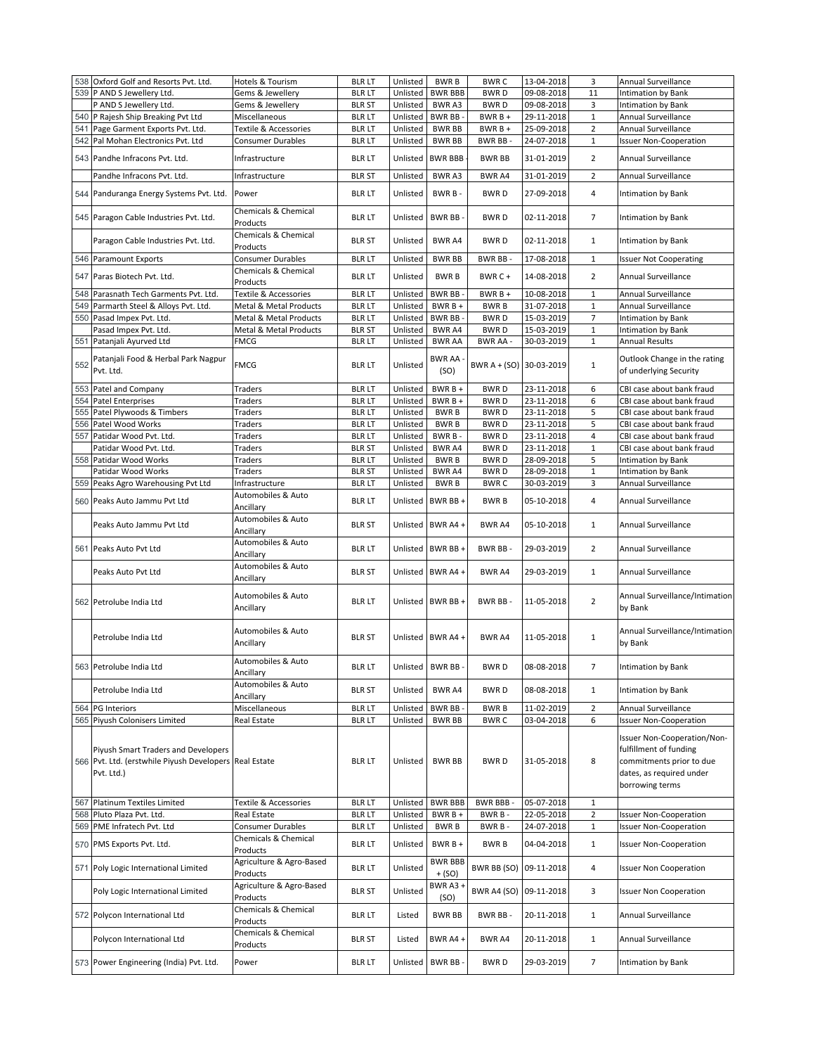| 538 | Oxford Golf and Resorts Pvt. Ltd. | Hotels & Tourism | BLR LT | Unlisted | BWR B | BWR C | 13-04-2018 | 3 | Annual Surveillance |
|---|---|---|---|---|---|---|---|---|---|
| 539 | P AND S Jewellery Ltd. | Gems & Jewellery | BLR LT | Unlisted | BWR BBB | BWR D | 09-08-2018 | 11 | Intimation by Bank |
| | P AND S Jewellery Ltd. | Gems & Jewellery | BLR ST | Unlisted | BWR A3 | BWR D | 09-08-2018 | 3 | Intimation by Bank |
| 540 | P Rajesh Ship Breaking Pvt Ltd | Miscellaneous | BLR LT | Unlisted | BWR BB - | BWR B + | 29-11-2018 | 1 | Annual Surveillance |
| 541 | Page Garment Exports Pvt. Ltd. | Textile & Accessories | BLR LT | Unlisted | BWR BB | BWR B + | 25-09-2018 | 2 | Annual Surveillance |
| 542 | Pal Mohan Electronics Pvt. Ltd | Consumer Durables | BLR LT | Unlisted | BWR BB | BWR BB - | 24-07-2018 | 1 | Issuer Non-Cooperation |
| 543 | Pandhe Infracons Pvt. Ltd. | Infrastructure | BLR LT | Unlisted | BWR BBB | BWR BB | 31-01-2019 | 2 | Annual Surveillance |
| | Pandhe Infracons Pvt. Ltd. | Infrastructure | BLR ST | Unlisted | BWR A3 | BWR A4 | 31-01-2019 | 2 | Annual Surveillance |
| 544 | Panduranga Energy Systems Pvt. Ltd. | Power | BLR LT | Unlisted | BWR B - | BWR D | 27-09-2018 | 4 | Intimation by Bank |
| 545 | Paragon Cable Industries Pvt. Ltd. | Chemicals & Chemical Products | BLR LT | Unlisted | BWR BB - | BWR D | 02-11-2018 | 7 | Intimation by Bank |
| | Paragon Cable Industries Pvt. Ltd. | Chemicals & Chemical Products | BLR ST | Unlisted | BWR A4 | BWR D | 02-11-2018 | 1 | Intimation by Bank |
| 546 | Paramount Exports | Consumer Durables | BLR LT | Unlisted | BWR BB | BWR BB - | 17-08-2018 | 1 | Issuer Not Cooperating |
| 547 | Paras Biotech Pvt. Ltd. | Chemicals & Chemical Products | BLR LT | Unlisted | BWR B | BWR C + | 14-08-2018 | 2 | Annual Surveillance |
| 548 | Parasnath Tech Garments Pvt. Ltd. | Textile & Accessories | BLR LT | Unlisted | BWR BB - | BWR B + | 10-08-2018 | 1 | Annual Surveillance |
| 549 | Parmarth Steel & Alloys Pvt. Ltd. | Metal & Metal Products | BLR LT | Unlisted | BWR B + | BWR B | 31-07-2018 | 1 | Annual Surveillance |
| 550 | Pasad Impex Pvt. Ltd. | Metal & Metal Products | BLR LT | Unlisted | BWR BB - | BWR D | 15-03-2019 | 7 | Intimation by Bank |
| | Pasad Impex Pvt. Ltd. | Metal & Metal Products | BLR ST | Unlisted | BWR A4 | BWR D | 15-03-2019 | 1 | Intimation by Bank |
| 551 | Patanjali Ayurved Ltd | FMCG | BLR LT | Unlisted | BWR AA | BWR AA - | 30-03-2019 | 1 | Annual Results |
| 552 | Patanjali Food & Herbal Park Nagpur Pvt. Ltd. | FMCG | BLR LT | Unlisted | BWR AA - (SO) | BWR A + (SO) | 30-03-2019 | 1 | Outlook Change in the rating of underlying Security |
| 553 | Patel and Company | Traders | BLR LT | Unlisted | BWR B + | BWR D | 23-11-2018 | 6 | CBI case about bank fraud |
| 554 | Patel Enterprises | Traders | BLR LT | Unlisted | BWR B + | BWR D | 23-11-2018 | 6 | CBI case about bank fraud |
| 555 | Patel Plywoods & Timbers | Traders | BLR LT | Unlisted | BWR B | BWR D | 23-11-2018 | 5 | CBI case about bank fraud |
| 556 | Patel Wood Works | Traders | BLR LT | Unlisted | BWR B | BWR D | 23-11-2018 | 5 | CBI case about bank fraud |
| 557 | Patidar Wood Pvt. Ltd. | Traders | BLR LT | Unlisted | BWR B - | BWR D | 23-11-2018 | 4 | CBI case about bank fraud |
| | Patidar Wood Pvt. Ltd. | Traders | BLR ST | Unlisted | BWR A4 | BWR D | 23-11-2018 | 1 | CBI case about bank fraud |
| 558 | Patidar Wood Works | Traders | BLR LT | Unlisted | BWR B | BWR D | 28-09-2018 | 5 | Intimation by Bank |
| | Patidar Wood Works | Traders | BLR ST | Unlisted | BWR A4 | BWR D | 28-09-2018 | 1 | Intimation by Bank |
| 559 | Peaks Agro Warehousing Pvt Ltd | Infrastructure | BLR LT | Unlisted | BWR B | BWR C | 30-03-2019 | 3 | Annual Surveillance |
| 560 | Peaks Auto Jammu Pvt Ltd | Automobiles & Auto Ancillary | BLR LT | Unlisted | BWR BB + | BWR B | 05-10-2018 | 4 | Annual Surveillance |
| | Peaks Auto Jammu Pvt Ltd | Automobiles & Auto Ancillary | BLR ST | Unlisted | BWR A4 + | BWR A4 | 05-10-2018 | 1 | Annual Surveillance |
| 561 | Peaks Auto Pvt Ltd | Automobiles & Auto Ancillary | BLR LT | Unlisted | BWR BB + | BWR BB - | 29-03-2019 | 2 | Annual Surveillance |
| | Peaks Auto Pvt Ltd | Automobiles & Auto Ancillary | BLR ST | Unlisted | BWR A4 + | BWR A4 | 29-03-2019 | 1 | Annual Surveillance |
| 562 | Petrolube India Ltd | Automobiles & Auto Ancillary | BLR LT | Unlisted | BWR BB + | BWR BB - | 11-05-2018 | 2 | Annual Surveillance/Intimation by Bank |
| | Petrolube India Ltd | Automobiles & Auto Ancillary | BLR ST | Unlisted | BWR A4 + | BWR A4 | 11-05-2018 | 1 | Annual Surveillance/Intimation by Bank |
| 563 | Petrolube India Ltd | Automobiles & Auto Ancillary | BLR LT | Unlisted | BWR BB - | BWR D | 08-08-2018 | 7 | Intimation by Bank |
| | Petrolube India Ltd | Automobiles & Auto Ancillary | BLR ST | Unlisted | BWR A4 | BWR D | 08-08-2018 | 1 | Intimation by Bank |
| 564 | PG Interiors | Miscellaneous | BLR LT | Unlisted | BWR BB - | BWR B | 11-02-2019 | 2 | Annual Surveillance |
| 565 | Piyush Colonisers Limited | Real Estate | BLR LT | Unlisted | BWR BB | BWR C | 03-04-2018 | 6 | Issuer Non-Cooperation |
| 566 | Piyush Smart Traders and Developers Pvt. Ltd. (erstwhile Piyush Developers Pvt. Ltd.) | Real Estate | BLR LT | Unlisted | BWR BB | BWR D | 31-05-2018 | 8 | Issuer Non-Cooperation/Non-fulfillment of funding commitments prior to due dates, as required under borrowing terms |
| 567 | Platinum Textiles Limited | Textile & Accessories | BLR LT | Unlisted | BWR BBB | BWR BBB - | 05-07-2018 | 1 | |
| 568 | Pluto Plaza Pvt. Ltd. | Real Estate | BLR LT | Unlisted | BWR B + | BWR B - | 22-05-2018 | 2 | Issuer Non-Cooperation |
| 569 | PME Infratech Pvt. Ltd | Consumer Durables | BLR LT | Unlisted | BWR B | BWR B - | 24-07-2018 | 1 | Issuer Non-Cooperation |
| 570 | PMS Exports Pvt. Ltd. | Chemicals & Chemical Products | BLR LT | Unlisted | BWR B + | BWR B | 04-04-2018 | 1 | Issuer Non-Cooperation |
| 571 | Poly Logic International Limited | Agriculture & Agro-Based Products | BLR LT | Unlisted | BWR BBB + (SO) | BWR BB (SO) | 09-11-2018 | 4 | Issuer Non Cooperation |
| | Poly Logic International Limited | Agriculture & Agro-Based Products | BLR ST | Unlisted | BWR A3 + (SO) | BWR A4 (SO) | 09-11-2018 | 3 | Issuer Non Cooperation |
| 572 | Polycon International Ltd | Chemicals & Chemical Products | BLR LT | Listed | BWR BB | BWR BB - | 20-11-2018 | 1 | Annual Surveillance |
| | Polycon International Ltd | Chemicals & Chemical Products | BLR ST | Listed | BWR A4 + | BWR A4 | 20-11-2018 | 1 | Annual Surveillance |
| 573 | Power Engineering (India) Pvt. Ltd. | Power | BLR LT | Unlisted | BWR BB - | BWR D | 29-03-2019 | 7 | Intimation by Bank |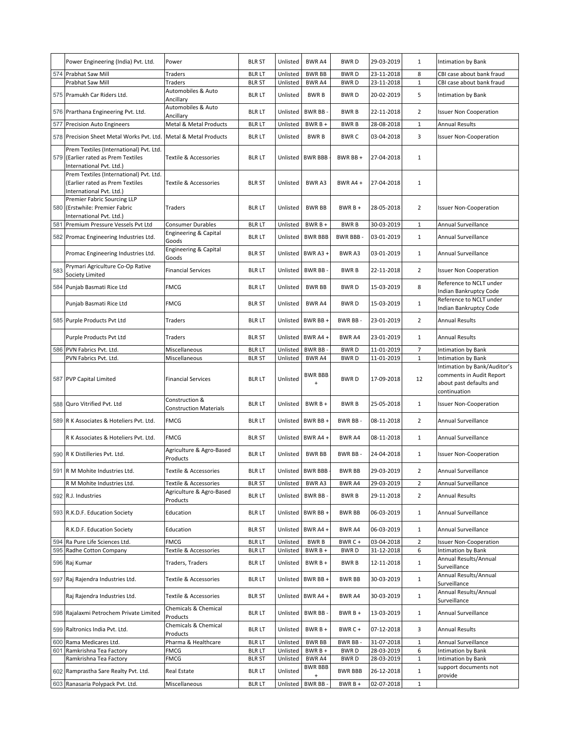| | | | | | | | | | |
|---|---|---|---|---|---|---|---|---|---|
| | Power Engineering (India) Pvt. Ltd. | Power | BLR ST | Unlisted | BWR A4 | BWR D | 29-03-2019 | 1 | Intimation by Bank |
| 574 | Prabhat Saw Mill | Traders | BLR LT | Unlisted | BWR BB | BWR D | 23-11-2018 | 8 | CBI case about bank fraud |
| | Prabhat Saw Mill | Traders | BLR ST | Unlisted | BWR A4 | BWR D | 23-11-2018 | 1 | CBI case about bank fraud |
| 575 | Pramukh Car Riders Ltd. | Automobiles & Auto Ancillary | BLR LT | Unlisted | BWR B | BWR D | 20-02-2019 | 5 | Intimation by Bank |
| 576 | Prarthana Engineering Pvt. Ltd. | Automobiles & Auto Ancillary | BLR LT | Unlisted | BWR BB - | BWR B | 22-11-2018 | 2 | Issuer Non Cooperation |
| 577 | Precision Auto Engineers | Metal & Metal Products | BLR LT | Unlisted | BWR B + | BWR B | 28-08-2018 | 1 | Annual Results |
| 578 | Precision Sheet Metal Works Pvt. Ltd. | Metal & Metal Products | BLR LT | Unlisted | BWR B | BWR C | 03-04-2018 | 3 | Issuer Non-Cooperation |
| 579 | Prem Textiles (International) Pvt. Ltd. (Earlier rated as Prem Textiles International Pvt. Ltd.) | Textile & Accessories | BLR LT | Unlisted | BWR BBB - | BWR BB + | 27-04-2018 | 1 | |
| | Prem Textiles (International) Pvt. Ltd. (Earlier rated as Prem Textiles International Pvt. Ltd.) | Textile & Accessories | BLR ST | Unlisted | BWR A3 | BWR A4 + | 27-04-2018 | 1 | |
| 580 | Premier Fabric Sourcing LLP (Erstwhile: Premier Fabric International Pvt. Ltd.) | Traders | BLR LT | Unlisted | BWR BB | BWR B + | 28-05-2018 | 2 | Issuer Non-Cooperation |
| 581 | Premium Pressure Vessels Pvt Ltd | Consumer Durables | BLR LT | Unlisted | BWR B + | BWR B | 30-03-2019 | 1 | Annual Surveillance |
| 582 | Promac Engineering Industries Ltd. | Engineering & Capital Goods | BLR LT | Unlisted | BWR BBB | BWR BBB - | 03-01-2019 | 1 | Annual Surveillance |
| | Promac Engineering Industries Ltd. | Engineering & Capital Goods | BLR ST | Unlisted | BWR A3 + | BWR A3 | 03-01-2019 | 1 | Annual Surveillance |
| 583 | Prymari Agriculture Co-Op Rative Society Limited | Financial Services | BLR LT | Unlisted | BWR BB - | BWR B | 22-11-2018 | 2 | Issuer Non Cooperation |
| 584 | Punjab Basmati Rice Ltd | FMCG | BLR LT | Unlisted | BWR BB | BWR D | 15-03-2019 | 8 | Reference to NCLT under Indian Bankruptcy Code |
| | Punjab Basmati Rice Ltd | FMCG | BLR ST | Unlisted | BWR A4 | BWR D | 15-03-2019 | 1 | Reference to NCLT under Indian Bankruptcy Code |
| 585 | Purple Products Pvt Ltd | Traders | BLR LT | Unlisted | BWR BB + | BWR BB - | 23-01-2019 | 2 | Annual Results |
| | Purple Products Pvt Ltd | Traders | BLR ST | Unlisted | BWR A4 + | BWR A4 | 23-01-2019 | 1 | Annual Results |
| 586 | PVN Fabrics Pvt. Ltd. | Miscellaneous | BLR LT | Unlisted | BWR BB - | BWR D | 11-01-2019 | 7 | Intimation by Bank |
| | PVN Fabrics Pvt. Ltd. | Miscellaneous | BLR ST | Unlisted | BWR A4 | BWR D | 11-01-2019 | 1 | Intimation by Bank |
| 587 | PVP Capital Limited | Financial Services | BLR LT | Unlisted | BWR BBB + | BWR D | 17-09-2018 | 12 | Intimation by Bank/Auditor's comments in Audit Report about past defaults and continuation |
| 588 | Quro Vitrified Pvt. Ltd | Construction & Construction Materials | BLR LT | Unlisted | BWR B + | BWR B | 25-05-2018 | 1 | Issuer Non-Cooperation |
| 589 | R K Associates & Hoteliers Pvt. Ltd. | FMCG | BLR LT | Unlisted | BWR BB + | BWR BB - | 08-11-2018 | 2 | Annual Surveillance |
| | R K Associates & Hoteliers Pvt. Ltd. | FMCG | BLR ST | Unlisted | BWR A4 + | BWR A4 | 08-11-2018 | 1 | Annual Surveillance |
| 590 | R K Distilleries Pvt. Ltd. | Agriculture & Agro-Based Products | BLR LT | Unlisted | BWR BB | BWR BB - | 24-04-2018 | 1 | Issuer Non-Cooperation |
| 591 | R M Mohite Industries Ltd. | Textile & Accessories | BLR LT | Unlisted | BWR BBB | BWR BB | 29-03-2019 | 2 | Annual Surveillance |
| | R M Mohite Industries Ltd. | Textile & Accessories | BLR ST | Unlisted | BWR A3 | BWR A4 | 29-03-2019 | 2 | Annual Surveillance |
| 592 | R.J. Industries | Agriculture & Agro-Based Products | BLR LT | Unlisted | BWR BB - | BWR B | 29-11-2018 | 2 | Annual Results |
| 593 | R.K.D.F. Education Society | Education | BLR LT | Unlisted | BWR BB + | BWR BB | 06-03-2019 | 1 | Annual Surveillance |
| | R.K.D.F. Education Society | Education | BLR ST | Unlisted | BWR A4 + | BWR A4 | 06-03-2019 | 1 | Annual Surveillance |
| 594 | Ra Pure Life Sciences Ltd. | FMCG | BLR LT | Unlisted | BWR B | BWR C + | 03-04-2018 | 2 | Issuer Non-Cooperation |
| 595 | Radhe Cotton Company | Textile & Accessories | BLR LT | Unlisted | BWR B + | BWR D | 31-12-2018 | 6 | Intimation by Bank |
| 596 | Raj Kumar | Traders, Traders | BLR LT | Unlisted | BWR B + | BWR B | 12-11-2018 | 1 | Annual Results/Annual Surveillance |
| 597 | Raj Rajendra Industries Ltd. | Textile & Accessories | BLR LT | Unlisted | BWR BB + | BWR BB | 30-03-2019 | 1 | Annual Results/Annual Surveillance |
| | Raj Rajendra Industries Ltd. | Textile & Accessories | BLR ST | Unlisted | BWR A4 + | BWR A4 | 30-03-2019 | 1 | Annual Results/Annual Surveillance |
| 598 | Rajalaxmi Petrochem Private Limited | Chemicals & Chemical Products | BLR LT | Unlisted | BWR BB - | BWR B + | 13-03-2019 | 1 | Annual Surveillance |
| 599 | Raltronics India Pvt. Ltd. | Chemicals & Chemical Products | BLR LT | Unlisted | BWR B + | BWR C + | 07-12-2018 | 3 | Annual Results |
| 600 | Rama Medicares Ltd. | Pharma & Healthcare | BLR LT | Unlisted | BWR BB | BWR BB - | 31-07-2018 | 1 | Annual Surveillance |
| 601 | Ramkrishna Tea Factory | FMCG | BLR LT | Unlisted | BWR B + | BWR D | 28-03-2019 | 6 | Intimation by Bank |
| | Ramkrishna Tea Factory | FMCG | BLR ST | Unlisted | BWR A4 | BWR D | 28-03-2019 | 1 | Intimation by Bank |
| 602 | Ramprastha Sare Realty Pvt. Ltd. | Real Estate | BLR LT | Unlisted | BWR BBB + | BWR BBB | 26-12-2018 | 1 | support documents not provide |
| 603 | Ranasaria Polypack Pvt. Ltd. | Miscellaneous | BLR LT | Unlisted | BWR BB - | BWR B + | 02-07-2018 | 1 | |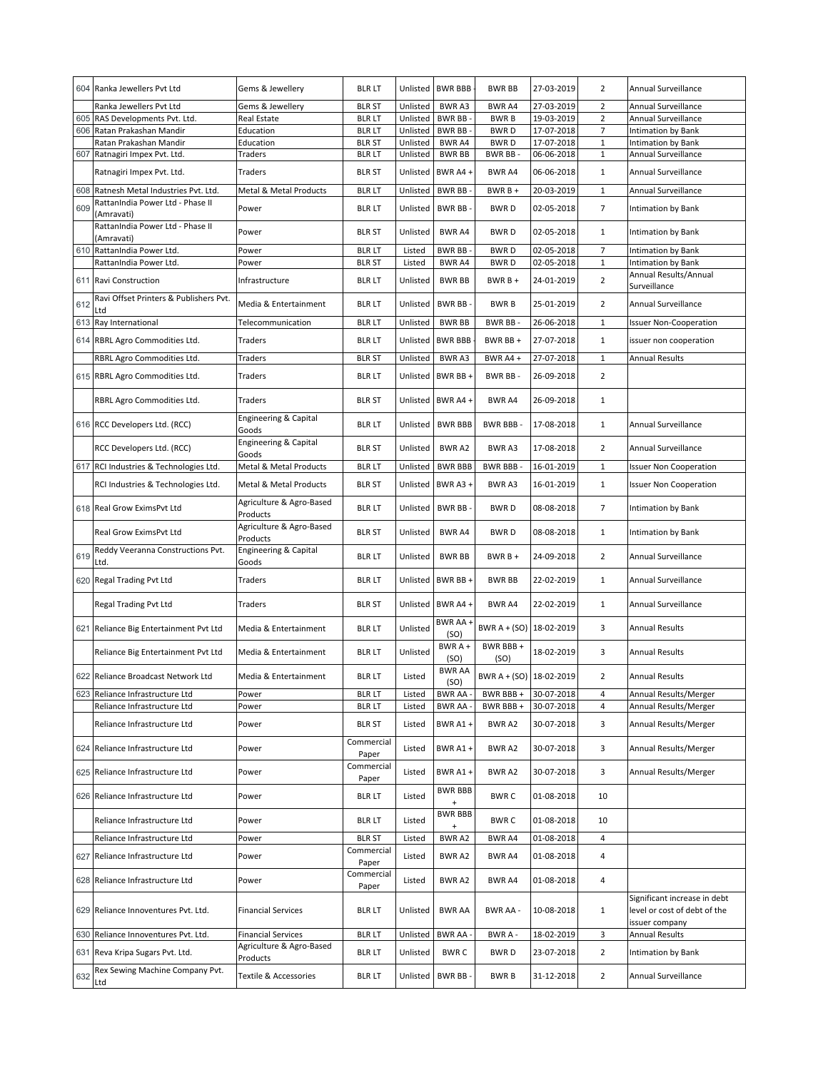| | | | | | | | | | |
|---|---|---|---|---|---|---|---|---|---|
| 604 | Ranka Jewellers Pvt Ltd | Gems & Jewellery | BLR LT | Unlisted | BWR BBB - | BWR BB | 27-03-2019 | 2 | Annual Surveillance |
| | Ranka Jewellers Pvt Ltd | Gems & Jewellery | BLR ST | Unlisted | BWR A3 | BWR A4 | 27-03-2019 | 2 | Annual Surveillance |
| 605 | RAS Developments Pvt. Ltd. | Real Estate | BLR LT | Unlisted | BWR BB - | BWR B | 19-03-2019 | 2 | Annual Surveillance |
| 606 | Ratan Prakashan Mandir | Education | BLR LT | Unlisted | BWR BB - | BWR D | 17-07-2018 | 7 | Intimation by Bank |
| | Ratan Prakashan Mandir | Education | BLR ST | Unlisted | BWR A4 | BWR D | 17-07-2018 | 1 | Intimation by Bank |
| 607 | Ratnagiri Impex Pvt. Ltd. | Traders | BLR LT | Unlisted | BWR BB | BWR BB - | 06-06-2018 | 1 | Annual Surveillance |
| | Ratnagiri Impex Pvt. Ltd. | Traders | BLR ST | Unlisted | BWR A4 + | BWR A4 | 06-06-2018 | 1 | Annual Surveillance |
| 608 | Ratnesh Metal Industries Pvt. Ltd. | Metal & Metal Products | BLR LT | Unlisted | BWR BB - | BWR B + | 20-03-2019 | 1 | Annual Surveillance |
| 609 | RattanIndia Power Ltd - Phase II (Amravati) | Power | BLR LT | Unlisted | BWR BB - | BWR D | 02-05-2018 | 7 | Intimation by Bank |
| | RattanIndia Power Ltd - Phase II (Amravati) | Power | BLR ST | Unlisted | BWR A4 | BWR D | 02-05-2018 | 1 | Intimation by Bank |
| 610 | RattanIndia Power Ltd. | Power | BLR LT | Listed | BWR BB - | BWR D | 02-05-2018 | 7 | Intimation by Bank |
| | RattanIndia Power Ltd. | Power | BLR ST | Listed | BWR A4 | BWR D | 02-05-2018 | 1 | Intimation by Bank |
| 611 | Ravi Construction | Infrastructure | BLR LT | Unlisted | BWR BB | BWR B + | 24-01-2019 | 2 | Annual Results/Annual Surveillance |
| 612 | Ravi Offset Printers & Publishers Pvt. Ltd | Media & Entertainment | BLR LT | Unlisted | BWR BB - | BWR B | 25-01-2019 | 2 | Annual Surveillance |
| 613 | Ray International | Telecommunication | BLR LT | Unlisted | BWR BB | BWR BB - | 26-06-2018 | 1 | Issuer Non-Cooperation |
| 614 | RBRL Agro Commodities Ltd. | Traders | BLR LT | Unlisted | BWR BBB - | BWR BB + | 27-07-2018 | 1 | issuer non cooperation |
| | RBRL Agro Commodities Ltd. | Traders | BLR ST | Unlisted | BWR A3 | BWR A4 + | 27-07-2018 | 1 | Annual Results |
| 615 | RBRL Agro Commodities Ltd. | Traders | BLR LT | Unlisted | BWR BB + | BWR BB - | 26-09-2018 | 2 | |
| | RBRL Agro Commodities Ltd. | Traders | BLR ST | Unlisted | BWR A4 + | BWR A4 | 26-09-2018 | 1 | |
| 616 | RCC Developers Ltd. (RCC) | Engineering & Capital Goods | BLR LT | Unlisted | BWR BBB | BWR BBB - | 17-08-2018 | 1 | Annual Surveillance |
| | RCC Developers Ltd. (RCC) | Engineering & Capital Goods | BLR ST | Unlisted | BWR A2 | BWR A3 | 17-08-2018 | 2 | Annual Surveillance |
| 617 | RCI Industries & Technologies Ltd. | Metal & Metal Products | BLR LT | Unlisted | BWR BBB | BWR BBB - | 16-01-2019 | 1 | Issuer Non Cooperation |
| | RCI Industries & Technologies Ltd. | Metal & Metal Products | BLR ST | Unlisted | BWR A3 + | BWR A3 | 16-01-2019 | 1 | Issuer Non Cooperation |
| 618 | Real Grow EximsPvt Ltd | Agriculture & Agro-Based Products | BLR LT | Unlisted | BWR BB - | BWR D | 08-08-2018 | 7 | Intimation by Bank |
| | Real Grow EximsPvt Ltd | Agriculture & Agro-Based Products | BLR ST | Unlisted | BWR A4 | BWR D | 08-08-2018 | 1 | Intimation by Bank |
| 619 | Reddy Veeranna Constructions Pvt. Ltd. | Engineering & Capital Goods | BLR LT | Unlisted | BWR BB | BWR B + | 24-09-2018 | 2 | Annual Surveillance |
| 620 | Regal Trading Pvt Ltd | Traders | BLR LT | Unlisted | BWR BB + | BWR BB | 22-02-2019 | 1 | Annual Surveillance |
| | Regal Trading Pvt Ltd | Traders | BLR ST | Unlisted | BWR A4 + | BWR A4 | 22-02-2019 | 1 | Annual Surveillance |
| 621 | Reliance Big Entertainment Pvt Ltd | Media & Entertainment | BLR LT | Unlisted | BWR AA + (SO) | BWR A + (SO) | 18-02-2019 | 3 | Annual Results |
| | Reliance Big Entertainment Pvt Ltd | Media & Entertainment | BLR LT | Unlisted | BWR A + (SO) | BWR BBB + (SO) | 18-02-2019 | 3 | Annual Results |
| 622 | Reliance Broadcast Network Ltd | Media & Entertainment | BLR LT | Listed | BWR AA (SO) | BWR A + (SO) | 18-02-2019 | 2 | Annual Results |
| 623 | Reliance Infrastructure Ltd | Power | BLR LT | Listed | BWR AA - | BWR BBB + | 30-07-2018 | 4 | Annual Results/Merger |
| | Reliance Infrastructure Ltd | Power | BLR LT | Listed | BWR AA - | BWR BBB + | 30-07-2018 | 4 | Annual Results/Merger |
| | Reliance Infrastructure Ltd | Power | BLR ST | Listed | BWR A1 + | BWR A2 | 30-07-2018 | 3 | Annual Results/Merger |
| 624 | Reliance Infrastructure Ltd | Power | Commercial Paper | Listed | BWR A1 + | BWR A2 | 30-07-2018 | 3 | Annual Results/Merger |
| 625 | Reliance Infrastructure Ltd | Power | Commercial Paper | Listed | BWR A1 + | BWR A2 | 30-07-2018 | 3 | Annual Results/Merger |
| 626 | Reliance Infrastructure Ltd | Power | BLR LT | Listed | BWR BBB + | BWR C | 01-08-2018 | 10 | |
| | Reliance Infrastructure Ltd | Power | BLR LT | Listed | BWR BBB + | BWR C | 01-08-2018 | 10 | |
| | Reliance Infrastructure Ltd | Power | BLR ST | Listed | BWR A2 | BWR A4 | 01-08-2018 | 4 | |
| 627 | Reliance Infrastructure Ltd | Power | Commercial Paper | Listed | BWR A2 | BWR A4 | 01-08-2018 | 4 | |
| 628 | Reliance Infrastructure Ltd | Power | Commercial Paper | Listed | BWR A2 | BWR A4 | 01-08-2018 | 4 | |
| 629 | Reliance Innoventures Pvt. Ltd. | Financial Services | BLR LT | Unlisted | BWR AA | BWR AA - | 10-08-2018 | 1 | Significant increase in debt level or cost of debt of the issuer company |
| 630 | Reliance Innoventures Pvt. Ltd. | Financial Services | BLR LT | Unlisted | BWR AA - | BWR A - | 18-02-2019 | 3 | Annual Results |
| 631 | Reva Kripa Sugars Pvt. Ltd. | Agriculture & Agro-Based Products | BLR LT | Unlisted | BWR C | BWR D | 23-07-2018 | 2 | Intimation by Bank |
| 632 | Rex Sewing Machine Company Pvt. Ltd | Textile & Accessories | BLR LT | Unlisted | BWR BB - | BWR B | 31-12-2018 | 2 | Annual Surveillance |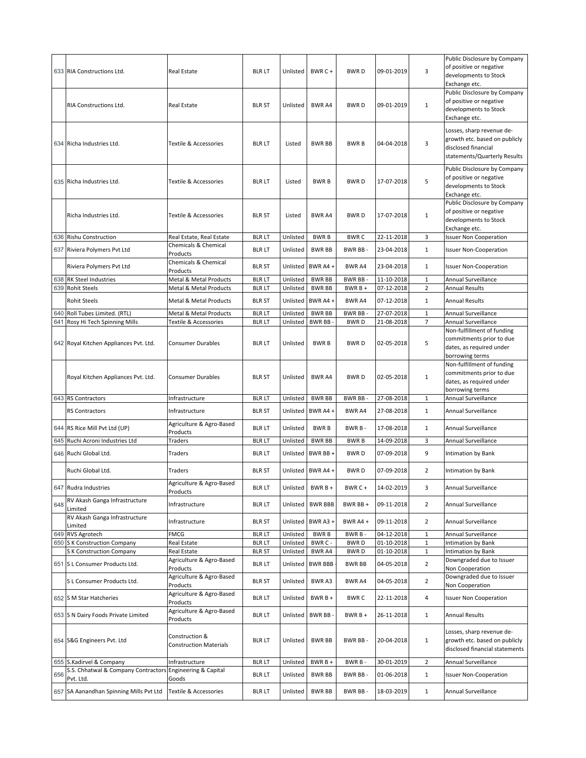| 633 | RIA Constructions Ltd. | Real Estate | BLR LT | Unlisted | BWR C + | BWR D | 09-01-2019 | 3 | Public Disclosure by Company of positive or negative developments to Stock Exchange etc. |
|---|---|---|---|---|---|---|---|---|---|
| | RIA Constructions Ltd. | Real Estate | BLR ST | Unlisted | BWR A4 | BWR D | 09-01-2019 | 1 | Public Disclosure by Company of positive or negative developments to Stock Exchange etc. |
| 634 | Richa Industries Ltd. | Textile & Accessories | BLR LT | Listed | BWR BB | BWR B | 04-04-2018 | 3 | Losses, sharp revenue de-growth etc. based on publicly disclosed financial statements/Quarterly Results |
| 635 | Richa Industries Ltd. | Textile & Accessories | BLR LT | Listed | BWR B | BWR D | 17-07-2018 | 5 | Public Disclosure by Company of positive or negative developments to Stock Exchange etc. |
| | Richa Industries Ltd. | Textile & Accessories | BLR ST | Listed | BWR A4 | BWR D | 17-07-2018 | 1 | Public Disclosure by Company of positive or negative developments to Stock Exchange etc. |
| 636 | Rishu Construction | Real Estate, Real Estate | BLR LT | Unlisted | BWR B | BWR C | 22-11-2018 | 3 | Issuer Non Cooperation |
| 637 | Riviera Polymers Pvt Ltd | Chemicals & Chemical Products | BLR LT | Unlisted | BWR BB | BWR BB - | 23-04-2018 | 1 | Issuer Non-Cooperation |
| | Riviera Polymers Pvt Ltd | Chemicals & Chemical Products | BLR ST | Unlisted | BWR A4 + | BWR A4 | 23-04-2018 | 1 | Issuer Non-Cooperation |
| 638 | RK Steel Industries | Metal & Metal Products | BLR LT | Unlisted | BWR BB | BWR BB - | 11-10-2018 | 1 | Annual Surveillance |
| 639 | Rohit Steels | Metal & Metal Products | BLR LT | Unlisted | BWR BB | BWR B + | 07-12-2018 | 2 | Annual Results |
| | Rohit Steels | Metal & Metal Products | BLR ST | Unlisted | BWR A4 + | BWR A4 | 07-12-2018 | 1 | Annual Results |
| 640 | Roll Tubes Limited. (RTL) | Metal & Metal Products | BLR LT | Unlisted | BWR BB | BWR BB - | 27-07-2018 | 1 | Annual Surveillance |
| 641 | Rosy Hi Tech Spinning Mills | Textile & Accessories | BLR LT | Unlisted | BWR BB - | BWR D | 21-08-2018 | 7 | Annual Surveillance |
| 642 | Royal Kitchen Appliances Pvt. Ltd. | Consumer Durables | BLR LT | Unlisted | BWR B | BWR D | 02-05-2018 | 5 | Non-fulfillment of funding commitments prior to due dates, as required under borrowing terms |
| | Royal Kitchen Appliances Pvt. Ltd. | Consumer Durables | BLR ST | Unlisted | BWR A4 | BWR D | 02-05-2018 | 1 | Non-fulfillment of funding commitments prior to due dates, as required under borrowing terms |
| 643 | RS Contractors | Infrastructure | BLR LT | Unlisted | BWR BB | BWR BB - | 27-08-2018 | 1 | Annual Surveillance |
| | RS Contractors | Infrastructure | BLR ST | Unlisted | BWR A4 + | BWR A4 | 27-08-2018 | 1 | Annual Surveillance |
| 644 | RS Rice Mill Pvt Ltd (UP) | Agriculture & Agro-Based Products | BLR LT | Unlisted | BWR B | BWR B - | 17-08-2018 | 1 | Annual Surveillance |
| 645 | Ruchi Acroni Industries Ltd | Traders | BLR LT | Unlisted | BWR BB | BWR B | 14-09-2018 | 3 | Annual Surveillance |
| 646 | Ruchi Global Ltd. | Traders | BLR LT | Unlisted | BWR BB + | BWR D | 07-09-2018 | 9 | Intimation by Bank |
| | Ruchi Global Ltd. | Traders | BLR ST | Unlisted | BWR A4 + | BWR D | 07-09-2018 | 2 | Intimation by Bank |
| 647 | Rudra Industries | Agriculture & Agro-Based Products | BLR LT | Unlisted | BWR B + | BWR C + | 14-02-2019 | 3 | Annual Surveillance |
| 648 | RV Akash Ganga Infrastructure Limited | Infrastructure | BLR LT | Unlisted | BWR BBB | BWR BB + | 09-11-2018 | 2 | Annual Surveillance |
| | RV Akash Ganga Infrastructure Limited | Infrastructure | BLR ST | Unlisted | BWR A3 + | BWR A4 + | 09-11-2018 | 2 | Annual Surveillance |
| 649 | RVS Agrotech | FMCG | BLR LT | Unlisted | BWR B | BWR B - | 04-12-2018 | 1 | Annual Surveillance |
| 650 | S K Construction Company | Real Estate | BLR LT | Unlisted | BWR C - | BWR D | 01-10-2018 | 1 | Intimation by Bank |
| | S K Construction Company | Real Estate | BLR ST | Unlisted | BWR A4 | BWR D | 01-10-2018 | 1 | Intimation by Bank |
| 651 | S L Consumer Products Ltd. | Agriculture & Agro-Based Products | BLR LT | Unlisted | BWR BBB | BWR BB | 04-05-2018 | 2 | Downgraded due to Issuer Non Cooperation |
| | S L Consumer Products Ltd. | Agriculture & Agro-Based Products | BLR ST | Unlisted | BWR A3 | BWR A4 | 04-05-2018 | 2 | Downgraded due to Issuer Non Cooperation |
| 652 | S M Star Hatcheries | Agriculture & Agro-Based Products | BLR LT | Unlisted | BWR B + | BWR C | 22-11-2018 | 4 | Issuer Non Cooperation |
| 653 | S N Dairy Foods Private Limited | Agriculture & Agro-Based Products | BLR LT | Unlisted | BWR BB - | BWR B + | 26-11-2018 | 1 | Annual Results |
| 654 | S&G Engineers Pvt. Ltd | Construction & Construction Materials | BLR LT | Unlisted | BWR BB | BWR BB - | 20-04-2018 | 1 | Losses, sharp revenue de-growth etc. based on publicly disclosed financial statements |
| 655 | S.Kadirvel & Company | Infrastructure | BLR LT | Unlisted | BWR B + | BWR B - | 30-01-2019 | 2 | Annual Surveillance |
| 656 | S.S. Chhatwal & Company Contractors Pvt. Ltd. | Engineering & Capital Goods | BLR LT | Unlisted | BWR BB | BWR BB - | 01-06-2018 | 1 | Issuer Non-Cooperation |
| 657 | SA Aanandhan Spinning Mills Pvt Ltd | Textile & Accessories | BLR LT | Unlisted | BWR BB | BWR BB - | 18-03-2019 | 1 | Annual Surveillance |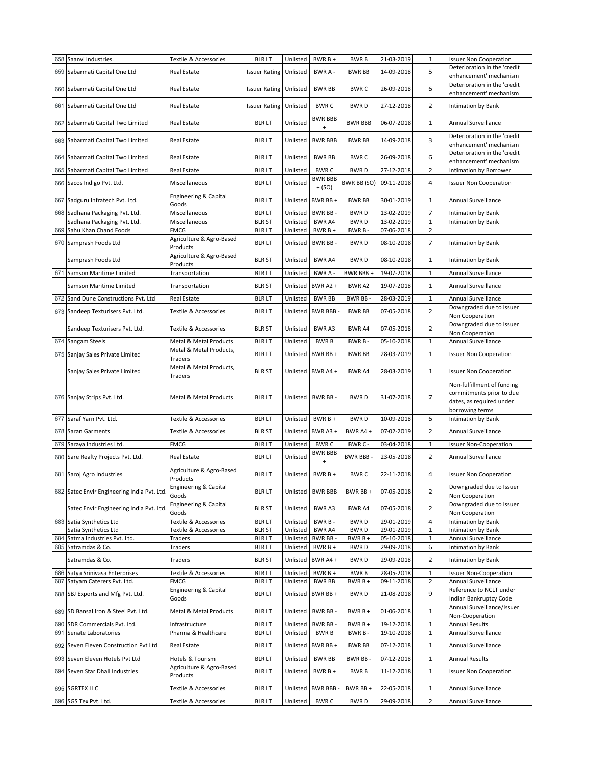| 658 | Saanvi Industries. | Textile & Accessories | BLR LT | Unlisted | BWR B + | BWR B | 21-03-2019 | 1 | Issuer Non Cooperation |
|---|---|---|---|---|---|---|---|---|---|
| 659 | Sabarmati Capital One Ltd | Real Estate | Issuer Rating | Unlisted | BWR A - | BWR BB | 14-09-2018 | 5 | Deterioration in the 'credit enhancement' mechanism |
| 660 | Sabarmati Capital One Ltd | Real Estate | Issuer Rating | Unlisted | BWR BB | BWR C | 26-09-2018 | 6 | Deterioration in the 'credit enhancement' mechanism |
| 661 | Sabarmati Capital One Ltd | Real Estate | Issuer Rating | Unlisted | BWR C | BWR D | 27-12-2018 | 2 | Intimation by Bank |
| 662 | Sabarmati Capital Two Limited | Real Estate | BLR LT | Unlisted | BWR BBB + | BWR BBB | 06-07-2018 | 1 | Annual Surveillance |
| 663 | Sabarmati Capital Two Limited | Real Estate | BLR LT | Unlisted | BWR BBB | BWR BB | 14-09-2018 | 3 | Deterioration in the 'credit enhancement' mechanism |
| 664 | Sabarmati Capital Two Limited | Real Estate | BLR LT | Unlisted | BWR BB | BWR C | 26-09-2018 | 6 | Deterioration in the 'credit enhancement' mechanism |
| 665 | Sabarmati Capital Two Limited | Real Estate | BLR LT | Unlisted | BWR C | BWR D | 27-12-2018 | 2 | Intimation by Borrower |
| 666 | Sacos Indigo Pvt. Ltd. | Miscellaneous | BLR LT | Unlisted | BWR BBB + (SO) | BWR BB (SO) | 09-11-2018 | 4 | Issuer Non Cooperation |
| 667 | Sadguru Infratech Pvt. Ltd. | Engineering & Capital Goods | BLR LT | Unlisted | BWR BB + | BWR BB | 30-01-2019 | 1 | Annual Surveillance |
| 668 | Sadhana Packaging Pvt. Ltd. | Miscellaneous | BLR LT | Unlisted | BWR BB - | BWR D | 13-02-2019 | 7 | Intimation by Bank |
| | Sadhana Packaging Pvt. Ltd. | Miscellaneous | BLR ST | Unlisted | BWR A4 | BWR D | 13-02-2019 | 1 | Intimation by Bank |
| 669 | Sahu Khan Chand Foods | FMCG | BLR LT | Unlisted | BWR B + | BWR B - | 07-06-2018 | 2 | |
| 670 | Samprash Foods Ltd | Agriculture & Agro-Based Products | BLR LT | Unlisted | BWR BB - | BWR D | 08-10-2018 | 7 | Intimation by Bank |
| | Samprash Foods Ltd | Agriculture & Agro-Based Products | BLR ST | Unlisted | BWR A4 | BWR D | 08-10-2018 | 1 | Intimation by Bank |
| 671 | Samson Maritime Limited | Transportation | BLR LT | Unlisted | BWR A - | BWR BBB + | 19-07-2018 | 1 | Annual Surveillance |
| | Samson Maritime Limited | Transportation | BLR ST | Unlisted | BWR A2 + | BWR A2 | 19-07-2018 | 1 | Annual Surveillance |
| 672 | Sand Dune Constructions Pvt. Ltd | Real Estate | BLR LT | Unlisted | BWR BB | BWR BB - | 28-03-2019 | 1 | Annual Surveillance |
| 673 | Sandeep Texturisers Pvt. Ltd. | Textile & Accessories | BLR LT | Unlisted | BWR BBB - | BWR BB | 07-05-2018 | 2 | Downgraded due to Issuer Non Cooperation |
| | Sandeep Texturisers Pvt. Ltd. | Textile & Accessories | BLR ST | Unlisted | BWR A3 | BWR A4 | 07-05-2018 | 2 | Downgraded due to Issuer Non Cooperation |
| 674 | Sangam Steels | Metal & Metal Products | BLR LT | Unlisted | BWR B | BWR B - | 05-10-2018 | 1 | Annual Surveillance |
| 675 | Sanjay Sales Private Limited | Metal & Metal Products, Traders | BLR LT | Unlisted | BWR BB + | BWR BB | 28-03-2019 | 1 | Issuer Non Cooperation |
| | Sanjay Sales Private Limited | Metal & Metal Products, Traders | BLR ST | Unlisted | BWR A4 + | BWR A4 | 28-03-2019 | 1 | Issuer Non Cooperation |
| 676 | Sanjay Strips Pvt. Ltd. | Metal & Metal Products | BLR LT | Unlisted | BWR BB - | BWR D | 31-07-2018 | 7 | Non-fulfillment of funding commitments prior to due dates, as required under borrowing terms |
| 677 | Saraf Yarn Pvt. Ltd. | Textile & Accessories | BLR LT | Unlisted | BWR B + | BWR D | 10-09-2018 | 6 | Intimation by Bank |
| 678 | Saran Garments | Textile & Accessories | BLR ST | Unlisted | BWR A3 + | BWR A4 + | 07-02-2019 | 2 | Annual Surveillance |
| 679 | Saraya Industries Ltd. | FMCG | BLR LT | Unlisted | BWR C | BWR C - | 03-04-2018 | 1 | Issuer Non-Cooperation |
| 680 | Sare Realty Projects Pvt. Ltd. | Real Estate | BLR LT | Unlisted | BWR BBB + | BWR BBB - | 23-05-2018 | 2 | Annual Surveillance |
| 681 | Saroj Agro Industries | Agriculture & Agro-Based Products | BLR LT | Unlisted | BWR B + | BWR C | 22-11-2018 | 4 | Issuer Non Cooperation |
| 682 | Satec Envir Engineering India Pvt. Ltd. | Engineering & Capital Goods | BLR LT | Unlisted | BWR BBB | BWR BB + | 07-05-2018 | 2 | Downgraded due to Issuer Non Cooperation |
| | Satec Envir Engineering India Pvt. Ltd. | Engineering & Capital Goods | BLR ST | Unlisted | BWR A3 | BWR A4 | 07-05-2018 | 2 | Downgraded due to Issuer Non Cooperation |
| 683 | Satia Synthetics Ltd | Textile & Accessories | BLR LT | Unlisted | BWR B - | BWR D | 29-01-2019 | 4 | Intimation by Bank |
| | Satia Synthetics Ltd | Textile & Accessories | BLR ST | Unlisted | BWR A4 | BWR D | 29-01-2019 | 1 | Intimation by Bank |
| 684 | Satma Industries Pvt. Ltd. | Traders | BLR LT | Unlisted | BWR BB - | BWR B + | 05-10-2018 | 1 | Annual Surveillance |
| 685 | Satramdas & Co. | Traders | BLR LT | Unlisted | BWR B + | BWR D | 29-09-2018 | 6 | Intimation by Bank |
| | Satramdas & Co. | Traders | BLR ST | Unlisted | BWR A4 + | BWR D | 29-09-2018 | 2 | Intimation by Bank |
| 686 | Satya Srinivasa Enterprises | Textile & Accessories | BLR LT | Unlisted | BWR B + | BWR B | 28-05-2018 | 1 | Issuer Non-Cooperation |
| 687 | Satyam Caterers Pvt. Ltd. | FMCG | BLR LT | Unlisted | BWR BB | BWR B + | 09-11-2018 | 2 | Annual Surveillance |
| 688 | SBJ Exports and Mfg Pvt. Ltd. | Engineering & Capital Goods | BLR LT | Unlisted | BWR BB + | BWR D | 21-08-2018 | 9 | Reference to NCLT under Indian Bankruptcy Code |
| 689 | SD Bansal Iron & Steel Pvt. Ltd. | Metal & Metal Products | BLR LT | Unlisted | BWR BB - | BWR B + | 01-06-2018 | 1 | Annual Surveillance/Issuer Non-Cooperation |
| 690 | SDR Commercials Pvt. Ltd. | Infrastructure | BLR LT | Unlisted | BWR BB - | BWR B + | 19-12-2018 | 1 | Annual Results |
| 691 | Senate Laboratories | Pharma & Healthcare | BLR LT | Unlisted | BWR B | BWR B - | 19-10-2018 | 1 | Annual Surveillance |
| 692 | Seven Eleven Construction Pvt Ltd | Real Estate | BLR LT | Unlisted | BWR BB + | BWR BB | 07-12-2018 | 1 | Annual Surveillance |
| 693 | Seven Eleven Hotels Pvt Ltd | Hotels & Tourism | BLR LT | Unlisted | BWR BB | BWR BB - | 07-12-2018 | 1 | Annual Results |
| 694 | Seven Star Dhall Industries | Agriculture & Agro-Based Products | BLR LT | Unlisted | BWR B + | BWR B | 11-12-2018 | 1 | Issuer Non Cooperation |
| 695 | SGRTEX LLC | Textile & Accessories | BLR LT | Unlisted | BWR BBB - | BWR BB + | 22-05-2018 | 1 | Annual Surveillance |
| 696 | SGS Tex Pvt. Ltd. | Textile & Accessories | BLR LT | Unlisted | BWR C | BWR D | 29-09-2018 | 2 | Annual Surveillance |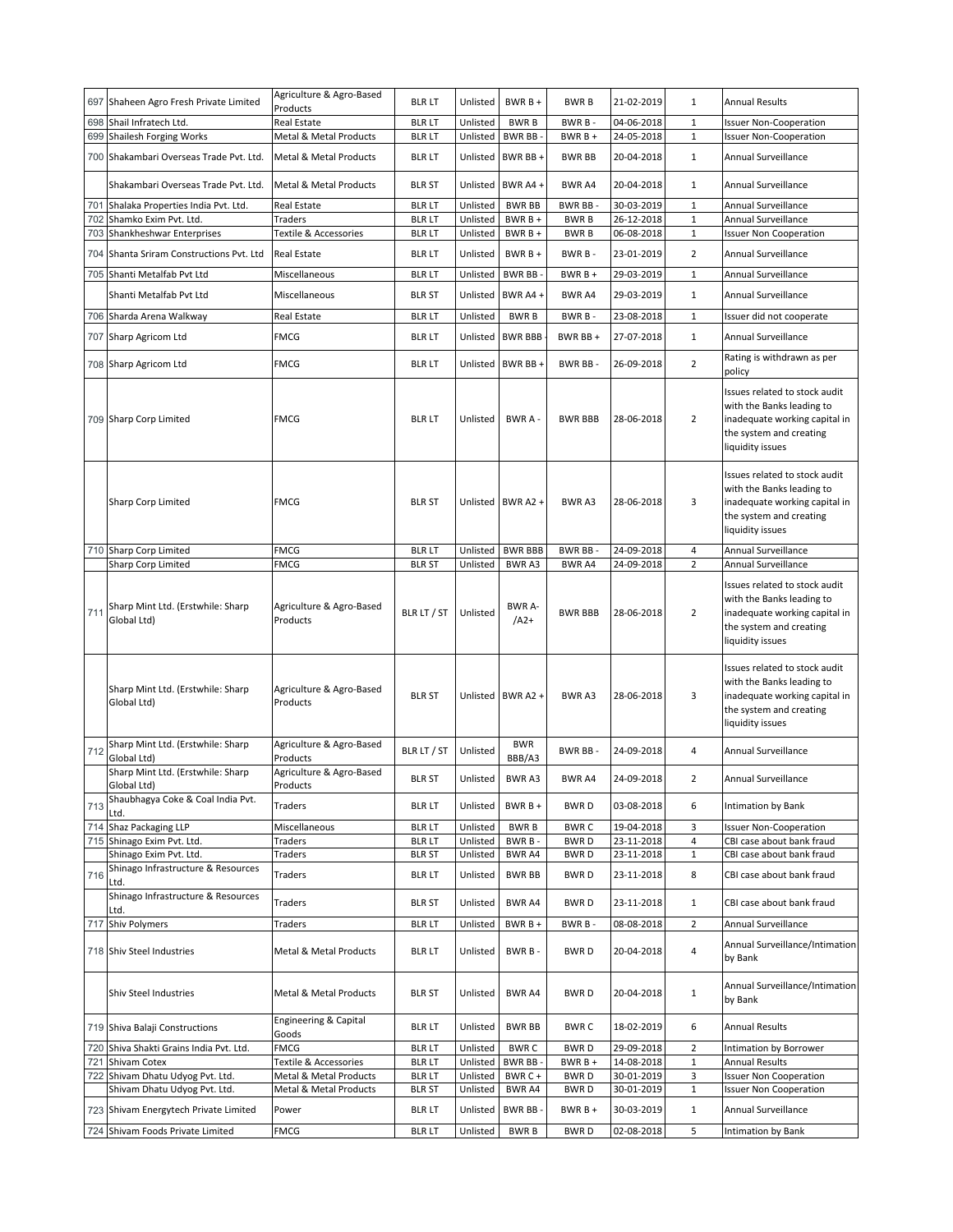| | | | | | | | | | |
|---|---|---|---|---|---|---|---|---|---|
| 697 | Shaheen Agro Fresh Private Limited | Agriculture & Agro-Based Products | BLR LT | Unlisted | BWR B + | BWR B | 21-02-2019 | 1 | Annual Results |
| 698 | Shail Infratech Ltd. | Real Estate | BLR LT | Unlisted | BWR B | BWR B - | 04-06-2018 | 1 | Issuer Non-Cooperation |
| 699 | Shailesh Forging Works | Metal & Metal Products | BLR LT | Unlisted | BWR BB - | BWR B + | 24-05-2018 | 1 | Issuer Non-Cooperation |
| 700 | Shakambari Overseas Trade Pvt. Ltd. | Metal & Metal Products | BLR LT | Unlisted | BWR BB + | BWR BB | 20-04-2018 | 1 | Annual Surveillance |
| | Shakambari Overseas Trade Pvt. Ltd. | Metal & Metal Products | BLR ST | Unlisted | BWR A4 + | BWR A4 | 20-04-2018 | 1 | Annual Surveillance |
| 701 | Shalaka Properties India Pvt. Ltd. | Real Estate | BLR LT | Unlisted | BWR BB | BWR BB - | 30-03-2019 | 1 | Annual Surveillance |
| 702 | Shamko Exim Pvt. Ltd. | Traders | BLR LT | Unlisted | BWR B + | BWR B | 26-12-2018 | 1 | Annual Surveillance |
| 703 | Shankheshwar Enterprises | Textile & Accessories | BLR LT | Unlisted | BWR B + | BWR B | 06-08-2018 | 1 | Issuer Non Cooperation |
| 704 | Shanta Sriram Constructions Pvt. Ltd | Real Estate | BLR LT | Unlisted | BWR B + | BWR B - | 23-01-2019 | 2 | Annual Surveillance |
| 705 | Shanti Metalfab Pvt Ltd | Miscellaneous | BLR LT | Unlisted | BWR BB - | BWR B + | 29-03-2019 | 1 | Annual Surveillance |
| | Shanti Metalfab Pvt Ltd | Miscellaneous | BLR ST | Unlisted | BWR A4 + | BWR A4 | 29-03-2019 | 1 | Annual Surveillance |
| 706 | Sharda Arena Walkway | Real Estate | BLR LT | Unlisted | BWR B | BWR B - | 23-08-2018 | 1 | Issuer did not cooperate |
| 707 | Sharp Agricom Ltd | FMCG | BLR LT | Unlisted | BWR BBB - | BWR BB + | 27-07-2018 | 1 | Annual Surveillance |
| 708 | Sharp Agricom Ltd | FMCG | BLR LT | Unlisted | BWR BB + | BWR BB - | 26-09-2018 | 2 | Rating is withdrawn as per policy |
| 709 | Sharp Corp Limited | FMCG | BLR LT | Unlisted | BWR A - | BWR BBB | 28-06-2018 | 2 | Issues related to stock audit with the Banks leading to inadequate working capital in the system and creating liquidity issues |
| | Sharp Corp Limited | FMCG | BLR ST | Unlisted | BWR A2 + | BWR A3 | 28-06-2018 | 3 | Issues related to stock audit with the Banks leading to inadequate working capital in the system and creating liquidity issues |
| 710 | Sharp Corp Limited | FMCG | BLR LT | Unlisted | BWR BBB | BWR BB - | 24-09-2018 | 4 | Annual Surveillance |
| | Sharp Corp Limited | FMCG | BLR ST | Unlisted | BWR A3 | BWR A4 | 24-09-2018 | 2 | Annual Surveillance |
| 711 | Sharp Mint Ltd. (Erstwhile: Sharp Global Ltd) | Agriculture & Agro-Based Products | BLR LT / ST | Unlisted | BWR A- /A2+ | BWR BBB | 28-06-2018 | 2 | Issues related to stock audit with the Banks leading to inadequate working capital in the system and creating liquidity issues |
| | Sharp Mint Ltd. (Erstwhile: Sharp Global Ltd) | Agriculture & Agro-Based Products | BLR ST | Unlisted | BWR A2 + | BWR A3 | 28-06-2018 | 3 | Issues related to stock audit with the Banks leading to inadequate working capital in the system and creating liquidity issues |
| 712 | Sharp Mint Ltd. (Erstwhile: Sharp Global Ltd) | Agriculture & Agro-Based Products | BLR LT / ST | Unlisted | BWR BBB/A3 | BWR BB - | 24-09-2018 | 4 | Annual Surveillance |
| | Sharp Mint Ltd. (Erstwhile: Sharp Global Ltd) | Agriculture & Agro-Based Products | BLR ST | Unlisted | BWR A3 | BWR A4 | 24-09-2018 | 2 | Annual Surveillance |
| 713 | Shaubhagya Coke & Coal India Pvt. Ltd. | Traders | BLR LT | Unlisted | BWR B + | BWR D | 03-08-2018 | 6 | Intimation by Bank |
| 714 | Shaz Packaging LLP | Miscellaneous | BLR LT | Unlisted | BWR B | BWR C | 19-04-2018 | 3 | Issuer Non-Cooperation |
| 715 | Shinago Exim Pvt. Ltd. | Traders | BLR LT | Unlisted | BWR B - | BWR D | 23-11-2018 | 4 | CBI case about bank fraud |
| | Shinago Exim Pvt. Ltd. | Traders | BLR ST | Unlisted | BWR A4 | BWR D | 23-11-2018 | 1 | CBI case about bank fraud |
| 716 | Shinago Infrastructure & Resources Ltd. | Traders | BLR LT | Unlisted | BWR BB | BWR D | 23-11-2018 | 8 | CBI case about bank fraud |
| | Shinago Infrastructure & Resources Ltd. | Traders | BLR ST | Unlisted | BWR A4 | BWR D | 23-11-2018 | 1 | CBI case about bank fraud |
| 717 | Shiv Polymers | Traders | BLR LT | Unlisted | BWR B + | BWR B - | 08-08-2018 | 2 | Annual Surveillance |
| 718 | Shiv Steel Industries | Metal & Metal Products | BLR LT | Unlisted | BWR B - | BWR D | 20-04-2018 | 4 | Annual Surveillance/Intimation by Bank |
| | Shiv Steel Industries | Metal & Metal Products | BLR ST | Unlisted | BWR A4 | BWR D | 20-04-2018 | 1 | Annual Surveillance/Intimation by Bank |
| 719 | Shiva Balaji Constructions | Engineering & Capital Goods | BLR LT | Unlisted | BWR BB | BWR C | 18-02-2019 | 6 | Annual Results |
| 720 | Shiva Shakti Grains India Pvt. Ltd. | FMCG | BLR LT | Unlisted | BWR C | BWR D | 29-09-2018 | 2 | Intimation by Borrower |
| 721 | Shivam Cotex | Textile & Accessories | BLR LT | Unlisted | BWR BB - | BWR B + | 14-08-2018 | 1 | Annual Results |
| 722 | Shivam Dhatu Udyog Pvt. Ltd. | Metal & Metal Products | BLR LT | Unlisted | BWR C + | BWR D | 30-01-2019 | 3 | Issuer Non Cooperation |
| | Shivam Dhatu Udyog Pvt. Ltd. | Metal & Metal Products | BLR ST | Unlisted | BWR A4 | BWR D | 30-01-2019 | 1 | Issuer Non Cooperation |
| 723 | Shivam Energytech Private Limited | Power | BLR LT | Unlisted | BWR BB - | BWR B + | 30-03-2019 | 1 | Annual Surveillance |
| 724 | Shivam Foods Private Limited | FMCG | BLR LT | Unlisted | BWR B | BWR D | 02-08-2018 | 5 | Intimation by Bank |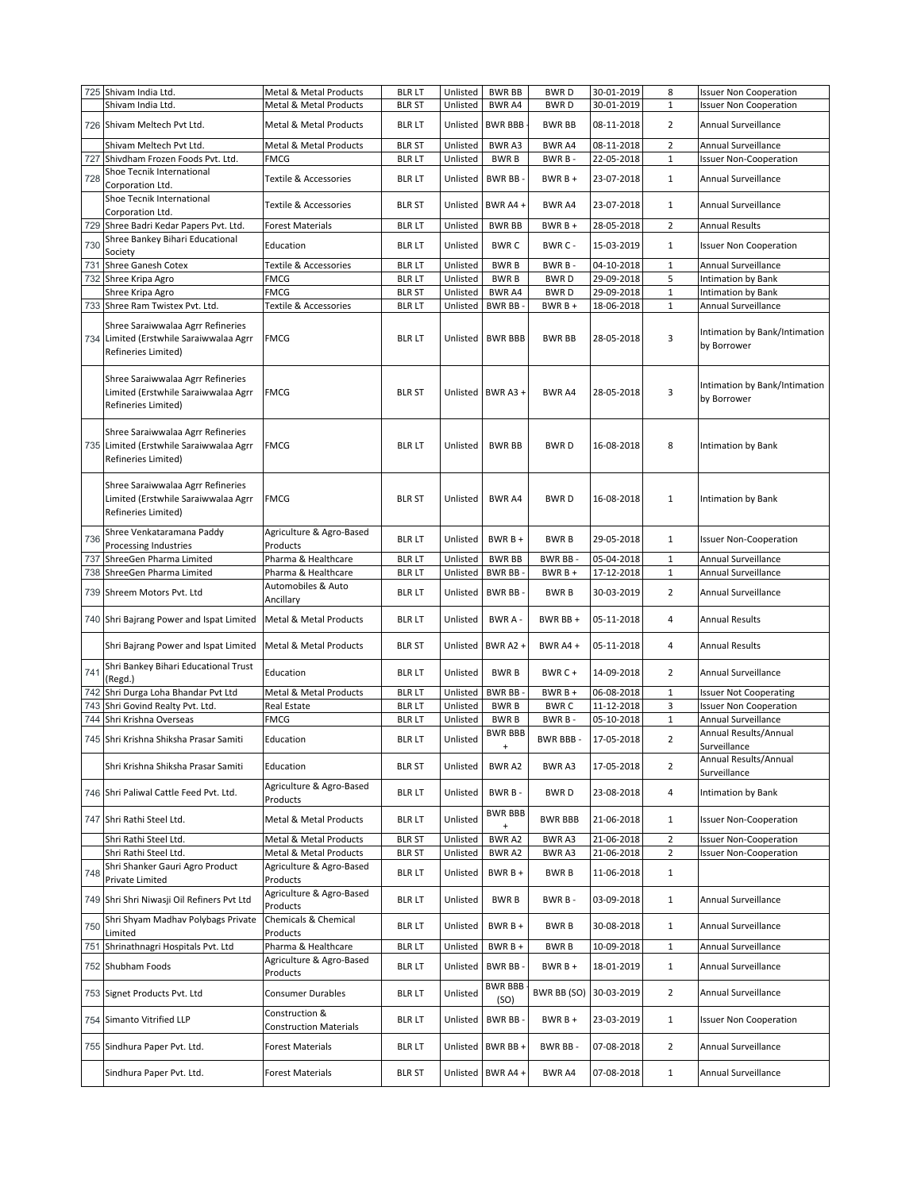| | | | | | | | | | |
|---|---|---|---|---|---|---|---|---|---|
| 725 | Shivam India Ltd. | Metal & Metal Products | BLR LT | Unlisted | BWR BB | BWR D | 30-01-2019 | 8 | Issuer Non Cooperation |
| | Shivam India Ltd. | Metal & Metal Products | BLR ST | Unlisted | BWR A4 | BWR D | 30-01-2019 | 1 | Issuer Non Cooperation |
| 726 | Shivam Meltech Pvt Ltd. | Metal & Metal Products | BLR LT | Unlisted | BWR BBB - | BWR BB | 08-11-2018 | 2 | Annual Surveillance |
| | Shivam Meltech Pvt Ltd. | Metal & Metal Products | BLR ST | Unlisted | BWR A3 | BWR A4 | 08-11-2018 | 2 | Annual Surveillance |
| 727 | Shivdham Frozen Foods Pvt. Ltd. | FMCG | BLR LT | Unlisted | BWR B | BWR B - | 22-05-2018 | 1 | Issuer Non-Cooperation |
| 728 | Shoe Tecnik International Corporation Ltd. | Textile & Accessories | BLR LT | Unlisted | BWR BB - | BWR B + | 23-07-2018 | 1 | Annual Surveillance |
| | Shoe Tecnik International Corporation Ltd. | Textile & Accessories | BLR ST | Unlisted | BWR A4 + | BWR A4 | 23-07-2018 | 1 | Annual Surveillance |
| 729 | Shree Badri Kedar Papers Pvt. Ltd. | Forest Materials | BLR LT | Unlisted | BWR BB | BWR B + | 28-05-2018 | 2 | Annual Results |
| 730 | Shree Bankey Bihari Educational Society | Education | BLR LT | Unlisted | BWR C | BWR C - | 15-03-2019 | 1 | Issuer Non Cooperation |
| 731 | Shree Ganesh Cotex | Textile & Accessories | BLR LT | Unlisted | BWR B | BWR B - | 04-10-2018 | 1 | Annual Surveillance |
| 732 | Shree Kripa Agro | FMCG | BLR LT | Unlisted | BWR B | BWR D | 29-09-2018 | 5 | Intimation by Bank |
| | Shree Kripa Agro | FMCG | BLR ST | Unlisted | BWR A4 | BWR D | 29-09-2018 | 1 | Intimation by Bank |
| 733 | Shree Ram Twistex Pvt. Ltd. | Textile & Accessories | BLR LT | Unlisted | BWR BB - | BWR B + | 18-06-2018 | 1 | Annual Surveillance |
| 734 | Shree Saraiwwalaa Agrr Refineries Limited (Erstwhile Saraiwwalaa Agrr Refineries Limited) | FMCG | BLR LT | Unlisted | BWR BBB | BWR BB | 28-05-2018 | 3 | Intimation by Bank/Intimation by Borrower |
| | Shree Saraiwwalaa Agrr Refineries Limited (Erstwhile Saraiwwalaa Agrr Refineries Limited) | FMCG | BLR ST | Unlisted | BWR A3 + | BWR A4 | 28-05-2018 | 3 | Intimation by Bank/Intimation by Borrower |
| 735 | Shree Saraiwwalaa Agrr Refineries Limited (Erstwhile Saraiwwalaa Agrr Refineries Limited) | FMCG | BLR LT | Unlisted | BWR BB | BWR D | 16-08-2018 | 8 | Intimation by Bank |
| | Shree Saraiwwalaa Agrr Refineries Limited (Erstwhile Saraiwwalaa Agrr Refineries Limited) | FMCG | BLR ST | Unlisted | BWR A4 | BWR D | 16-08-2018 | 1 | Intimation by Bank |
| 736 | Shree Venkataramana Paddy Processing Industries | Agriculture & Agro-Based Products | BLR LT | Unlisted | BWR B + | BWR B | 29-05-2018 | 1 | Issuer Non-Cooperation |
| 737 | ShreeGen Pharma Limited | Pharma & Healthcare | BLR LT | Unlisted | BWR BB | BWR BB - | 05-04-2018 | 1 | Annual Surveillance |
| 738 | ShreeGen Pharma Limited | Pharma & Healthcare | BLR LT | Unlisted | BWR BB - | BWR B + | 17-12-2018 | 1 | Annual Surveillance |
| 739 | Shreem Motors Pvt. Ltd | Automobiles & Auto Ancillary | BLR LT | Unlisted | BWR BB - | BWR B | 30-03-2019 | 2 | Annual Surveillance |
| 740 | Shri Bajrang Power and Ispat Limited | Metal & Metal Products | BLR LT | Unlisted | BWR A - | BWR BB + | 05-11-2018 | 4 | Annual Results |
| | Shri Bajrang Power and Ispat Limited | Metal & Metal Products | BLR ST | Unlisted | BWR A2 + | BWR A4 + | 05-11-2018 | 4 | Annual Results |
| 741 | Shri Bankey Bihari Educational Trust (Regd.) | Education | BLR LT | Unlisted | BWR B | BWR C + | 14-09-2018 | 2 | Annual Surveillance |
| 742 | Shri Durga Loha Bhandar Pvt Ltd | Metal & Metal Products | BLR LT | Unlisted | BWR BB - | BWR B + | 06-08-2018 | 1 | Issuer Not Cooperating |
| 743 | Shri Govind Realty Pvt. Ltd. | Real Estate | BLR LT | Unlisted | BWR B | BWR C | 11-12-2018 | 3 | Issuer Non Cooperation |
| 744 | Shri Krishna Overseas | FMCG | BLR LT | Unlisted | BWR B | BWR B - | 05-10-2018 | 1 | Annual Surveillance |
| 745 | Shri Krishna Shiksha Prasar Samiti | Education | BLR LT | Unlisted | BWR BBB + | BWR BBB - | 17-05-2018 | 2 | Annual Results/Annual Surveillance |
| | Shri Krishna Shiksha Prasar Samiti | Education | BLR ST | Unlisted | BWR A2 | BWR A3 | 17-05-2018 | 2 | Annual Results/Annual Surveillance |
| 746 | Shri Paliwal Cattle Feed Pvt. Ltd. | Agriculture & Agro-Based Products | BLR LT | Unlisted | BWR B - | BWR D | 23-08-2018 | 4 | Intimation by Bank |
| 747 | Shri Rathi Steel Ltd. | Metal & Metal Products | BLR LT | Unlisted | BWR BBB + | BWR BBB | 21-06-2018 | 1 | Issuer Non-Cooperation |
| | Shri Rathi Steel Ltd. | Metal & Metal Products | BLR ST | Unlisted | BWR A2 | BWR A3 | 21-06-2018 | 2 | Issuer Non-Cooperation |
| | Shri Rathi Steel Ltd. | Metal & Metal Products | BLR ST | Unlisted | BWR A2 | BWR A3 | 21-06-2018 | 2 | Issuer Non-Cooperation |
| 748 | Shri Shanker Gauri Agro Product Private Limited | Agriculture & Agro-Based Products | BLR LT | Unlisted | BWR B + | BWR B | 11-06-2018 | 1 | |
| 749 | Shri Shri Niwasji Oil Refiners Pvt Ltd | Agriculture & Agro-Based Products | BLR LT | Unlisted | BWR B | BWR B - | 03-09-2018 | 1 | Annual Surveillance |
| 750 | Shri Shyam Madhav Polybags Private Limited | Chemicals & Chemical Products | BLR LT | Unlisted | BWR B + | BWR B | 30-08-2018 | 1 | Annual Surveillance |
| 751 | Shrinathnagri Hospitals Pvt. Ltd | Pharma & Healthcare | BLR LT | Unlisted | BWR B + | BWR B | 10-09-2018 | 1 | Annual Surveillance |
| 752 | Shubham Foods | Agriculture & Agro-Based Products | BLR LT | Unlisted | BWR BB - | BWR B + | 18-01-2019 | 1 | Annual Surveillance |
| 753 | Signet Products Pvt. Ltd | Consumer Durables | BLR LT | Unlisted | BWR BBB - (SO) | BWR BB (SO) | 30-03-2019 | 2 | Annual Surveillance |
| 754 | Simanto Vitrified LLP | Construction & Construction Materials | BLR LT | Unlisted | BWR BB - | BWR B + | 23-03-2019 | 1 | Issuer Non Cooperation |
| 755 | Sindhura Paper Pvt. Ltd. | Forest Materials | BLR LT | Unlisted | BWR BB + | BWR BB - | 07-08-2018 | 2 | Annual Surveillance |
| | Sindhura Paper Pvt. Ltd. | Forest Materials | BLR ST | Unlisted | BWR A4 + | BWR A4 | 07-08-2018 | 1 | Annual Surveillance |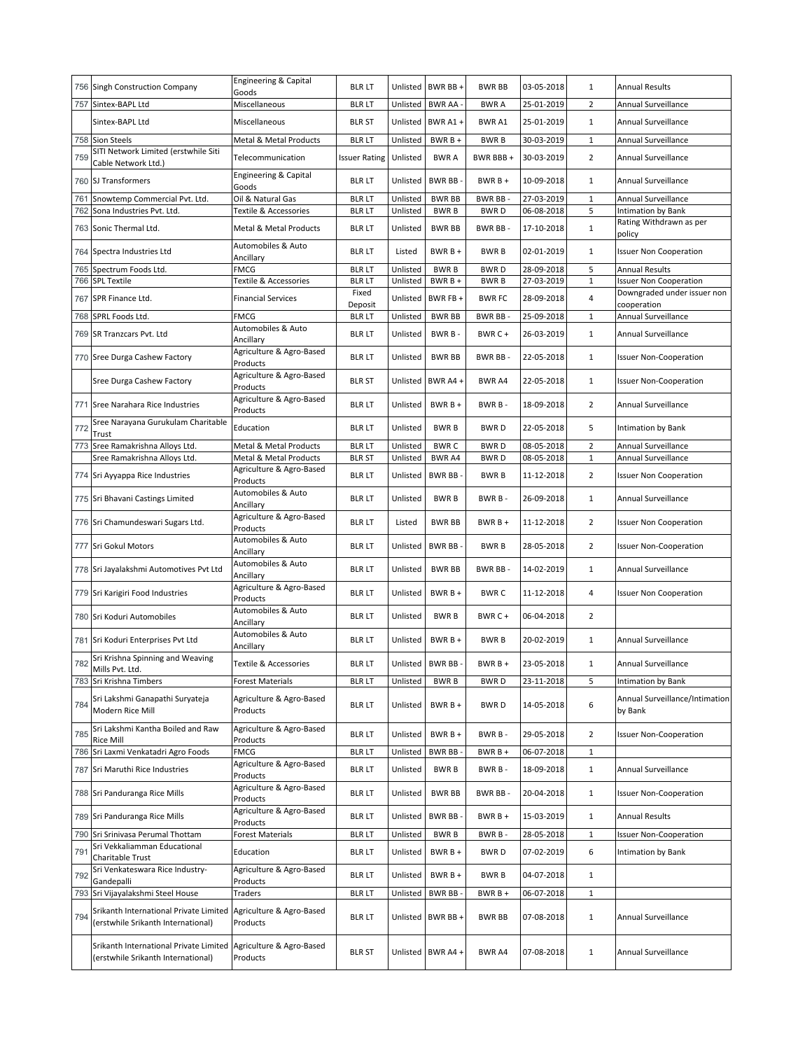| 756 | Singh Construction Company | Engineering & Capital Goods | BLR LT | Unlisted | BWR BB + | BWR BB | 03-05-2018 | 1 | Annual Results |
|---|---|---|---|---|---|---|---|---|---|
| 757 | Sintex-BAPL Ltd | Miscellaneous | BLR LT | Unlisted | BWR AA - | BWR A | 25-01-2019 | 2 | Annual Surveillance |
| | Sintex-BAPL Ltd | Miscellaneous | BLR ST | Unlisted | BWR A1 + | BWR A1 | 25-01-2019 | 1 | Annual Surveillance |
| 758 | Sion Steels | Metal & Metal Products | BLR LT | Unlisted | BWR B + | BWR B | 30-03-2019 | 1 | Annual Surveillance |
| 759 | SITI Network Limited (erstwhile Siti Cable Network Ltd.) | Telecommunication | Issuer Rating | Unlisted | BWR A | BWR BBB + | 30-03-2019 | 2 | Annual Surveillance |
| 760 | SJ Transformers | Engineering & Capital Goods | BLR LT | Unlisted | BWR BB - | BWR B + | 10-09-2018 | 1 | Annual Surveillance |
| 761 | Snowtemp Commercial Pvt. Ltd. | Oil & Natural Gas | BLR LT | Unlisted | BWR BB | BWR BB - | 27-03-2019 | 1 | Annual Surveillance |
| 762 | Sona Industries Pvt. Ltd. | Textile & Accessories | BLR LT | Unlisted | BWR B | BWR D | 06-08-2018 | 5 | Intimation by Bank |
| 763 | Sonic Thermal Ltd. | Metal & Metal Products | BLR LT | Unlisted | BWR BB | BWR BB - | 17-10-2018 | 1 | Rating Withdrawn as per policy |
| 764 | Spectra Industries Ltd | Automobiles & Auto Ancillary | BLR LT | Listed | BWR B + | BWR B | 02-01-2019 | 1 | Issuer Non Cooperation |
| 765 | Spectrum Foods Ltd. | FMCG | BLR LT | Unlisted | BWR B | BWR D | 28-09-2018 | 5 | Annual Results |
| 766 | SPL Textile | Textile & Accessories | BLR LT | Unlisted | BWR B + | BWR B | 27-03-2019 | 1 | Issuer Non Cooperation |
| 767 | SPR Finance Ltd. | Financial Services | Fixed Deposit | Unlisted | BWR FB + | BWR FC | 28-09-2018 | 4 | Downgraded under issuer non cooperation |
| 768 | SPRL Foods Ltd. | FMCG | BLR LT | Unlisted | BWR BB | BWR BB - | 25-09-2018 | 1 | Annual Surveillance |
| 769 | SR Tranzcars Pvt. Ltd | Automobiles & Auto Ancillary | BLR LT | Unlisted | BWR B - | BWR C + | 26-03-2019 | 1 | Annual Surveillance |
| 770 | Sree Durga Cashew Factory | Agriculture & Agro-Based Products | BLR LT | Unlisted | BWR BB | BWR BB - | 22-05-2018 | 1 | Issuer Non-Cooperation |
| | Sree Durga Cashew Factory | Agriculture & Agro-Based Products | BLR ST | Unlisted | BWR A4 + | BWR A4 | 22-05-2018 | 1 | Issuer Non-Cooperation |
| 771 | Sree Narahara Rice Industries | Agriculture & Agro-Based Products | BLR LT | Unlisted | BWR B + | BWR B - | 18-09-2018 | 2 | Annual Surveillance |
| 772 | Sree Narayana Gurukulam Charitable Trust | Education | BLR LT | Unlisted | BWR B | BWR D | 22-05-2018 | 5 | Intimation by Bank |
| 773 | Sree Ramakrishna Alloys Ltd. | Metal & Metal Products | BLR LT | Unlisted | BWR C | BWR D | 08-05-2018 | 2 | Annual Surveillance |
| | Sree Ramakrishna Alloys Ltd. | Metal & Metal Products | BLR ST | Unlisted | BWR A4 | BWR D | 08-05-2018 | 1 | Annual Surveillance |
| 774 | Sri Ayyappa Rice Industries | Agriculture & Agro-Based Products | BLR LT | Unlisted | BWR BB - | BWR B | 11-12-2018 | 2 | Issuer Non Cooperation |
| 775 | Sri Bhavani Castings Limited | Automobiles & Auto Ancillary | BLR LT | Unlisted | BWR B | BWR B - | 26-09-2018 | 1 | Annual Surveillance |
| 776 | Sri Chamundeswari Sugars Ltd. | Agriculture & Agro-Based Products | BLR LT | Listed | BWR BB | BWR B + | 11-12-2018 | 2 | Issuer Non Cooperation |
| 777 | Sri Gokul Motors | Automobiles & Auto Ancillary | BLR LT | Unlisted | BWR BB - | BWR B | 28-05-2018 | 2 | Issuer Non-Cooperation |
| 778 | Sri Jayalakshmi Automotives Pvt Ltd | Automobiles & Auto Ancillary | BLR LT | Unlisted | BWR BB | BWR BB - | 14-02-2019 | 1 | Annual Surveillance |
| 779 | Sri Karigiri Food Industries | Agriculture & Agro-Based Products | BLR LT | Unlisted | BWR B + | BWR C | 11-12-2018 | 4 | Issuer Non Cooperation |
| 780 | Sri Koduri Automobiles | Automobiles & Auto Ancillary | BLR LT | Unlisted | BWR B | BWR C + | 06-04-2018 | 2 | |
| 781 | Sri Koduri Enterprises Pvt Ltd | Automobiles & Auto Ancillary | BLR LT | Unlisted | BWR B + | BWR B | 20-02-2019 | 1 | Annual Surveillance |
| 782 | Sri Krishna Spinning and Weaving Mills Pvt. Ltd. | Textile & Accessories | BLR LT | Unlisted | BWR BB - | BWR B + | 23-05-2018 | 1 | Annual Surveillance |
| 783 | Sri Krishna Timbers | Forest Materials | BLR LT | Unlisted | BWR B | BWR D | 23-11-2018 | 5 | Intimation by Bank |
| 784 | Sri Lakshmi Ganapathi Suryateja Modern Rice Mill | Agriculture & Agro-Based Products | BLR LT | Unlisted | BWR B + | BWR D | 14-05-2018 | 6 | Annual Surveillance/Intimation by Bank |
| 785 | Sri Lakshmi Kantha Boiled and Raw Rice Mill | Agriculture & Agro-Based Products | BLR LT | Unlisted | BWR B + | BWR B - | 29-05-2018 | 2 | Issuer Non-Cooperation |
| 786 | Sri Laxmi Venkatadri Agro Foods | FMCG | BLR LT | Unlisted | BWR BB - | BWR B + | 06-07-2018 | 1 | |
| 787 | Sri Maruthi Rice Industries | Agriculture & Agro-Based Products | BLR LT | Unlisted | BWR B | BWR B - | 18-09-2018 | 1 | Annual Surveillance |
| 788 | Sri Panduranga Rice Mills | Agriculture & Agro-Based Products | BLR LT | Unlisted | BWR BB | BWR BB - | 20-04-2018 | 1 | Issuer Non-Cooperation |
| 789 | Sri Panduranga Rice Mills | Agriculture & Agro-Based Products | BLR LT | Unlisted | BWR BB - | BWR B + | 15-03-2019 | 1 | Annual Results |
| 790 | Sri Srinivasa Perumal Thottam | Forest Materials | BLR LT | Unlisted | BWR B | BWR B - | 28-05-2018 | 1 | Issuer Non-Cooperation |
| 791 | Sri Vekkaliamman Educational Charitable Trust | Education | BLR LT | Unlisted | BWR B + | BWR D | 07-02-2019 | 6 | Intimation by Bank |
| 792 | Sri Venkateswara Rice Industry-Gandepalli | Agriculture & Agro-Based Products | BLR LT | Unlisted | BWR B + | BWR B | 04-07-2018 | 1 | |
| 793 | Sri Vijayalakshmi Steel House | Traders | BLR LT | Unlisted | BWR BB - | BWR B + | 06-07-2018 | 1 | |
| 794 | Srikanth International Private Limited (erstwhile Srikanth International) | Agriculture & Agro-Based Products | BLR LT | Unlisted | BWR BB + | BWR BB | 07-08-2018 | 1 | Annual Surveillance |
| | Srikanth International Private Limited (erstwhile Srikanth International) | Agriculture & Agro-Based Products | BLR ST | Unlisted | BWR A4 + | BWR A4 | 07-08-2018 | 1 | Annual Surveillance |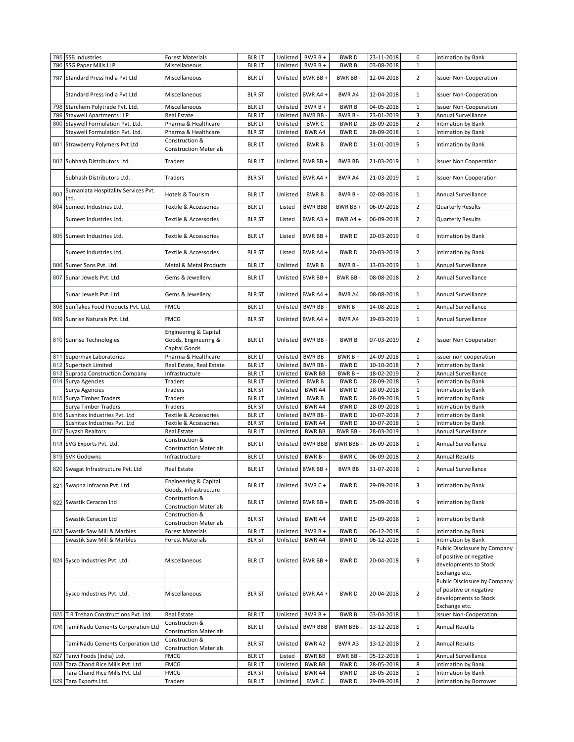| | | | | | | | | | |
|---|---|---|---|---|---|---|---|---|---|
| 795 | SSB Industries | Forest Materials | BLR LT | Unlisted | BWR B + | BWR D | 23-11-2018 | 6 | Intimation by Bank |
| 796 | SSG Paper Mills LLP | Miscellaneous | BLR LT | Unlisted | BWR B + | BWR B | 03-08-2018 | 1 | |
| 797 | Standard Press India Pvt Ltd | Miscellaneous | BLR LT | Unlisted | BWR BB + | BWR BB - | 12-04-2018 | 2 | Issuer Non-Cooperation |
| | Standard Press India Pvt Ltd | Miscellaneous | BLR ST | Unlisted | BWR A4 + | BWR A4 | 12-04-2018 | 1 | Issuer Non-Cooperation |
| 798 | Starchem Polytrade Pvt. Ltd. | Miscellaneous | BLR LT | Unlisted | BWR B + | BWR B | 04-05-2018 | 1 | Issuer Non-Cooperation |
| 799 | Staywell Apartments LLP | Real Estate | BLR LT | Unlisted | BWR BB - | BWR B - | 23-01-2019 | 3 | Annual Surveillance |
| 800 | Staywell Formulation Pvt. Ltd. | Pharma & Healthcare | BLR LT | Unlisted | BWR C | BWR D | 28-09-2018 | 2 | Intimation by Bank |
| | Staywell Formulation Pvt. Ltd. | Pharma & Healthcare | BLR ST | Unlisted | BWR A4 | BWR D | 28-09-2018 | 1 | Intimation by Bank |
| 801 | Strawberry Polymers Pvt Ltd | Construction & Construction Materials | BLR LT | Unlisted | BWR B | BWR D | 31-01-2019 | 5 | Intimation by Bank |
| 802 | Subhash Distributors Ltd. | Traders | BLR LT | Unlisted | BWR BB + | BWR BB | 21-03-2019 | 1 | Issuer Non Cooperation |
| | Subhash Distributors Ltd. | Traders | BLR ST | Unlisted | BWR A4 + | BWR A4 | 21-03-2019 | 1 | Issuer Non Cooperation |
| 803 | Sumanlata Hospitality Services Pvt. Ltd. | Hotels & Tourism | BLR LT | Unlisted | BWR B | BWR B - | 02-08-2018 | 1 | Annual Surveillance |
| 804 | Sumeet Industries Ltd. | Textile & Accessories | BLR LT | Listed | BWR BBB | BWR BB + | 06-09-2018 | 2 | Quarterly Results |
| | Sumeet Industries Ltd. | Textile & Accessories | BLR ST | Listed | BWR A3 + | BWR A4 + | 06-09-2018 | 2 | Quarterly Results |
| 805 | Sumeet Industries Ltd. | Textile & Accessories | BLR LT | Listed | BWR BB + | BWR D | 20-03-2019 | 9 | Intimation by Bank |
| | Sumeet Industries Ltd. | Textile & Accessories | BLR ST | Listed | BWR A4 + | BWR D | 20-03-2019 | 2 | Intimation by Bank |
| 806 | Sumer Sons Pvt. Ltd. | Metal & Metal Products | BLR LT | Unlisted | BWR B | BWR B - | 13-03-2019 | 1 | Annual Surveillance |
| 807 | Sunar Jewels Pvt. Ltd. | Gems & Jewellery | BLR LT | Unlisted | BWR BB + | BWR BB - | 08-08-2018 | 2 | Annual Surveillance |
| | Sunar Jewels Pvt. Ltd. | Gems & Jewellery | BLR ST | Unlisted | BWR A4 + | BWR A4 | 08-08-2018 | 1 | Annual Surveillance |
| 808 | Sunflakes Food Products Pvt. Ltd. | FMCG | BLR LT | Unlisted | BWR BB - | BWR B + | 14-08-2018 | 1 | Annual Surveillance |
| 809 | Sunrise Naturals Pvt. Ltd. | FMCG | BLR ST | Unlisted | BWR A4 + | BWR A4 | 19-03-2019 | 1 | Annual Surveillance |
| 810 | Sunrise Technologies | Engineering & Capital Goods, Engineering & Capital Goods | BLR LT | Unlisted | BWR BB - | BWR B | 07-03-2019 | 2 | Issuer Non Cooperation |
| 811 | Supermax Laboratories | Pharma & Healthcare | BLR LT | Unlisted | BWR BB - | BWR B + | 24-09-2018 | 1 | issuer non cooperation |
| 812 | Supertech Limited | Real Estate, Real Estate | BLR LT | Unlisted | BWR BB - | BWR D | 10-10-2018 | 7 | Intimation by Bank |
| 813 | Suprada Construction Company | Infrastructure | BLR LT | Unlisted | BWR BB | BWR B + | 18-02-2019 | 2 | Annual Surveillance |
| 814 | Surya Agencies | Traders | BLR LT | Unlisted | BWR B | BWR D | 28-09-2018 | 5 | Intimation by Bank |
| | Surya Agencies | Traders | BLR ST | Unlisted | BWR A4 | BWR D | 28-09-2018 | 1 | Intimation by Bank |
| 815 | Surya Timber Traders | Traders | BLR LT | Unlisted | BWR B | BWR D | 28-09-2018 | 5 | Intimation by Bank |
| | Surya Timber Traders | Traders | BLR ST | Unlisted | BWR A4 | BWR D | 28-09-2018 | 1 | Intimation by Bank |
| 816 | Sushitex Industries Pvt. Ltd | Textile & Accessories | BLR LT | Unlisted | BWR BB - | BWR D | 10-07-2018 | 7 | Intimation by Bank |
| | Sushitex Industries Pvt. Ltd | Textile & Accessories | BLR ST | Unlisted | BWR A4 | BWR D | 10-07-2018 | 1 | Intimation by Bank |
| 817 | Suyash Realtors | Real Estate | BLR LT | Unlisted | BWR BB | BWR BB - | 28-03-2019 | 1 | Annual Surveillance |
| 818 | SVG Exports Pvt. Ltd. | Construction & Construction Materials | BLR LT | Unlisted | BWR BBB | BWR BBB - | 26-09-2018 | 1 | Annual Surveillance |
| 819 | SVK Godowns | Infrastructure | BLR LT | Unlisted | BWR B - | BWR C | 06-09-2018 | 2 | Annual Results |
| 820 | Swagat Infrastructure Pvt. Ltd | Real Estate | BLR LT | Unlisted | BWR BB + | BWR BB | 31-07-2018 | 1 | Annual Surveillance |
| 821 | Swapna Infracon Pvt. Ltd. | Engineering & Capital Goods, Infrastructure | BLR LT | Unlisted | BWR C + | BWR D | 29-09-2018 | 3 | Intimation by Bank |
| 822 | Swastik Ceracon Ltd | Construction & Construction Materials | BLR LT | Unlisted | BWR BB + | BWR D | 25-09-2018 | 9 | Intimation by Bank |
| | Swastik Ceracon Ltd | Construction & Construction Materials | BLR ST | Unlisted | BWR A4 | BWR D | 25-09-2018 | 1 | Intimation by Bank |
| 823 | Swastik Saw Mill & Marbles | Forest Materials | BLR LT | Unlisted | BWR B + | BWR D | 06-12-2018 | 6 | Intimation by Bank |
| | Swastik Saw Mill & Marbles | Forest Materials | BLR ST | Unlisted | BWR A4 | BWR D | 06-12-2018 | 1 | Intimation by Bank |
| 824 | Sysco Industries Pvt. Ltd. | Miscellaneous | BLR LT | Unlisted | BWR BB + | BWR D | 20-04-2018 | 9 | Public Disclosure by Company of positive or negative developments to Stock Exchange etc. |
| | Sysco Industries Pvt. Ltd. | Miscellaneous | BLR ST | Unlisted | BWR A4 + | BWR D | 20-04-2018 | 2 | Public Disclosure by Company of positive or negative developments to Stock Exchange etc. |
| 825 | T R Trehan Constructions Pvt. Ltd. | Real Estate | BLR LT | Unlisted | BWR B + | BWR B | 03-04-2018 | 1 | Issuer Non-Cooperation |
| 826 | TamilNadu Cements Corporation Ltd | Construction & Construction Materials | BLR LT | Unlisted | BWR BBB | BWR BBB - | 13-12-2018 | 1 | Annual Results |
| | TamilNadu Cements Corporation Ltd | Construction & Construction Materials | BLR ST | Unlisted | BWR A2 | BWR A3 | 13-12-2018 | 2 | Annual Results |
| 827 | Tanvi Foods (India) Ltd. | FMCG | BLR LT | Listed | BWR BB | BWR BB - | 05-12-2018 | 1 | Annual Surveillance |
| 828 | Tara Chand Rice Mills Pvt. Ltd | FMCG | BLR LT | Unlisted | BWR BB | BWR D | 28-05-2018 | 8 | Intimation by Bank |
| | Tara Chand Rice Mills Pvt. Ltd | FMCG | BLR ST | Unlisted | BWR A4 | BWR D | 28-05-2018 | 1 | Intimation by Bank |
| 829 | Tara Exports Ltd. | Traders | BLR LT | Unlisted | BWR C | BWR D | 29-09-2018 | 2 | Intimation by Borrower |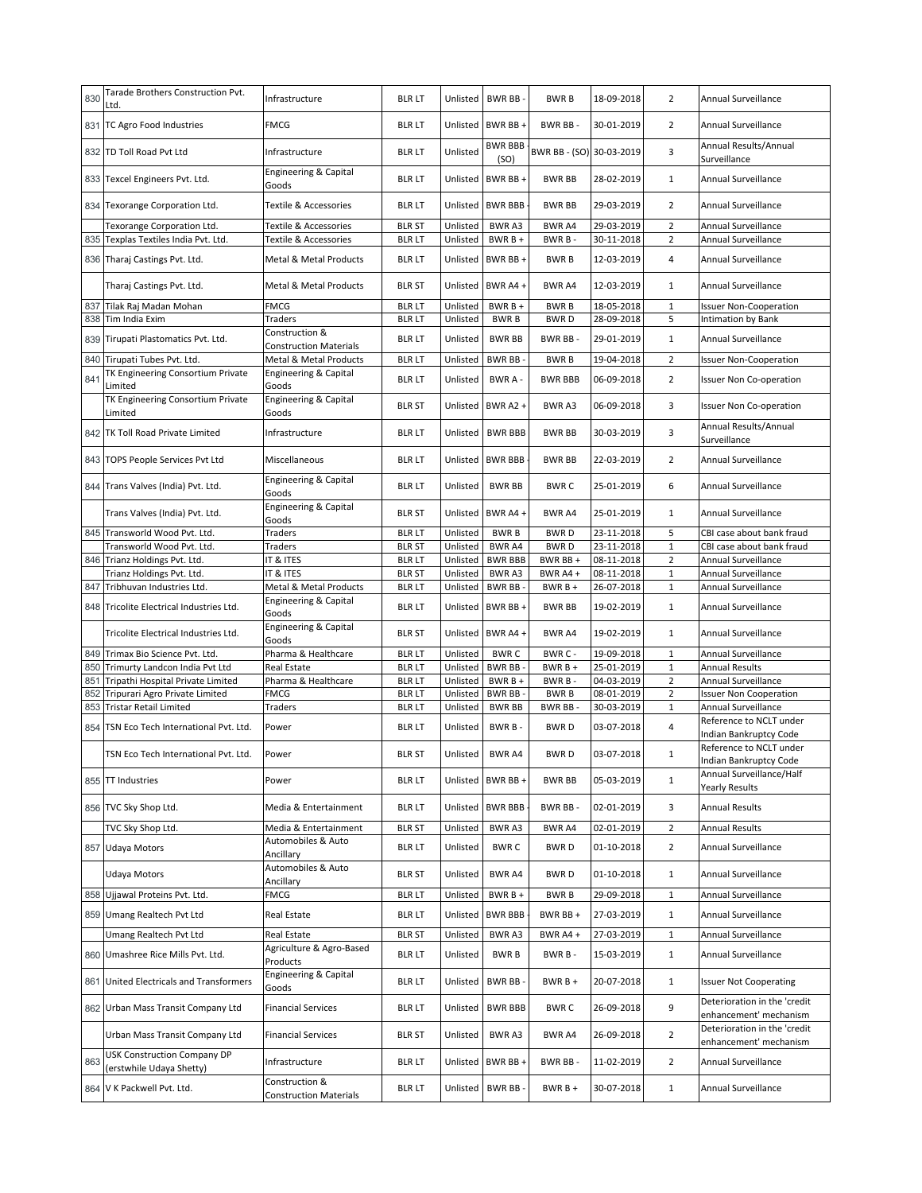| | | | | | | | | | |
|---|---|---|---|---|---|---|---|---|---|
| 830 | Tarade Brothers Construction Pvt. Ltd. | Infrastructure | BLR LT | Unlisted | BWR BB - | BWR B | 18-09-2018 | 2 | Annual Surveillance |
| 831 | TC Agro Food Industries | FMCG | BLR LT | Unlisted | BWR BB + | BWR BB - | 30-01-2019 | 2 | Annual Surveillance |
| 832 | TD Toll Road Pvt Ltd | Infrastructure | BLR LT | Unlisted | BWR BBB (SO) | BWR BB - (SO) | 30-03-2019 | 3 | Annual Results/Annual Surveillance |
| 833 | Texcel Engineers Pvt. Ltd. | Engineering & Capital Goods | BLR LT | Unlisted | BWR BB + | BWR BB | 28-02-2019 | 1 | Annual Surveillance |
| 834 | Texorange Corporation Ltd. | Textile & Accessories | BLR LT | Unlisted | BWR BBB - | BWR BB | 29-03-2019 | 2 | Annual Surveillance |
| | Texorange Corporation Ltd. | Textile & Accessories | BLR ST | Unlisted | BWR A3 | BWR A4 | 29-03-2019 | 2 | Annual Surveillance |
| 835 | Texplas Textiles India Pvt. Ltd. | Textile & Accessories | BLR LT | Unlisted | BWR B + | BWR B - | 30-11-2018 | 2 | Annual Surveillance |
| 836 | Tharaj Castings Pvt. Ltd. | Metal & Metal Products | BLR LT | Unlisted | BWR BB + | BWR B | 12-03-2019 | 4 | Annual Surveillance |
| | Tharaj Castings Pvt. Ltd. | Metal & Metal Products | BLR ST | Unlisted | BWR A4 + | BWR A4 | 12-03-2019 | 1 | Annual Surveillance |
| 837 | Tilak Raj Madan Mohan | FMCG | BLR LT | Unlisted | BWR B + | BWR B | 18-05-2018 | 1 | Issuer Non-Cooperation |
| 838 | Tim India Exim | Traders | BLR LT | Unlisted | BWR B | BWR D | 28-09-2018 | 5 | Intimation by Bank |
| 839 | Tirupati Plastomatics Pvt. Ltd. | Construction & Construction Materials | BLR LT | Unlisted | BWR BB | BWR BB - | 29-01-2019 | 1 | Annual Surveillance |
| 840 | Tirupati Tubes Pvt. Ltd. | Metal & Metal Products | BLR LT | Unlisted | BWR BB - | BWR B | 19-04-2018 | 2 | Issuer Non-Cooperation |
| 841 | TK Engineering Consortium Private Limited | Engineering & Capital Goods | BLR LT | Unlisted | BWR A - | BWR BBB | 06-09-2018 | 2 | Issuer Non Co-operation |
| | TK Engineering Consortium Private Limited | Engineering & Capital Goods | BLR ST | Unlisted | BWR A2 + | BWR A3 | 06-09-2018 | 3 | Issuer Non Co-operation |
| 842 | TK Toll Road Private Limited | Infrastructure | BLR LT | Unlisted | BWR BBB | BWR BB | 30-03-2019 | 3 | Annual Results/Annual Surveillance |
| 843 | TOPS People Services Pvt Ltd | Miscellaneous | BLR LT | Unlisted | BWR BBB - | BWR BB | 22-03-2019 | 2 | Annual Surveillance |
| 844 | Trans Valves (India) Pvt. Ltd. | Engineering & Capital Goods | BLR LT | Unlisted | BWR BB | BWR C | 25-01-2019 | 6 | Annual Surveillance |
| | Trans Valves (India) Pvt. Ltd. | Engineering & Capital Goods | BLR ST | Unlisted | BWR A4 + | BWR A4 | 25-01-2019 | 1 | Annual Surveillance |
| 845 | Transworld Wood Pvt. Ltd. | Traders | BLR LT | Unlisted | BWR B | BWR D | 23-11-2018 | 5 | CBI case about bank fraud |
| | Transworld Wood Pvt. Ltd. | Traders | BLR ST | Unlisted | BWR A4 | BWR D | 23-11-2018 | 1 | CBI case about bank fraud |
| 846 | Trianz Holdings Pvt. Ltd. | IT & ITES | BLR LT | Unlisted | BWR BBB | BWR BB + | 08-11-2018 | 2 | Annual Surveillance |
| | Trianz Holdings Pvt. Ltd. | IT & ITES | BLR ST | Unlisted | BWR A3 | BWR A4 + | 08-11-2018 | 1 | Annual Surveillance |
| 847 | Tribhuvan Industries Ltd. | Metal & Metal Products | BLR LT | Unlisted | BWR BB - | BWR B + | 26-07-2018 | 1 | Annual Surveillance |
| 848 | Tricolite Electrical Industries Ltd. | Engineering & Capital Goods | BLR LT | Unlisted | BWR BB + | BWR BB | 19-02-2019 | 1 | Annual Surveillance |
| | Tricolite Electrical Industries Ltd. | Engineering & Capital Goods | BLR ST | Unlisted | BWR A4 + | BWR A4 | 19-02-2019 | 1 | Annual Surveillance |
| 849 | Trimax Bio Science Pvt. Ltd. | Pharma & Healthcare | BLR LT | Unlisted | BWR C | BWR C - | 19-09-2018 | 1 | Annual Surveillance |
| 850 | Trimurty Landcon India Pvt Ltd | Real Estate | BLR LT | Unlisted | BWR BB - | BWR B + | 25-01-2019 | 1 | Annual Results |
| 851 | Tripathi Hospital Private Limited | Pharma & Healthcare | BLR LT | Unlisted | BWR B + | BWR B - | 04-03-2019 | 2 | Annual Surveillance |
| 852 | Tripurari Agro Private Limited | FMCG | BLR LT | Unlisted | BWR BB - | BWR B | 08-01-2019 | 2 | Issuer Non Cooperation |
| 853 | Tristar Retail Limited | Traders | BLR LT | Unlisted | BWR BB | BWR BB - | 30-03-2019 | 1 | Annual Surveillance |
| 854 | TSN Eco Tech International Pvt. Ltd. | Power | BLR LT | Unlisted | BWR B - | BWR D | 03-07-2018 | 4 | Reference to NCLT under Indian Bankruptcy Code |
| | TSN Eco Tech International Pvt. Ltd. | Power | BLR ST | Unlisted | BWR A4 | BWR D | 03-07-2018 | 1 | Reference to NCLT under Indian Bankruptcy Code |
| 855 | TT Industries | Power | BLR LT | Unlisted | BWR BB + | BWR BB | 05-03-2019 | 1 | Annual Surveillance/Half Yearly Results |
| 856 | TVC Sky Shop Ltd. | Media & Entertainment | BLR LT | Unlisted | BWR BBB | BWR BB - | 02-01-2019 | 3 | Annual Results |
| | TVC Sky Shop Ltd. | Media & Entertainment | BLR ST | Unlisted | BWR A3 | BWR A4 | 02-01-2019 | 2 | Annual Results |
| 857 | Udaya Motors | Automobiles & Auto Ancillary | BLR LT | Unlisted | BWR C | BWR D | 01-10-2018 | 2 | Annual Surveillance |
| | Udaya Motors | Automobiles & Auto Ancillary | BLR ST | Unlisted | BWR A4 | BWR D | 01-10-2018 | 1 | Annual Surveillance |
| 858 | Ujjawal Proteins Pvt. Ltd. | FMCG | BLR LT | Unlisted | BWR B + | BWR B | 29-09-2018 | 1 | Annual Surveillance |
| 859 | Umang Realtech Pvt Ltd | Real Estate | BLR LT | Unlisted | BWR BBB - | BWR BB + | 27-03-2019 | 1 | Annual Surveillance |
| | Umang Realtech Pvt Ltd | Real Estate | BLR ST | Unlisted | BWR A3 | BWR A4 + | 27-03-2019 | 1 | Annual Surveillance |
| 860 | Umashree Rice Mills Pvt. Ltd. | Agriculture & Agro-Based Products | BLR LT | Unlisted | BWR B | BWR B - | 15-03-2019 | 1 | Annual Surveillance |
| 861 | United Electricals and Transformers | Engineering & Capital Goods | BLR LT | Unlisted | BWR BB - | BWR B + | 20-07-2018 | 1 | Issuer Not Cooperating |
| 862 | Urban Mass Transit Company Ltd | Financial Services | BLR LT | Unlisted | BWR BBB | BWR C | 26-09-2018 | 9 | Deterioration in the 'credit enhancement' mechanism |
| | Urban Mass Transit Company Ltd | Financial Services | BLR ST | Unlisted | BWR A3 | BWR A4 | 26-09-2018 | 2 | Deterioration in the 'credit enhancement' mechanism |
| 863 | USK Construction Company DP (erstwhile Udaya Shetty) | Infrastructure | BLR LT | Unlisted | BWR BB + | BWR BB - | 11-02-2019 | 2 | Annual Surveillance |
| 864 | V K Packwell Pvt. Ltd. | Construction & Construction Materials | BLR LT | Unlisted | BWR BB - | BWR B + | 30-07-2018 | 1 | Annual Surveillance |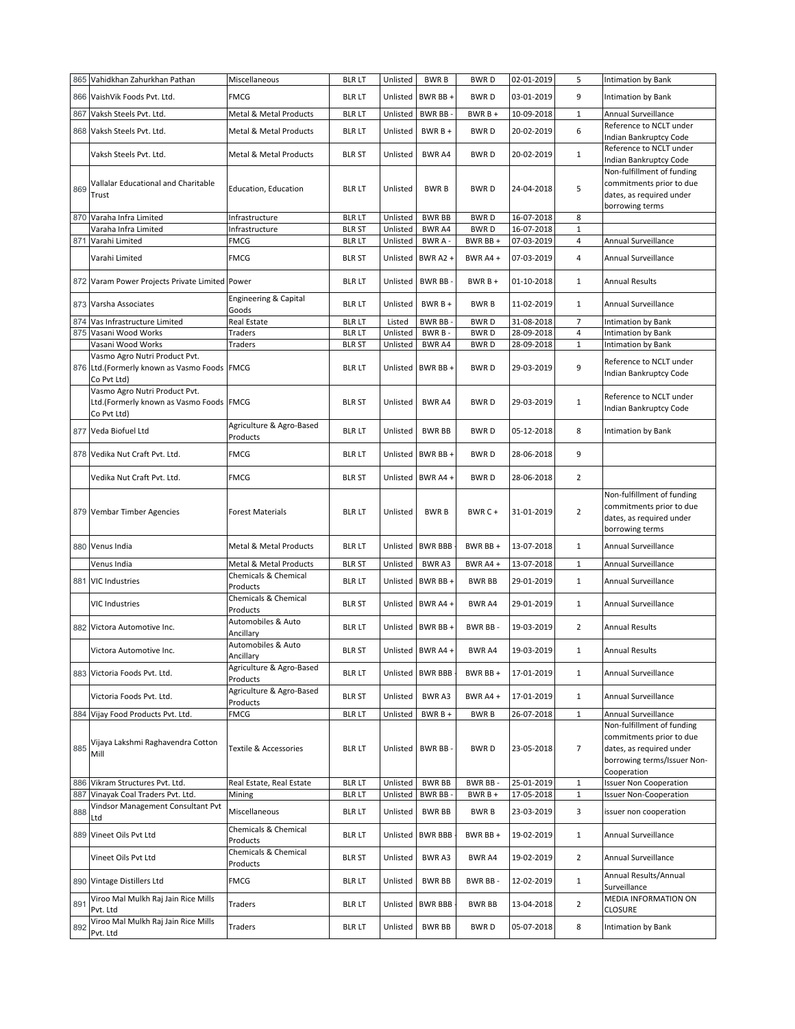| 865 | Vahidkhan Zahurkhan Pathan | Miscellaneous | BLR LT | Unlisted | BWR B | BWR D | 02-01-2019 | 5 | Intimation by Bank |
|---|---|---|---|---|---|---|---|---|---|
| 866 | VaishVik Foods Pvt. Ltd. | FMCG | BLR LT | Unlisted | BWR BB + | BWR D | 03-01-2019 | 9 | Intimation by Bank |
| 867 | Vaksh Steels Pvt. Ltd. | Metal & Metal Products | BLR LT | Unlisted | BWR BB - | BWR B + | 10-09-2018 | 1 | Annual Surveillance |
| 868 | Vaksh Steels Pvt. Ltd. | Metal & Metal Products | BLR LT | Unlisted | BWR B + | BWR D | 20-02-2019 | 6 | Reference to NCLT under Indian Bankruptcy Code |
| | Vaksh Steels Pvt. Ltd. | Metal & Metal Products | BLR ST | Unlisted | BWR A4 | BWR D | 20-02-2019 | 1 | Reference to NCLT under Indian Bankruptcy Code |
| 869 | Vallalar Educational and Charitable Trust | Education, Education | BLR LT | Unlisted | BWR B | BWR D | 24-04-2018 | 5 | Non-fulfillment of funding commitments prior to due dates, as required under borrowing terms |
| 870 | Varaha Infra Limited | Infrastructure | BLR LT | Unlisted | BWR BB | BWR D | 16-07-2018 | 8 | |
| | Varaha Infra Limited | Infrastructure | BLR ST | Unlisted | BWR A4 | BWR D | 16-07-2018 | 1 | |
| 871 | Varahi Limited | FMCG | BLR LT | Unlisted | BWR A - | BWR BB + | 07-03-2019 | 4 | Annual Surveillance |
| | Varahi Limited | FMCG | BLR ST | Unlisted | BWR A2 + | BWR A4 + | 07-03-2019 | 4 | Annual Surveillance |
| 872 | Varam Power Projects Private Limited | Power | BLR LT | Unlisted | BWR BB - | BWR B + | 01-10-2018 | 1 | Annual Results |
| 873 | Varsha Associates | Engineering & Capital Goods | BLR LT | Unlisted | BWR B + | BWR B | 11-02-2019 | 1 | Annual Surveillance |
| 874 | Vas Infrastructure Limited | Real Estate | BLR LT | Listed | BWR BB - | BWR D | 31-08-2018 | 7 | Intimation by Bank |
| 875 | Vasani Wood Works | Traders | BLR LT | Unlisted | BWR B - | BWR D | 28-09-2018 | 4 | Intimation by Bank |
| | Vasani Wood Works | Traders | BLR ST | Unlisted | BWR A4 | BWR D | 28-09-2018 | 1 | Intimation by Bank |
| 876 | Vasmo Agro Nutri Product Pvt. Ltd.(Formerly known as Vasmo Foods Co Pvt Ltd) | FMCG | BLR LT | Unlisted | BWR BB + | BWR D | 29-03-2019 | 9 | Reference to NCLT under Indian Bankruptcy Code |
| | Vasmo Agro Nutri Product Pvt. Ltd.(Formerly known as Vasmo Foods Co Pvt Ltd) | FMCG | BLR ST | Unlisted | BWR A4 | BWR D | 29-03-2019 | 1 | Reference to NCLT under Indian Bankruptcy Code |
| 877 | Veda Biofuel Ltd | Agriculture & Agro-Based Products | BLR LT | Unlisted | BWR BB | BWR D | 05-12-2018 | 8 | Intimation by Bank |
| 878 | Vedika Nut Craft Pvt. Ltd. | FMCG | BLR LT | Unlisted | BWR BB + | BWR D | 28-06-2018 | 9 | |
| | Vedika Nut Craft Pvt. Ltd. | FMCG | BLR ST | Unlisted | BWR A4 + | BWR D | 28-06-2018 | 2 | |
| 879 | Vembar Timber Agencies | Forest Materials | BLR LT | Unlisted | BWR B | BWR C + | 31-01-2019 | 2 | Non-fulfillment of funding commitments prior to due dates, as required under borrowing terms |
| 880 | Venus India | Metal & Metal Products | BLR LT | Unlisted | BWR BBB - | BWR BB + | 13-07-2018 | 1 | Annual Surveillance |
| | Venus India | Metal & Metal Products | BLR ST | Unlisted | BWR A3 | BWR A4 + | 13-07-2018 | 1 | Annual Surveillance |
| 881 | VIC Industries | Chemicals & Chemical Products | BLR LT | Unlisted | BWR BB + | BWR BB | 29-01-2019 | 1 | Annual Surveillance |
| | VIC Industries | Chemicals & Chemical Products | BLR ST | Unlisted | BWR A4 + | BWR A4 | 29-01-2019 | 1 | Annual Surveillance |
| 882 | Victora Automotive Inc. | Automobiles & Auto Ancillary | BLR LT | Unlisted | BWR BB + | BWR BB - | 19-03-2019 | 2 | Annual Results |
| | Victora Automotive Inc. | Automobiles & Auto Ancillary | BLR ST | Unlisted | BWR A4 + | BWR A4 | 19-03-2019 | 1 | Annual Results |
| 883 | Victoria Foods Pvt. Ltd. | Agriculture & Agro-Based Products | BLR LT | Unlisted | BWR BBB - | BWR BB + | 17-01-2019 | 1 | Annual Surveillance |
| | Victoria Foods Pvt. Ltd. | Agriculture & Agro-Based Products | BLR ST | Unlisted | BWR A3 | BWR A4 + | 17-01-2019 | 1 | Annual Surveillance |
| 884 | Vijay Food Products Pvt. Ltd. | FMCG | BLR LT | Unlisted | BWR B + | BWR B | 26-07-2018 | 1 | Annual Surveillance |
| 885 | Vijaya Lakshmi Raghavendra Cotton Mill | Textile & Accessories | BLR LT | Unlisted | BWR BB - | BWR D | 23-05-2018 | 7 | Non-fulfillment of funding commitments prior to due dates, as required under borrowing terms/Issuer Non-Cooperation |
| 886 | Vikram Structures Pvt. Ltd. | Real Estate, Real Estate | BLR LT | Unlisted | BWR BB | BWR BB - | 25-01-2019 | 1 | Issuer Non Cooperation |
| 887 | Vinayak Coal Traders Pvt. Ltd. | Mining | BLR LT | Unlisted | BWR BB - | BWR B + | 17-05-2018 | 1 | Issuer Non-Cooperation |
| 888 | Vindsor Management Consultant Pvt Ltd | Miscellaneous | BLR LT | Unlisted | BWR BB | BWR B | 23-03-2019 | 3 | issuer non cooperation |
| 889 | Vineet Oils Pvt Ltd | Chemicals & Chemical Products | BLR LT | Unlisted | BWR BBB - | BWR BB + | 19-02-2019 | 1 | Annual Surveillance |
| | Vineet Oils Pvt Ltd | Chemicals & Chemical Products | BLR ST | Unlisted | BWR A3 | BWR A4 | 19-02-2019 | 2 | Annual Surveillance |
| 890 | Vintage Distillers Ltd | FMCG | BLR LT | Unlisted | BWR BB | BWR BB - | 12-02-2019 | 1 | Annual Results/Annual Surveillance |
| 891 | Viroo Mal Mulkh Raj Jain Rice Mills Pvt. Ltd | Traders | BLR LT | Unlisted | BWR BBB - | BWR BB | 13-04-2018 | 2 | MEDIA INFORMATION ON CLOSURE |
| 892 | Viroo Mal Mulkh Raj Jain Rice Mills Pvt. Ltd | Traders | BLR LT | Unlisted | BWR BB | BWR D | 05-07-2018 | 8 | Intimation by Bank |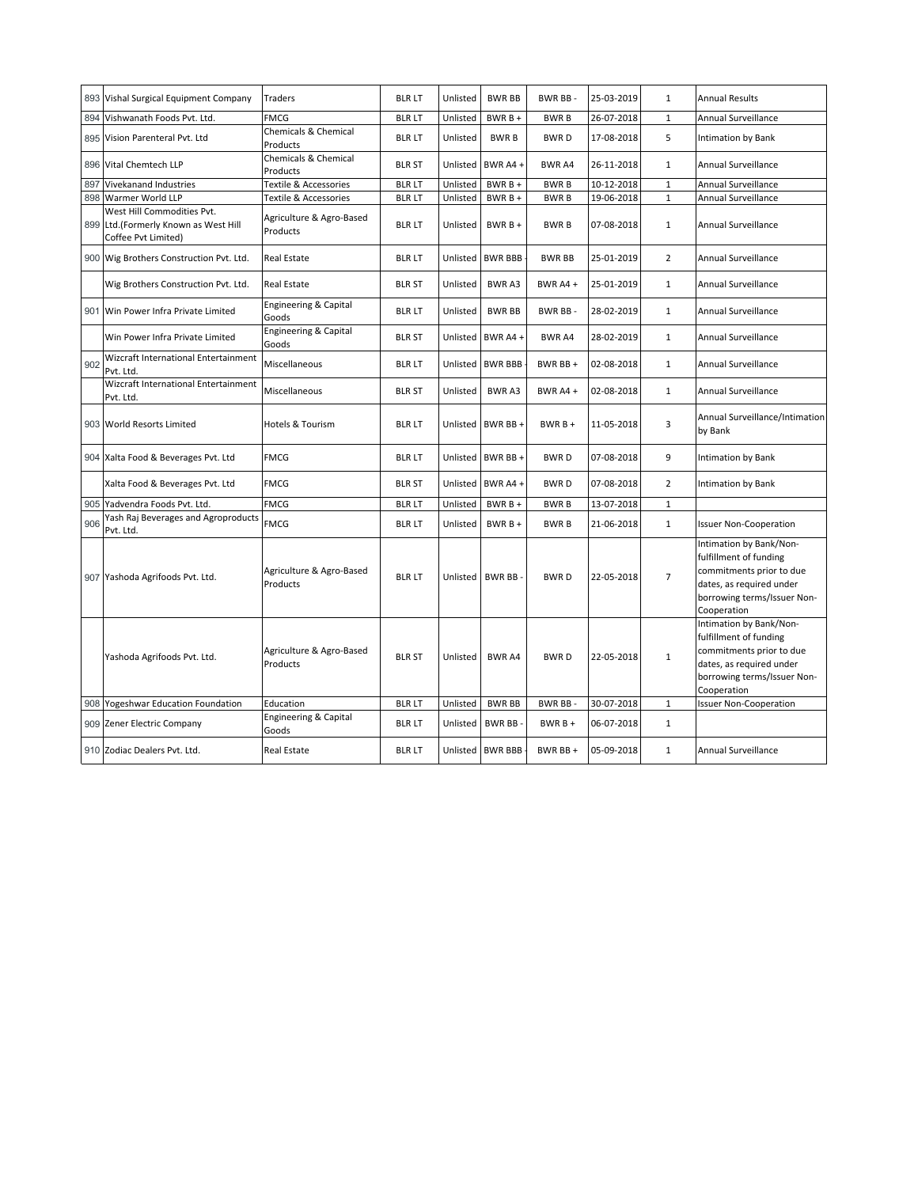| | | | | | | | | | |
|---|---|---|---|---|---|---|---|---|---|
| 893 | Vishal Surgical Equipment Company | Traders | BLR LT | Unlisted | BWR BB | BWR BB - | 25-03-2019 | 1 | Annual Results |
| 894 | Vishwanath Foods Pvt. Ltd. | FMCG | BLR LT | Unlisted | BWR B + | BWR B | 26-07-2018 | 1 | Annual Surveillance |
| 895 | Vision Parenteral Pvt. Ltd | Chemicals & Chemical Products | BLR LT | Unlisted | BWR B | BWR D | 17-08-2018 | 5 | Intimation by Bank |
| 896 | Vital Chemtech LLP | Chemicals & Chemical Products | BLR ST | Unlisted | BWR A4 + | BWR A4 | 26-11-2018 | 1 | Annual Surveillance |
| 897 | Vivekanand Industries | Textile & Accessories | BLR LT | Unlisted | BWR B + | BWR B | 10-12-2018 | 1 | Annual Surveillance |
| 898 | Warmer World LLP | Textile & Accessories | BLR LT | Unlisted | BWR B + | BWR B | 19-06-2018 | 1 | Annual Surveillance |
| 899 | West Hill Commodities Pvt. Ltd.(Formerly Known as West Hill Coffee Pvt Limited) | Agriculture & Agro-Based Products | BLR LT | Unlisted | BWR B + | BWR B | 07-08-2018 | 1 | Annual Surveillance |
| 900 | Wig Brothers Construction Pvt. Ltd. | Real Estate | BLR LT | Unlisted | BWR BBB - | BWR BB | 25-01-2019 | 2 | Annual Surveillance |
| | Wig Brothers Construction Pvt. Ltd. | Real Estate | BLR ST | Unlisted | BWR A3 | BWR A4 + | 25-01-2019 | 1 | Annual Surveillance |
| 901 | Win Power Infra Private Limited | Engineering & Capital Goods | BLR LT | Unlisted | BWR BB | BWR BB - | 28-02-2019 | 1 | Annual Surveillance |
| | Win Power Infra Private Limited | Engineering & Capital Goods | BLR ST | Unlisted | BWR A4 + | BWR A4 | 28-02-2019 | 1 | Annual Surveillance |
| 902 | Wizcraft International Entertainment Pvt. Ltd. | Miscellaneous | BLR LT | Unlisted | BWR BBB - | BWR BB + | 02-08-2018 | 1 | Annual Surveillance |
| | Wizcraft International Entertainment Pvt. Ltd. | Miscellaneous | BLR ST | Unlisted | BWR A3 | BWR A4 + | 02-08-2018 | 1 | Annual Surveillance |
| 903 | World Resorts Limited | Hotels & Tourism | BLR LT | Unlisted | BWR BB + | BWR B + | 11-05-2018 | 3 | Annual Surveillance/Intimation by Bank |
| 904 | Xalta Food & Beverages Pvt. Ltd | FMCG | BLR LT | Unlisted | BWR BB + | BWR D | 07-08-2018 | 9 | Intimation by Bank |
| | Xalta Food & Beverages Pvt. Ltd | FMCG | BLR ST | Unlisted | BWR A4 + | BWR D | 07-08-2018 | 2 | Intimation by Bank |
| 905 | Yadvendra Foods Pvt. Ltd. | FMCG | BLR LT | Unlisted | BWR B + | BWR B | 13-07-2018 | 1 | |
| 906 | Yash Raj Beverages and Agroproducts Pvt. Ltd. | FMCG | BLR LT | Unlisted | BWR B + | BWR B | 21-06-2018 | 1 | Issuer Non-Cooperation |
| 907 | Yashoda Agrifoods Pvt. Ltd. | Agriculture & Agro-Based Products | BLR LT | Unlisted | BWR BB - | BWR D | 22-05-2018 | 7 | Intimation by Bank/Non-fulfillment of funding commitments prior to due dates, as required under borrowing terms/Issuer Non-Cooperation |
| | Yashoda Agrifoods Pvt. Ltd. | Agriculture & Agro-Based Products | BLR ST | Unlisted | BWR A4 | BWR D | 22-05-2018 | 1 | Intimation by Bank/Non-fulfillment of funding commitments prior to due dates, as required under borrowing terms/Issuer Non-Cooperation |
| 908 | Yogeshwar Education Foundation | Education | BLR LT | Unlisted | BWR BB | BWR BB - | 30-07-2018 | 1 | Issuer Non-Cooperation |
| 909 | Zener Electric Company | Engineering & Capital Goods | BLR LT | Unlisted | BWR BB - | BWR B + | 06-07-2018 | 1 | |
| 910 | Zodiac Dealers Pvt. Ltd. | Real Estate | BLR LT | Unlisted | BWR BBB - | BWR BB + | 05-09-2018 | 1 | Annual Surveillance |